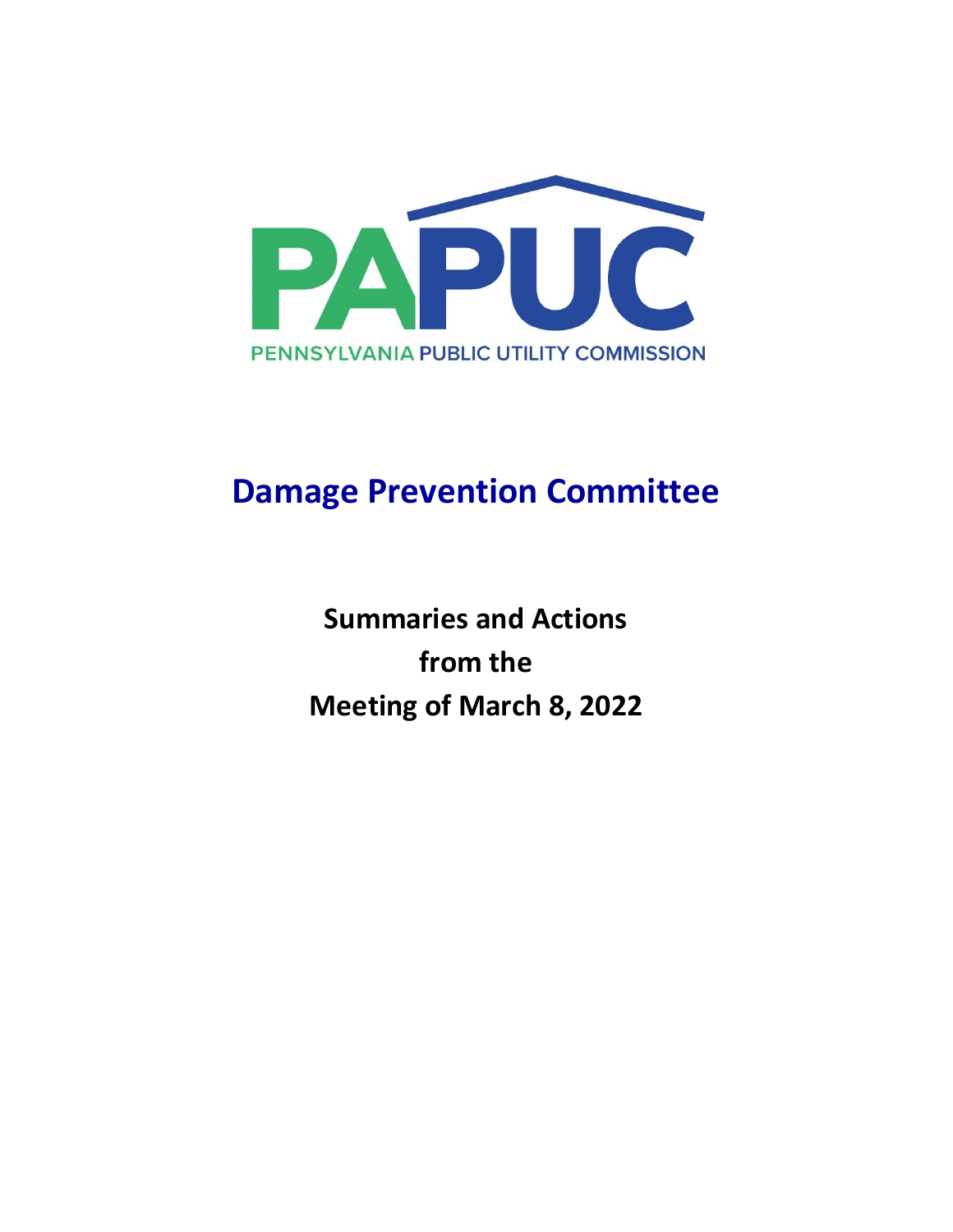PAPUC

PENNSYLVANIA PUBLIC UTILITY COMMISSION

# Damage Prevention Committee

**Summaries and Actions**
**from the**
**Meeting of March 8, 2022**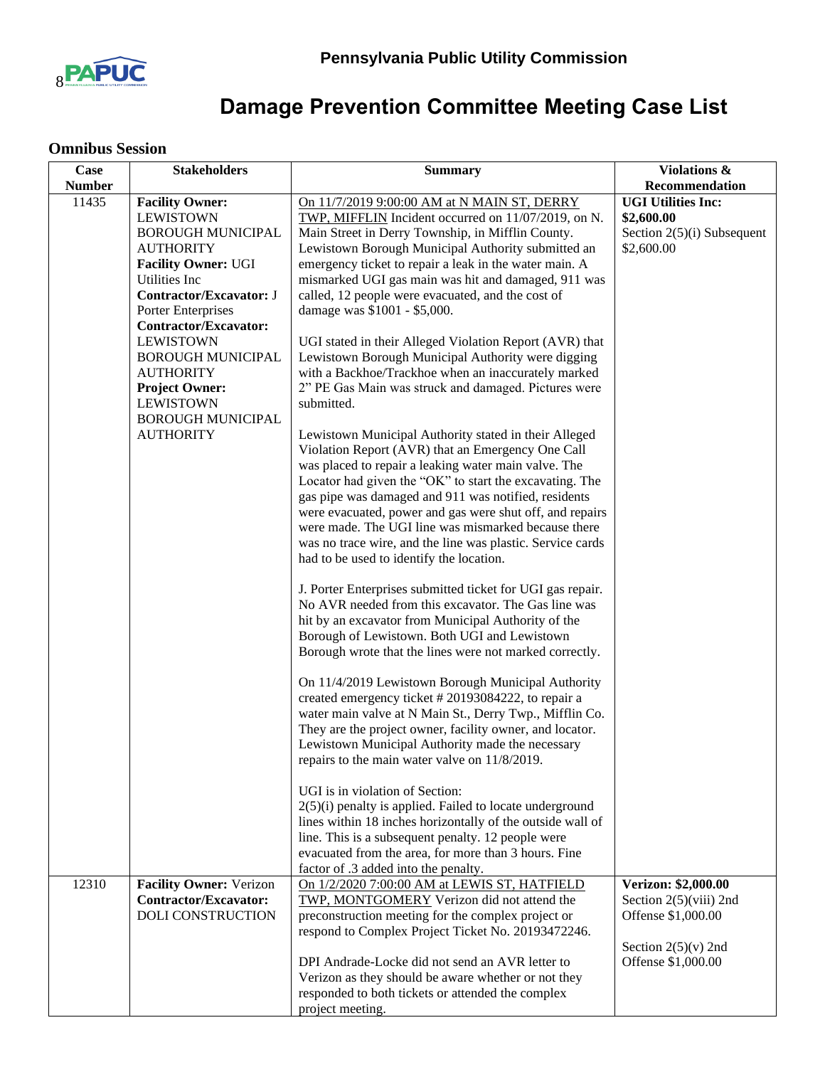# Pennsylvania Public Utility Commission

# Damage Prevention Committee Meeting Case List

## Omnibus Session

| Case Number | Stakeholders | Summary | Violations & Recommendation |
|---|---|---|---|
| 11435 | **Facility Owner:** LEWISTOWN BOROUGH MUNICIPAL AUTHORITY<br>**Facility Owner:** UGI Utilities Inc<br>**Contractor/Excavator:** J Porter Enterprises<br>**Contractor/Excavator:** LEWISTOWN BOROUGH MUNICIPAL AUTHORITY<br>**Project Owner:** LEWISTOWN BOROUGH MUNICIPAL AUTHORITY | On 11/7/2019 9:00:00 AM at N MAIN ST, DERRY TWP, MIFFLIN Incident occurred on 11/07/2019, on N. Main Street in Derry Township, in Mifflin County. Lewistown Borough Municipal Authority submitted an emergency ticket to repair a leak in the water main. A mismarked UGI gas main was hit and damaged, 911 was called, 12 people were evacuated, and the cost of damage was $1001 - $5,000.<br><br>UGI stated in their Alleged Violation Report (AVR) that Lewistown Borough Municipal Authority were digging with a Backhoe/Trackhoe when an inaccurately marked 2" PE Gas Main was struck and damaged. Pictures were submitted.<br><br>Lewistown Municipal Authority stated in their Alleged Violation Report (AVR) that an Emergency One Call was placed to repair a leaking water main valve. The Locator had given the "OK" to start the excavating. The gas pipe was damaged and 911 was notified, residents were evacuated, power and gas were shut off, and repairs were made. The UGI line was mismarked because there was no trace wire, and the line was plastic. Service cards had to be used to identify the location.<br><br>J. Porter Enterprises submitted ticket for UGI gas repair. No AVR needed from this excavator. The Gas line was hit by an excavator from Municipal Authority of the Borough of Lewistown. Both UGI and Lewistown Borough wrote that the lines were not marked correctly.<br><br>On 11/4/2019 Lewistown Borough Municipal Authority created emergency ticket # 20193084222, to repair a water main valve at N Main St., Derry Twp., Mifflin Co. They are the project owner, facility owner, and locator. Lewistown Municipal Authority made the necessary repairs to the main water valve on 11/8/2019.<br><br>UGI is in violation of Section:<br>2(5)(i) penalty is applied. Failed to locate underground lines within 18 inches horizontally of the outside wall of line. This is a subsequent penalty. 12 people were evacuated from the area, for more than 3 hours. Fine factor of .3 added into the penalty. | **UGI Utilities Inc: $2,600.00**<br>Section 2(5)(i) Subsequent $2,600.00 |
| 12310 | **Facility Owner:** Verizon<br>**Contractor/Excavator:** DOLI CONSTRUCTION | On 1/2/2020 7:00:00 AM at LEWIS ST, HATFIELD TWP, MONTGOMERY Verizon did not attend the preconstruction meeting for the complex project or respond to Complex Project Ticket No. 20193472246.<br><br>DPI Andrade-Locke did not send an AVR letter to Verizon as they should be aware whether or not they responded to both tickets or attended the complex project meeting. | **Verizon: $2,000.00**<br>Section 2(5)(viii) 2nd Offense $1,000.00<br><br>Section 2(5)(v) 2nd Offense $1,000.00 |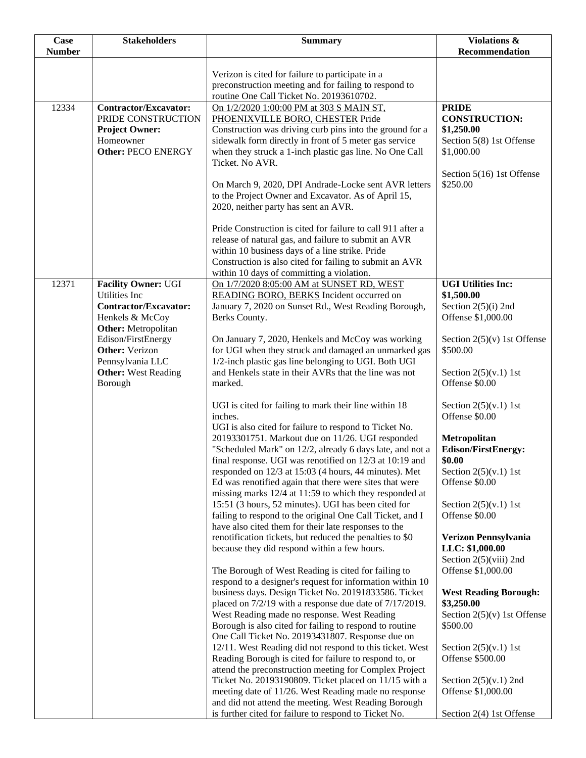| Case Number | Stakeholders | Summary | Violations & Recommendation |
|---|---|---|---|
| | | Verizon is cited for failure to participate in a preconstruction meeting and for failing to respond to routine One Call Ticket No. 20193610702. | |
| 12334 | **Contractor/Excavator:** PRIDE CONSTRUCTION<br>**Project Owner:** Homeowner<br>**Other:** PECO ENERGY | On 1/2/2020 1:00:00 PM at 303 S MAIN ST, PHOENIXVILLE BORO, CHESTER Pride Construction was driving curb pins into the ground for a sidewalk form directly in front of 5 meter gas service when they struck a 1-inch plastic gas line. No One Call Ticket. No AVR.<br><br>On March 9, 2020, DPI Andrade-Locke sent AVR letters to the Project Owner and Excavator. As of April 15, 2020, neither party has sent an AVR.<br><br>Pride Construction is cited for failure to call 911 after a release of natural gas, and failure to submit an AVR within 10 business days of a line strike. Pride Construction is also cited for failing to submit an AVR within 10 days of committing a violation. | **PRIDE CONSTRUCTION: $1,250.00**<br>Section 5(8) 1st Offense $1,000.00<br><br>Section 5(16) 1st Offense $250.00 |
| 12371 | **Facility Owner:** UGI Utilities Inc<br>**Contractor/Excavator:** Henkels & McCoy<br>**Other:** Metropolitan Edison/FirstEnergy<br>**Other:** Verizon Pennsylvania LLC<br>**Other:** West Reading Borough | On 1/7/2020 8:05:00 AM at SUNSET RD, WEST READING BORO, BERKS Incident occurred on January 7, 2020 on Sunset Rd., West Reading Borough, Berks County.<br><br>On January 7, 2020, Henkels and McCoy was working for UGI when they struck and damaged an unmarked gas 1/2-inch plastic gas line belonging to UGI. Both UGI and Henkels state in their AVRs that the line was not marked.<br><br>UGI is cited for failing to mark their line within 18 inches.<br>UGI is also cited for failure to respond to Ticket No. 20193301751. Markout due on 11/26. UGI responded "Scheduled Mark" on 12/2, already 6 days late, and not a final response. UGI was renotified on 12/3 at 10:19 and responded on 12/3 at 15:03 (4 hours, 44 minutes). Met Ed was renotified again that there were sites that were missing marks 12/4 at 11:59 to which they responded at 15:51 (3 hours, 52 minutes). UGI has been cited for failing to respond to the original One Call Ticket, and I have also cited them for their late responses to the renotification tickets, but reduced the penalties to $0 because they did respond within a few hours.<br><br>The Borough of West Reading is cited for failing to respond to a designer's request for information within 10 business days. Design Ticket No. 20191833586. Ticket placed on 7/2/19 with a response due date of 7/17/2019. West Reading made no response. West Reading Borough is also cited for failing to respond to routine One Call Ticket No. 20193431807. Response due on 12/11. West Reading did not respond to this ticket. West Reading Borough is cited for failure to respond to, or attend the preconstruction meeting for Complex Project Ticket No. 20193190809. Ticket placed on 11/15 with a meeting date of 11/26. West Reading made no response and did not attend the meeting. West Reading Borough is further cited for failure to respond to Ticket No. | **UGI Utilities Inc: $1,500.00**<br>Section 2(5)(i) 2nd Offense $1,000.00<br><br>Section 2(5)(v) 1st Offense $500.00<br><br>Section 2(5)(v.1) 1st Offense $0.00<br><br>Section 2(5)(v.1) 1st Offense $0.00<br><br>**Metropolitan Edison/FirstEnergy: $0.00**<br>Section 2(5)(v.1) 1st Offense $0.00<br><br>Section 2(5)(v.1) 1st Offense $0.00<br><br>**Verizon Pennsylvania LLC: $1,000.00**<br>Section 2(5)(viii) 2nd Offense $1,000.00<br><br>**West Reading Borough: $3,250.00**<br>Section 2(5)(v) 1st Offense $500.00<br><br>Section 2(5)(v.1) 1st Offense $500.00<br><br>Section 2(5)(v.1) 2nd Offense $1,000.00<br><br>Section 2(4) 1st Offense |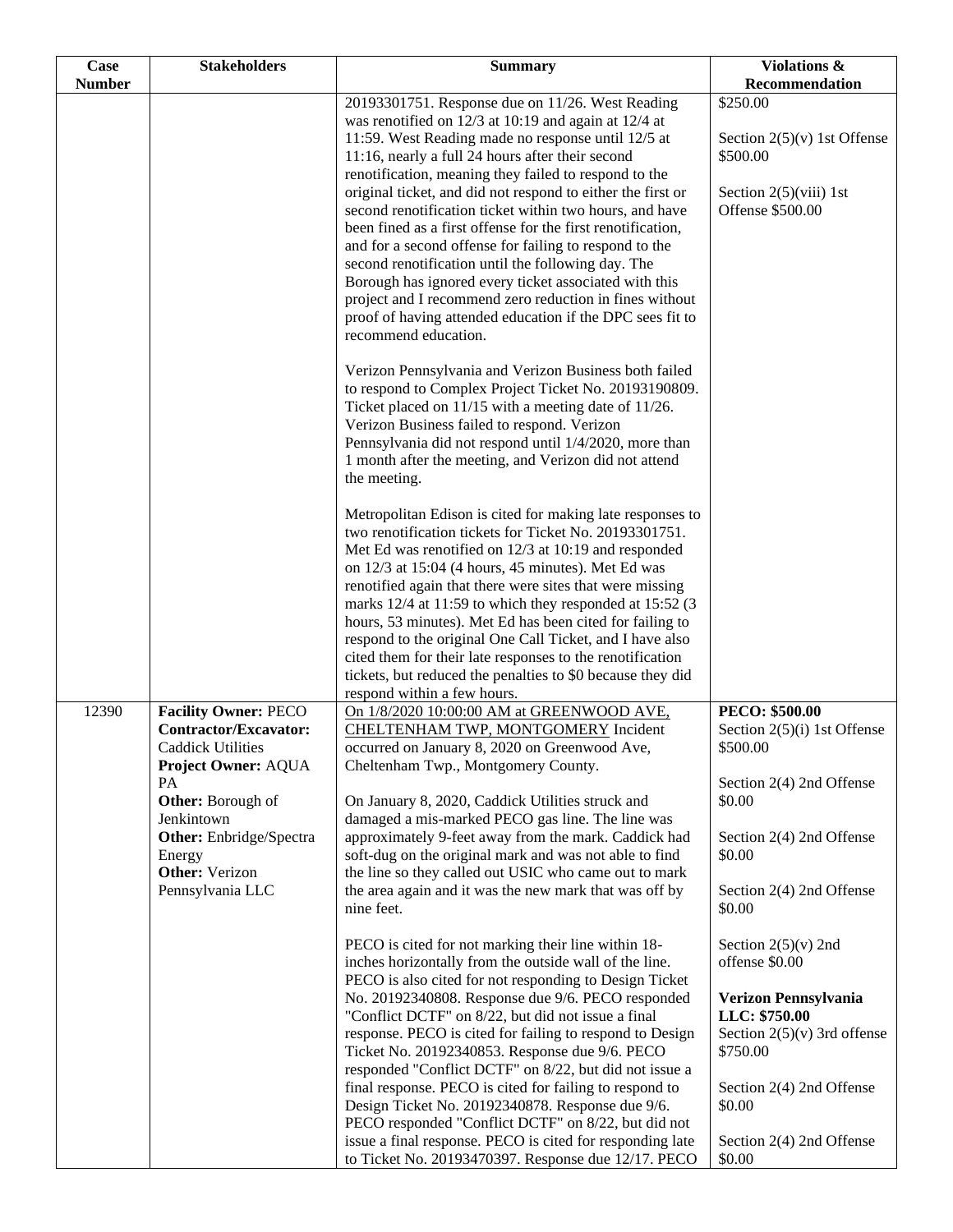| Case Number | Stakeholders | Summary | Violations & Recommendation |
|---|---|---|---|
| | | 20193301751. Response due on 11/26. West Reading was renotified on 12/3 at 10:19 and again at 12/4 at 11:59. West Reading made no response until 12/5 at 11:16, nearly a full 24 hours after their second renotification, meaning they failed to respond to the original ticket, and did not respond to either the first or second renotification ticket within two hours, and have been fined as a first offense for the first renotification, and for a second offense for failing to respond to the second renotification until the following day. The Borough has ignored every ticket associated with this project and I recommend zero reduction in fines without proof of having attended education if the DPC sees fit to recommend education.<br><br>Verizon Pennsylvania and Verizon Business both failed to respond to Complex Project Ticket No. 20193190809. Ticket placed on 11/15 with a meeting date of 11/26. Verizon Business failed to respond. Verizon Pennsylvania did not respond until 1/4/2020, more than 1 month after the meeting, and Verizon did not attend the meeting.<br><br>Metropolitan Edison is cited for making late responses to two renotification tickets for Ticket No. 20193301751. Met Ed was renotified on 12/3 at 10:19 and responded on 12/3 at 15:04 (4 hours, 45 minutes). Met Ed was renotified again that there were sites that were missing marks 12/4 at 11:59 to which they responded at 15:52 (3 hours, 53 minutes). Met Ed has been cited for failing to respond to the original One Call Ticket, and I have also cited them for their late responses to the renotification tickets, but reduced the penalties to $0 because they did respond within a few hours. | $250.00<br><br>Section 2(5)(v) 1st Offense $500.00<br><br>Section 2(5)(viii) 1st Offense $500.00 |
| 12390 | **Facility Owner:** PECO<br>**Contractor/Excavator:** Caddick Utilities<br>**Project Owner:** AQUA PA<br>**Other:** Borough of Jenkintown<br>**Other:** Enbridge/Spectra Energy<br>**Other:** Verizon Pennsylvania LLC | On 1/8/2020 10:00:00 AM at GREENWOOD AVE, CHELTENHAM TWP, MONTGOMERY Incident occurred on January 8, 2020 on Greenwood Ave, Cheltenham Twp., Montgomery County.<br><br>On January 8, 2020, Caddick Utilities struck and damaged a mis-marked PECO gas line. The line was approximately 9-feet away from the mark. Caddick had soft-dug on the original mark and was not able to find the line so they called out USIC who came out to mark the area again and it was the new mark that was off by nine feet.<br><br>PECO is cited for not marking their line within 18-inches horizontally from the outside wall of the line. PECO is also cited for not responding to Design Ticket No. 20192340808. Response due 9/6. PECO responded "Conflict DCTF" on 8/22, but did not issue a final response. PECO is cited for failing to respond to Design Ticket No. 20192340853. Response due 9/6. PECO responded "Conflict DCTF" on 8/22, but did not issue a final response. PECO is cited for failing to respond to Design Ticket No. 20192340878. Response due 9/6. PECO responded "Conflict DCTF" on 8/22, but did not issue a final response. PECO is cited for responding late to Ticket No. 20193470397. Response due 12/17. PECO | **PECO: $500.00**<br>Section 2(5)(i) 1st Offense $500.00<br><br>Section 2(4) 2nd Offense $0.00<br><br>Section 2(4) 2nd Offense $0.00<br><br>Section 2(4) 2nd Offense $0.00<br><br>Section 2(5)(v) 2nd offense $0.00<br><br>**Verizon Pennsylvania LLC: $750.00**<br>Section 2(5)(v) 3rd offense $750.00<br><br>Section 2(4) 2nd Offense $0.00<br><br>Section 2(4) 2nd Offense $0.00 |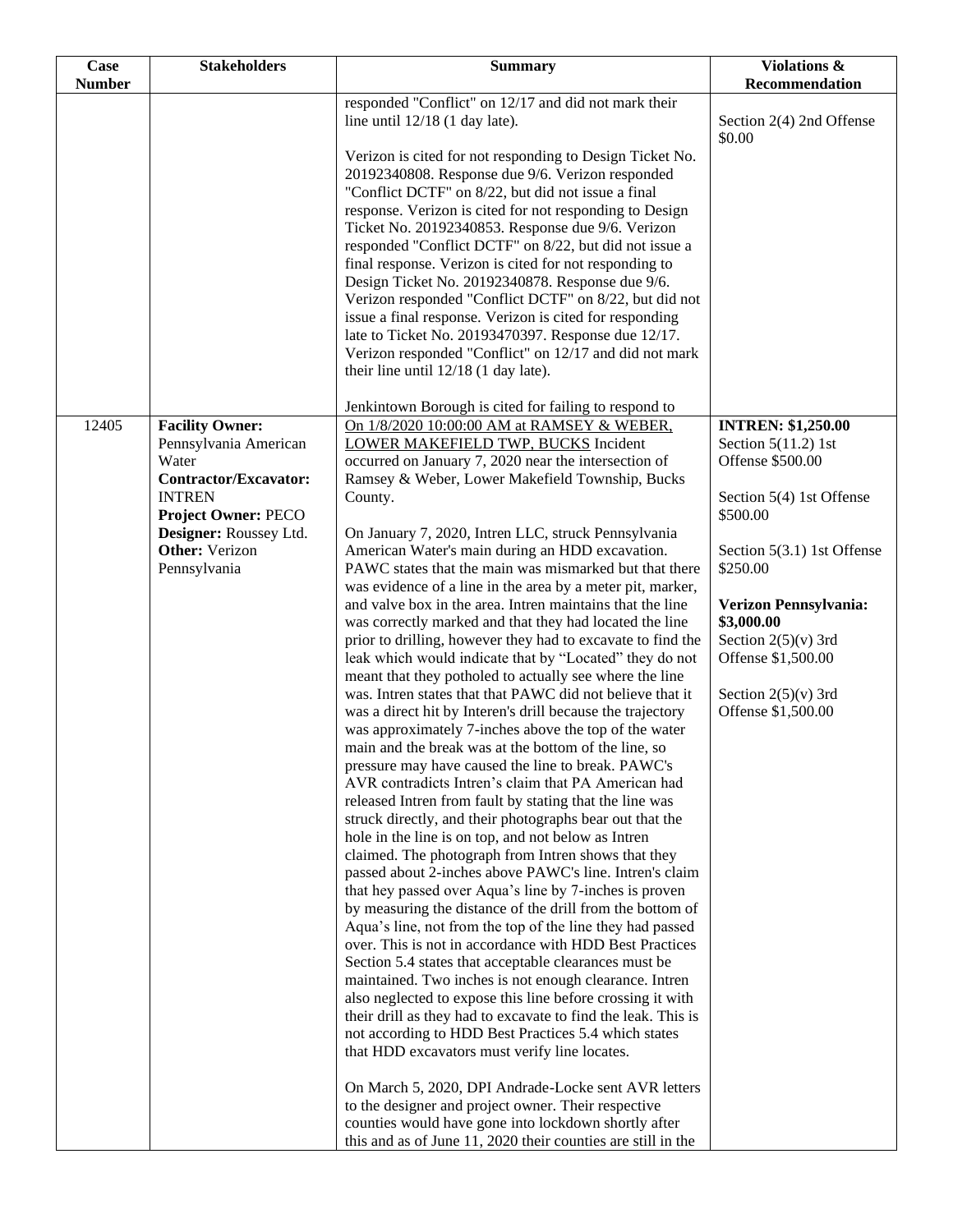| Case Number | Stakeholders | Summary | Violations & Recommendation |
|---|---|---|---|
| | | responded "Conflict" on 12/17 and did not mark their line until 12/18 (1 day late).<br><br>Verizon is cited for not responding to Design Ticket No. 20192340808. Response due 9/6. Verizon responded "Conflict DCTF" on 8/22, but did not issue a final response. Verizon is cited for not responding to Design Ticket No. 20192340853. Response due 9/6. Verizon responded "Conflict DCTF" on 8/22, but did not issue a final response. Verizon is cited for not responding to Design Ticket No. 20192340878. Response due 9/6. Verizon responded "Conflict DCTF" on 8/22, but did not issue a final response. Verizon is cited for responding late to Ticket No. 20193470397. Response due 12/17. Verizon responded "Conflict" on 12/17 and did not mark their line until 12/18 (1 day late).<br><br>Jenkintown Borough is cited for failing to respond to | Section 2(4) 2nd Offense $0.00 |
| 12405 | **Facility Owner:** Pennsylvania American Water<br>**Contractor/Excavator:** INTREN<br>**Project Owner:** PECO<br>**Designer:** Roussey Ltd.<br>**Other:** Verizon Pennsylvania | On 1/8/2020 10:00:00 AM at RAMSEY & WEBER, LOWER MAKEFIELD TWP, BUCKS Incident occurred on January 7, 2020 near the intersection of Ramsey & Weber, Lower Makefield Township, Bucks County.<br><br>On January 7, 2020, Intren LLC, struck Pennsylvania American Water's main during an HDD excavation. PAWC states that the main was mismarked but that there was evidence of a line in the area by a meter pit, marker, and valve box in the area. Intren maintains that the line was correctly marked and that they had located the line prior to drilling, however they had to excavate to find the leak which would indicate that by "Located" they do not meant that they potholed to actually see where the line was. Intren states that that PAWC did not believe that it was a direct hit by Interen's drill because the trajectory was approximately 7-inches above the top of the water main and the break was at the bottom of the line, so pressure may have caused the line to break. PAWC's AVR contradicts Intren's claim that PA American had released Intren from fault by stating that the line was struck directly, and their photographs bear out that the hole in the line is on top, and not below as Intren claimed. The photograph from Intren shows that they passed about 2-inches above PAWC's line. Intren's claim that hey passed over Aqua's line by 7-inches is proven by measuring the distance of the drill from the bottom of Aqua's line, not from the top of the line they had passed over. This is not in accordance with HDD Best Practices Section 5.4 states that acceptable clearances must be maintained. Two inches is not enough clearance. Intren also neglected to expose this line before crossing it with their drill as they had to excavate to find the leak. This is not according to HDD Best Practices 5.4 which states that HDD excavators must verify line locates.<br><br>On March 5, 2020, DPI Andrade-Locke sent AVR letters to the designer and project owner. Their respective counties would have gone into lockdown shortly after this and as of June 11, 2020 their counties are still in the | **INTREN: $1,250.00**<br>Section 5(11.2) 1st Offense $500.00<br><br>Section 5(4) 1st Offense $500.00<br><br>Section 5(3.1) 1st Offense $250.00<br><br>**Verizon Pennsylvania: $3,000.00**<br>Section 2(5)(v) 3rd Offense $1,500.00<br><br>Section 2(5)(v) 3rd Offense $1,500.00 |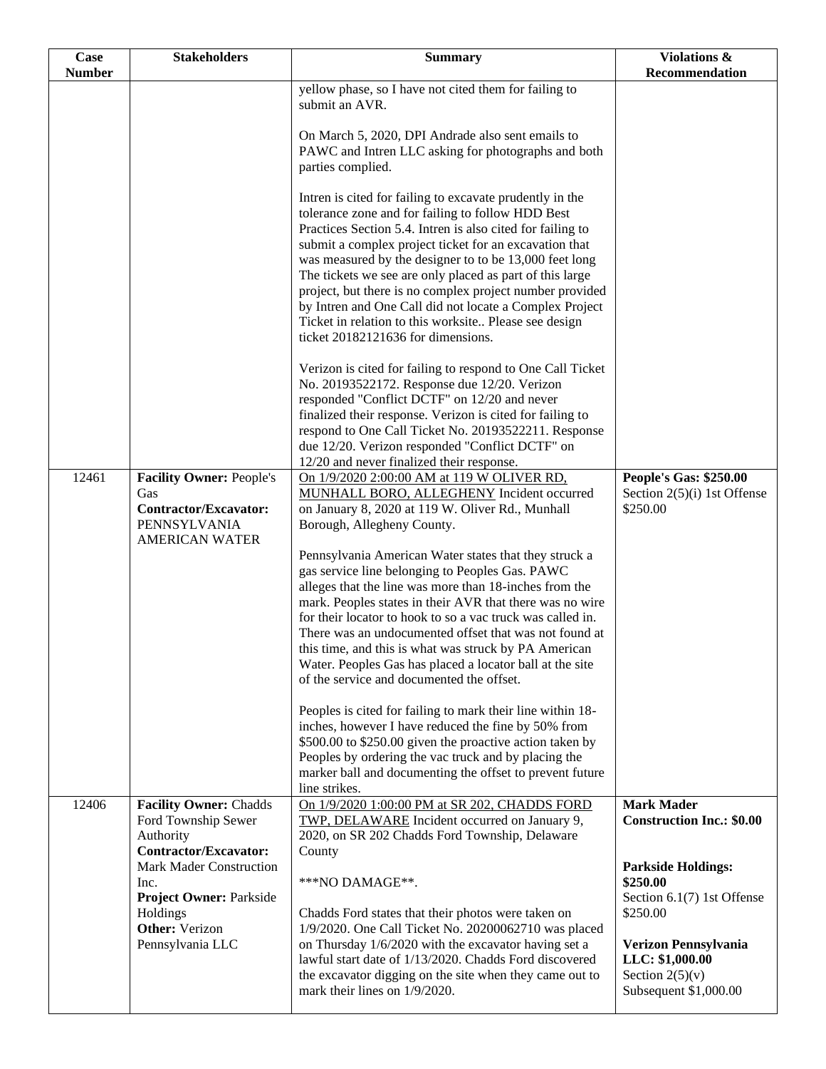| Case Number | Stakeholders | Summary | Violations & Recommendation |
|---|---|---|---|
| | | yellow phase, so I have not cited them for failing to submit an AVR.<br><br>On March 5, 2020, DPI Andrade also sent emails to PAWC and Intren LLC asking for photographs and both parties complied.<br><br>Intren is cited for failing to excavate prudently in the tolerance zone and for failing to follow HDD Best Practices Section 5.4. Intren is also cited for failing to submit a complex project ticket for an excavation that was measured by the designer to to be 13,000 feet long The tickets we see are only placed as part of this large project, but there is no complex project number provided by Intren and One Call did not locate a Complex Project Ticket in relation to this worksite.. Please see design ticket 20182121636 for dimensions.<br><br>Verizon is cited for failing to respond to One Call Ticket No. 20193522172. Response due 12/20. Verizon responded "Conflict DCTF" on 12/20 and never finalized their response. Verizon is cited for failing to respond to One Call Ticket No. 20193522211. Response due 12/20. Verizon responded "Conflict DCTF" on 12/20 and never finalized their response. | |
| 12461 | **Facility Owner:** People's Gas<br>**Contractor/Excavator:** PENNSYLVANIA AMERICAN WATER | On 1/9/2020 2:00:00 AM at 119 W OLIVER RD, MUNHALL BORO, ALLEGHENY Incident occurred on January 8, 2020 at 119 W. Oliver Rd., Munhall Borough, Allegheny County.<br><br>Pennsylvania American Water states that they struck a gas service line belonging to Peoples Gas. PAWC alleges that the line was more than 18-inches from the mark. Peoples states in their AVR that there was no wire for their locator to hook to so a vac truck was called in. There was an undocumented offset that was not found at this time, and this is what was struck by PA American Water. Peoples Gas has placed a locator ball at the site of the service and documented the offset.<br><br>Peoples is cited for failing to mark their line within 18-inches, however I have reduced the fine by 50% from $500.00 to $250.00 given the proactive action taken by Peoples by ordering the vac truck and by placing the marker ball and documenting the offset to prevent future line strikes. | **People's Gas: $250.00**<br>Section 2(5)(i) 1st Offense $250.00 |
| 12406 | **Facility Owner:** Chadds Ford Township Sewer Authority<br>**Contractor/Excavator:** Mark Mader Construction Inc.<br>**Project Owner:** Parkside Holdings<br>**Other:** Verizon Pennsylvania LLC | On 1/9/2020 1:00:00 PM at SR 202, CHADDS FORD TWP, DELAWARE Incident occurred on January 9, 2020, on SR 202 Chadds Ford Township, Delaware County<br><br>***NO DAMAGE**.<br><br>Chadds Ford states that their photos were taken on 1/9/2020. One Call Ticket No. 20200062710 was placed on Thursday 1/6/2020 with the excavator having set a lawful start date of 1/13/2020. Chadds Ford discovered the excavator digging on the site when they came out to mark their lines on 1/9/2020. | **Mark Mader Construction Inc.: $0.00**<br><br>**Parkside Holdings: $250.00**<br>Section 6.1(7) 1st Offense $250.00<br><br>**Verizon Pennsylvania LLC: $1,000.00**<br>Section 2(5)(v) Subsequent $1,000.00 |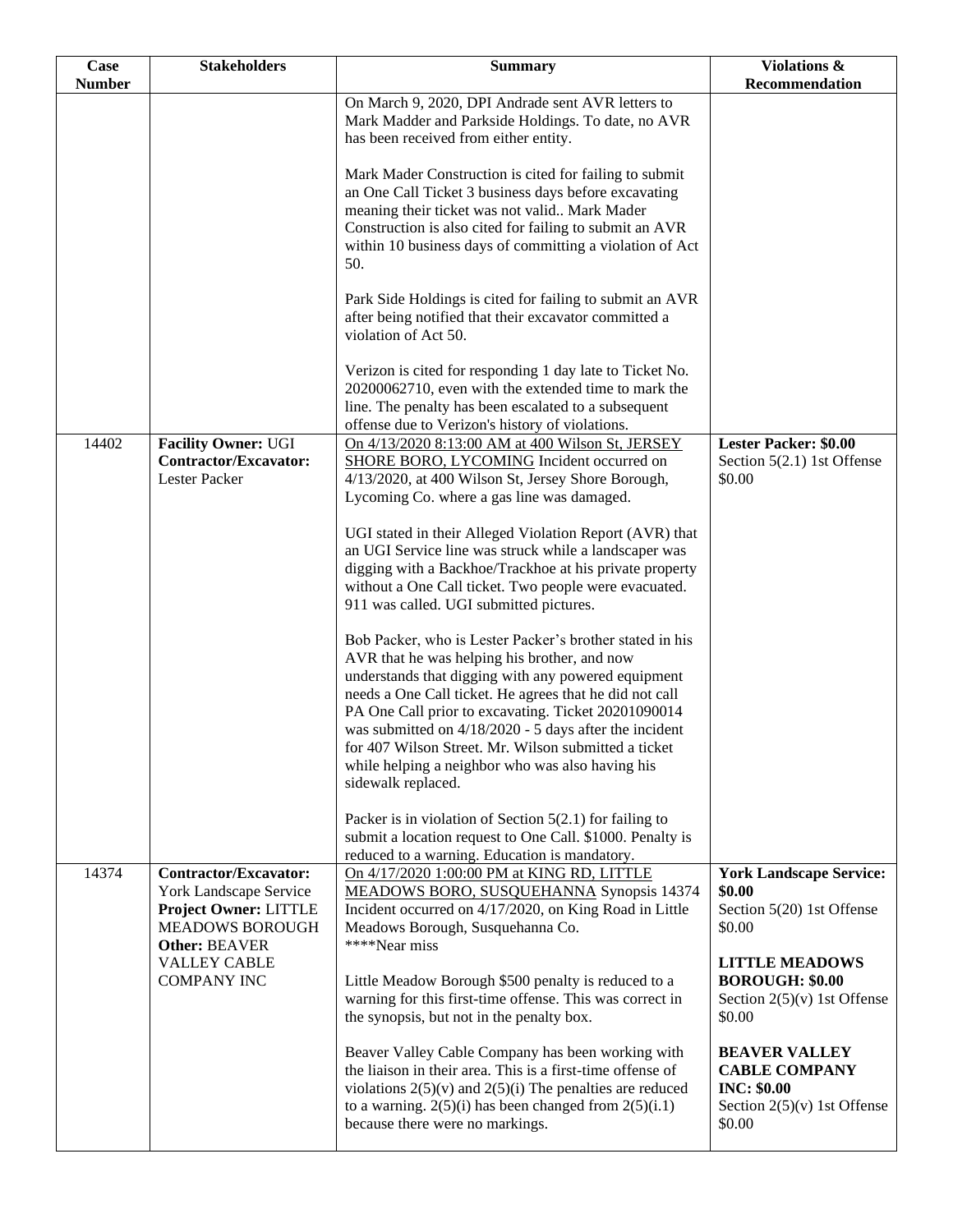| Case Number | Stakeholders | Summary | Violations & Recommendation |
|---|---|---|---|
| | | On March 9, 2020, DPI Andrade sent AVR letters to Mark Madder and Parkside Holdings. To date, no AVR has been received from either entity.<br><br>Mark Mader Construction is cited for failing to submit an One Call Ticket 3 business days before excavating meaning their ticket was not valid.. Mark Mader Construction is also cited for failing to submit an AVR within 10 business days of committing a violation of Act 50.<br><br>Park Side Holdings is cited for failing to submit an AVR after being notified that their excavator committed a violation of Act 50.<br><br>Verizon is cited for responding 1 day late to Ticket No. 20200062710, even with the extended time to mark the line. The penalty has been escalated to a subsequent offense due to Verizon's history of violations. | |
| 14402 | **Facility Owner:** UGI<br>**Contractor/Excavator:** Lester Packer | On 4/13/2020 8:13:00 AM at 400 Wilson St, JERSEY SHORE BORO, LYCOMING Incident occurred on 4/13/2020, at 400 Wilson St, Jersey Shore Borough, Lycoming Co. where a gas line was damaged.<br><br>UGI stated in their Alleged Violation Report (AVR) that an UGI Service line was struck while a landscaper was digging with a Backhoe/Trackhoe at his private property without a One Call ticket. Two people were evacuated. 911 was called. UGI submitted pictures.<br><br>Bob Packer, who is Lester Packer's brother stated in his AVR that he was helping his brother, and now understands that digging with any powered equipment needs a One Call ticket. He agrees that he did not call PA One Call prior to excavating. Ticket 20201090014 was submitted on 4/18/2020 - 5 days after the incident for 407 Wilson Street. Mr. Wilson submitted a ticket while helping a neighbor who was also having his sidewalk replaced.<br><br>Packer is in violation of Section 5(2.1) for failing to submit a location request to One Call. $1000. Penalty is reduced to a warning. Education is mandatory. | **Lester Packer: $0.00**<br>Section 5(2.1) 1st Offense $0.00 |
| 14374 | **Contractor/Excavator:** York Landscape Service<br>**Project Owner:** LITTLE MEADOWS BOROUGH<br>**Other:** BEAVER VALLEY CABLE COMPANY INC | On 4/17/2020 1:00:00 PM at KING RD, LITTLE MEADOWS BORO, SUSQUEHANNA Synopsis 14374 Incident occurred on 4/17/2020, on King Road in Little Meadows Borough, Susquehanna Co.<br>****Near miss<br><br>Little Meadow Borough $500 penalty is reduced to a warning for this first-time offense. This was correct in the synopsis, but not in the penalty box.<br><br>Beaver Valley Cable Company has been working with the liaison in their area. This is a first-time offense of violations 2(5)(v) and 2(5)(i) The penalties are reduced to a warning. 2(5)(i) has been changed from 2(5)(i.1) because there were no markings. | **York Landscape Service: $0.00**<br>Section 5(20) 1st Offense $0.00<br><br>**LITTLE MEADOWS BOROUGH: $0.00**<br>Section 2(5)(v) 1st Offense $0.00<br><br>**BEAVER VALLEY CABLE COMPANY INC: $0.00**<br>Section 2(5)(v) 1st Offense $0.00 |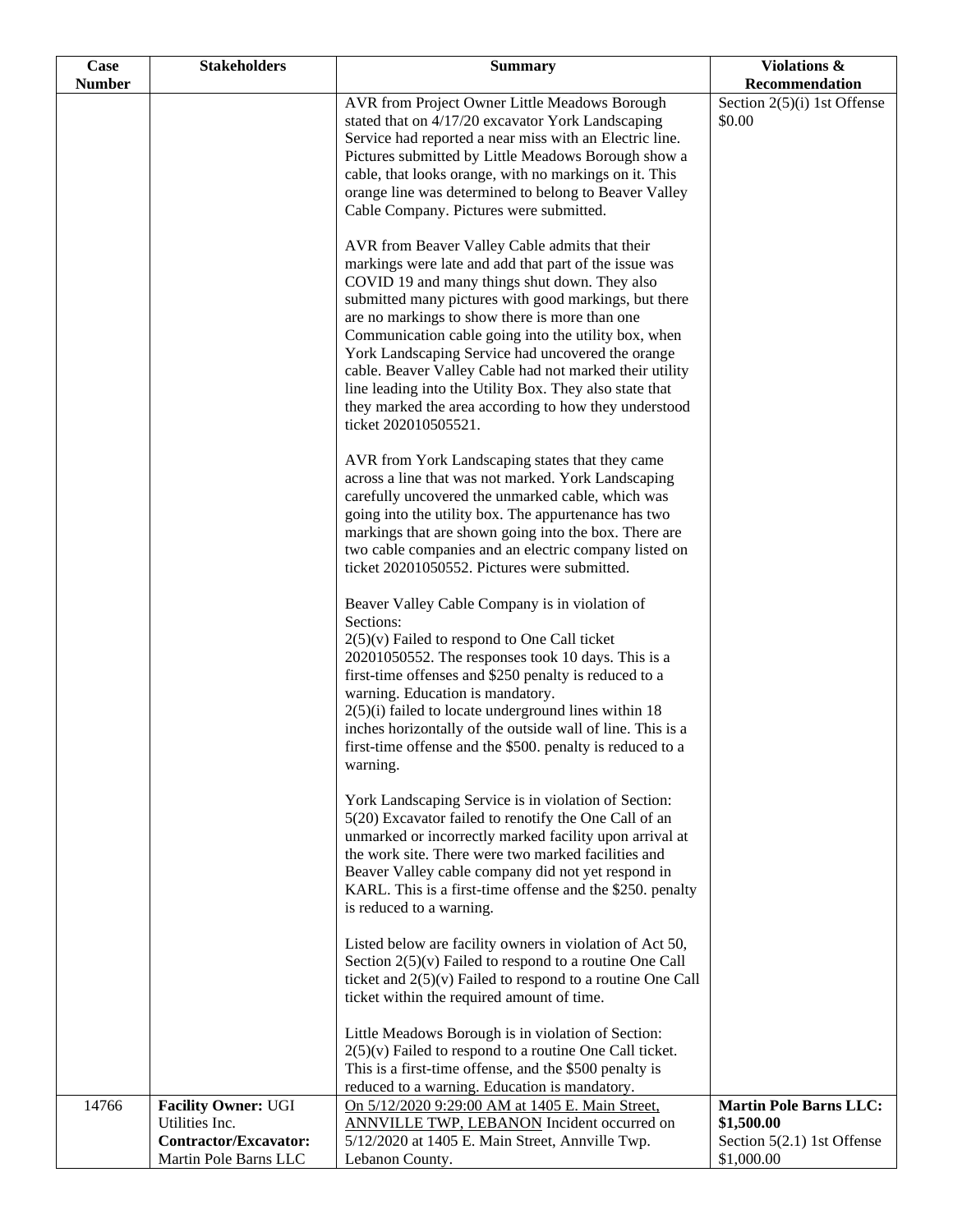| Case Number | Stakeholders | Summary | Violations & Recommendation |
|---|---|---|---|
| | | AVR from Project Owner Little Meadows Borough stated that on 4/17/20 excavator York Landscaping Service had reported a near miss with an Electric line. Pictures submitted by Little Meadows Borough show a cable, that looks orange, with no markings on it. This orange line was determined to belong to Beaver Valley Cable Company. Pictures were submitted.<br><br>AVR from Beaver Valley Cable admits that their markings were late and add that part of the issue was COVID 19 and many things shut down. They also submitted many pictures with good markings, but there are no markings to show there is more than one Communication cable going into the utility box, when York Landscaping Service had uncovered the orange cable. Beaver Valley Cable had not marked their utility line leading into the Utility Box. They also state that they marked the area according to how they understood ticket 202010505521.<br><br>AVR from York Landscaping states that they came across a line that was not marked. York Landscaping carefully uncovered the unmarked cable, which was going into the utility box. The appurtenance has two markings that are shown going into the box. There are two cable companies and an electric company listed on ticket 20201050552. Pictures were submitted.<br><br>Beaver Valley Cable Company is in violation of Sections:<br>2(5)(v) Failed to respond to One Call ticket 20201050552. The responses took 10 days. This is a first-time offenses and $250 penalty is reduced to a warning. Education is mandatory.<br>2(5)(i) failed to locate underground lines within 18 inches horizontally of the outside wall of line. This is a first-time offense and the $500. penalty is reduced to a warning.<br><br>York Landscaping Service is in violation of Section:<br>5(20) Excavator failed to renotify the One Call of an unmarked or incorrectly marked facility upon arrival at the work site. There were two marked facilities and Beaver Valley cable company did not yet respond in KARL. This is a first-time offense and the $250. penalty is reduced to a warning.<br><br>Listed below are facility owners in violation of Act 50, Section 2(5)(v) Failed to respond to a routine One Call ticket and 2(5)(v) Failed to respond to a routine One Call ticket within the required amount of time.<br><br>Little Meadows Borough is in violation of Section:<br>2(5)(v) Failed to respond to a routine One Call ticket. This is a first-time offense, and the $500 penalty is reduced to a warning. Education is mandatory. | Section 2(5)(i) 1st Offense<br>$0.00 |
| 14766 | **Facility Owner:** UGI Utilities Inc.<br>**Contractor/Excavator:** Martin Pole Barns LLC | On 5/12/2020 9:29:00 AM at 1405 E. Main Street, ANNVILLE TWP, LEBANON Incident occurred on 5/12/2020 at 1405 E. Main Street, Annville Twp. Lebanon County. | **Martin Pole Barns LLC: $1,500.00**<br>Section 5(2.1) 1st Offense<br>$1,000.00 |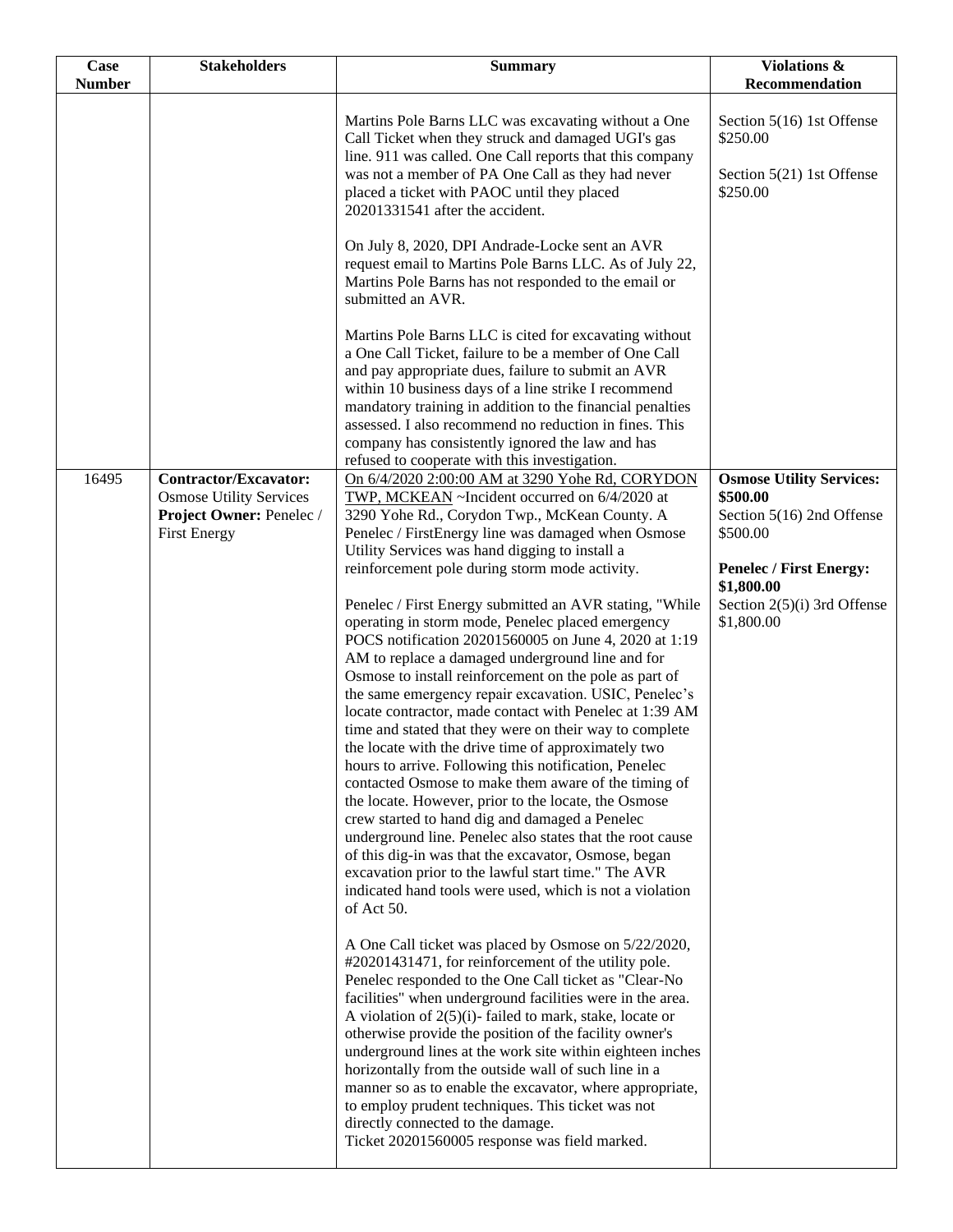| Case Number | Stakeholders | Summary | Violations & Recommendation |
|---|---|---|---|
| | | Martins Pole Barns LLC was excavating without a One Call Ticket when they struck and damaged UGI's gas line. 911 was called. One Call reports that this company was not a member of PA One Call as they had never placed a ticket with PAOC until they placed 20201331541 after the accident.<br><br>On July 8, 2020, DPI Andrade-Locke sent an AVR request email to Martins Pole Barns LLC. As of July 22, Martins Pole Barns has not responded to the email or submitted an AVR.<br><br>Martins Pole Barns LLC is cited for excavating without a One Call Ticket, failure to be a member of One Call and pay appropriate dues, failure to submit an AVR within 10 business days of a line strike I recommend mandatory training in addition to the financial penalties assessed. I also recommend no reduction in fines. This company has consistently ignored the law and has refused to cooperate with this investigation. | Section 5(16) 1st Offense $250.00<br><br>Section 5(21) 1st Offense $250.00 |
| 16495 | **Contractor/Excavator:** Osmose Utility Services<br>**Project Owner:** Penelec / First Energy | On 6/4/2020 2:00:00 AM at 3290 Yohe Rd, CORYDON TWP, MCKEAN ~Incident occurred on 6/4/2020 at 3290 Yohe Rd., Corydon Twp., McKean County. A Penelec / FirstEnergy line was damaged when Osmose Utility Services was hand digging to install a reinforcement pole during storm mode activity.<br><br>Penelec / First Energy submitted an AVR stating, "While operating in storm mode, Penelec placed emergency POCS notification 20201560005 on June 4, 2020 at 1:19 AM to replace a damaged underground line and for Osmose to install reinforcement on the pole as part of the same emergency repair excavation. USIC, Penelec's locate contractor, made contact with Penelec at 1:39 AM time and stated that they were on their way to complete the locate with the drive time of approximately two hours to arrive. Following this notification, Penelec contacted Osmose to make them aware of the timing of the locate. However, prior to the locate, the Osmose crew started to hand dig and damaged a Penelec underground line. Penelec also states that the root cause of this dig-in was that the excavator, Osmose, began excavation prior to the lawful start time." The AVR indicated hand tools were used, which is not a violation of Act 50.<br><br>A One Call ticket was placed by Osmose on 5/22/2020, #20201431471, for reinforcement of the utility pole. Penelec responded to the One Call ticket as "Clear-No facilities" when underground facilities were in the area. A violation of 2(5)(i)- failed to mark, stake, locate or otherwise provide the position of the facility owner's underground lines at the work site within eighteen inches horizontally from the outside wall of such line in a manner so as to enable the excavator, where appropriate, to employ prudent techniques. This ticket was not directly connected to the damage.<br>Ticket 20201560005 response was field marked. | **Osmose Utility Services: $500.00**<br>Section 5(16) 2nd Offense $500.00<br><br>**Penelec / First Energy: $1,800.00**<br>Section 2(5)(i) 3rd Offense $1,800.00 |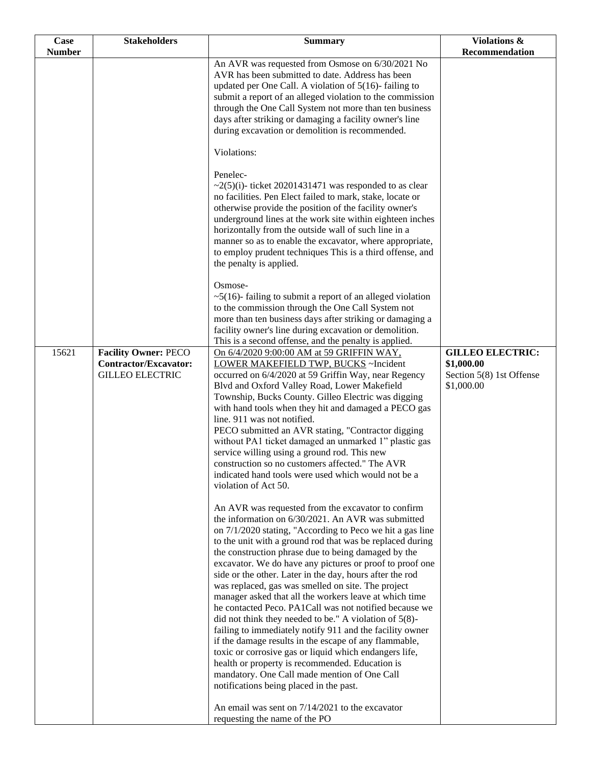| Case Number | Stakeholders | Summary | Violations & Recommendation |
|---|---|---|---|
| | | An AVR was requested from Osmose on 6/30/2021 No AVR has been submitted to date. Address has been updated per One Call. A violation of 5(16)- failing to submit a report of an alleged violation to the commission through the One Call System not more than ten business days after striking or damaging a facility owner's line during excavation or demolition is recommended.<br><br>Violations:<br><br>Penelec-<br>~2(5)(i)- ticket 20201431471 was responded to as clear no facilities. Pen Elect failed to mark, stake, locate or otherwise provide the position of the facility owner's underground lines at the work site within eighteen inches horizontally from the outside wall of such line in a manner so as to enable the excavator, where appropriate, to employ prudent techniques This is a third offense, and the penalty is applied.<br><br>Osmose-<br>~5(16)- failing to submit a report of an alleged violation to the commission through the One Call System not more than ten business days after striking or damaging a facility owner's line during excavation or demolition. This is a second offense, and the penalty is applied. | |
| 15621 | **Facility Owner:** PECO<br>**Contractor/Excavator:** GILLEO ELECTRIC | On 6/4/2020 9:00:00 AM at 59 GRIFFIN WAY, LOWER MAKEFIELD TWP, BUCKS ~Incident occurred on 6/4/2020 at 59 Griffin Way, near Regency Blvd and Oxford Valley Road, Lower Makefield Township, Bucks County. Gilleo Electric was digging with hand tools when they hit and damaged a PECO gas line. 911 was not notified.<br>PECO submitted an AVR stating, "Contractor digging without PA1 ticket damaged an unmarked 1" plastic gas service willing using a ground rod. This new construction so no customers affected." The AVR indicated hand tools were used which would not be a violation of Act 50.<br><br>An AVR was requested from the excavator to confirm the information on 6/30/2021. An AVR was submitted on 7/1/2020 stating, "According to Peco we hit a gas line to the unit with a ground rod that was be replaced during the construction phrase due to being damaged by the excavator. We do have any pictures or proof to proof one side or the other. Later in the day, hours after the rod was replaced, gas was smelled on site. The project manager asked that all the workers leave at which time he contacted Peco. PA1Call was not notified because we did not think they needed to be." A violation of 5(8)- failing to immediately notify 911 and the facility owner if the damage results in the escape of any flammable, toxic or corrosive gas or liquid which endangers life, health or property is recommended. Education is mandatory. One Call made mention of One Call notifications being placed in the past.<br><br>An email was sent on 7/14/2021 to the excavator requesting the name of the PO | **GILLEO ELECTRIC:**<br>**$1,000.00**<br>Section 5(8) 1st Offense<br>$1,000.00 |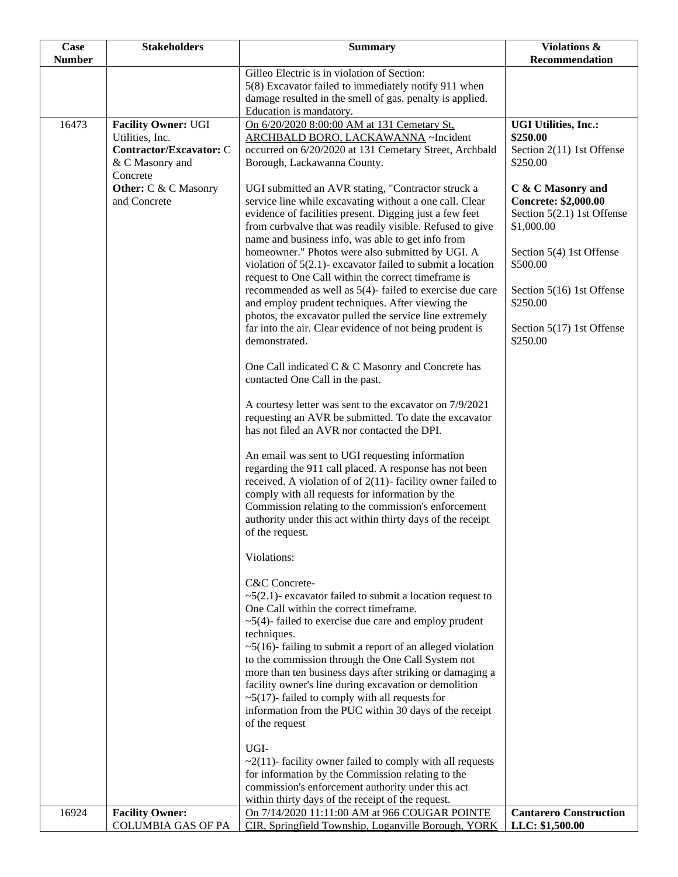| Case Number | Stakeholders | Summary | Violations & Recommendation |
|---|---|---|---|
| | | Gilleo Electric is in violation of Section:<br>5(8) Excavator failed to immediately notify 911 when damage resulted in the smell of gas. penalty is applied. Education is mandatory. | |
| 16473 | **Facility Owner:** UGI Utilities, Inc.<br>**Contractor/Excavator:** C & C Masonry and Concrete<br>**Other:** C & C Masonry and Concrete | On 6/20/2020 8:00:00 AM at 131 Cemetary St, ARCHBALD BORO, LACKAWANNA ~Incident occurred on 6/20/2020 at 131 Cemetary Street, Archbald Borough, Lackawanna County.<br><br>UGI submitted an AVR stating, "Contractor struck a service line while excavating without a one call. Clear evidence of facilities present. Digging just a few feet from curbvalve that was readily visible. Refused to give name and business info, was able to get info from homeowner." Photos were also submitted by UGI. A violation of 5(2.1)- excavator failed to submit a location request to One Call within the correct timeframe is recommended as well as 5(4)- failed to exercise due care and employ prudent techniques. After viewing the photos, the excavator pulled the service line extremely far into the air. Clear evidence of not being prudent is demonstrated.<br><br>One Call indicated C & C Masonry and Concrete has contacted One Call in the past.<br><br>A courtesy letter was sent to the excavator on 7/9/2021 requesting an AVR be submitted. To date the excavator has not filed an AVR nor contacted the DPI.<br><br>An email was sent to UGI requesting information regarding the 911 call placed. A response has not been received. A violation of of 2(11)- facility owner failed to comply with all requests for information by the Commission relating to the commission's enforcement authority under this act within thirty days of the receipt of the request.<br><br>Violations:<br><br>C&C Concrete-<br>~5(2.1)- excavator failed to submit a location request to One Call within the correct timeframe.<br>~5(4)- failed to exercise due care and employ prudent techniques.<br>~5(16)- failing to submit a report of an alleged violation to the commission through the One Call System not more than ten business days after striking or damaging a facility owner's line during excavation or demolition<br>~5(17)- failed to comply with all requests for information from the PUC within 30 days of the receipt of the request<br><br>UGI-<br>~2(11)- facility owner failed to comply with all requests for information by the Commission relating to the commission's enforcement authority under this act within thirty days of the receipt of the request. | **UGI Utilities, Inc.: $250.00**<br>Section 2(11) 1st Offense $250.00<br><br>**C & C Masonry and Concrete: $2,000.00**<br>Section 5(2.1) 1st Offense $1,000.00<br><br>Section 5(4) 1st Offense $500.00<br><br>Section 5(16) 1st Offense $250.00<br><br>Section 5(17) 1st Offense $250.00 |
| 16924 | **Facility Owner:** COLUMBIA GAS OF PA | On 7/14/2020 11:11:00 AM at 966 COUGAR POINTE CIR, Springfield Township, Loganville Borough, YORK | **Cantarero Construction LLC: $1,500.00** |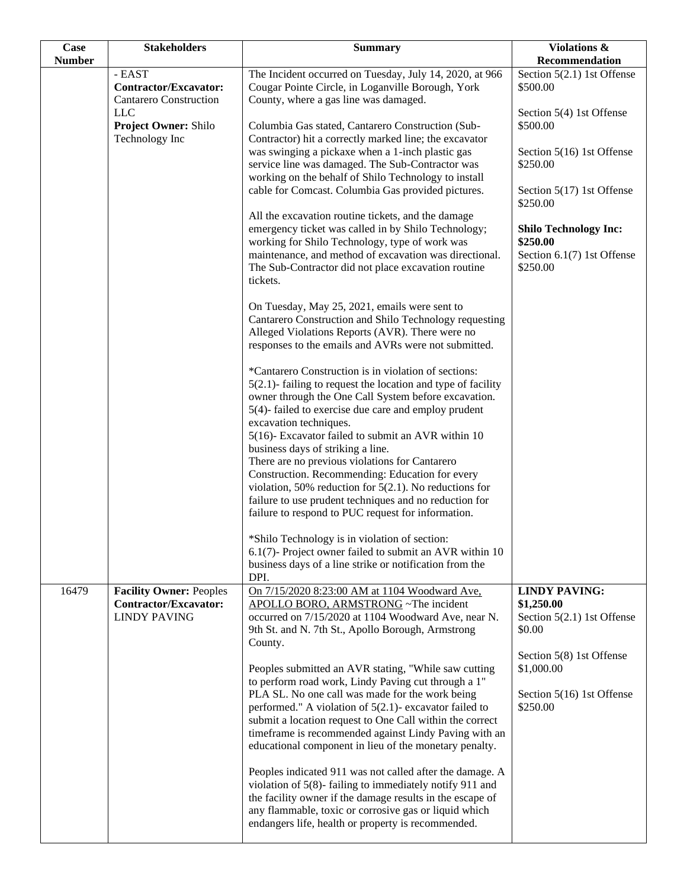| Case Number | Stakeholders | Summary | Violations & Recommendation |
|---|---|---|---|
| | - EAST<br>**Contractor/Excavator:** Cantarero Construction LLC<br>**Project Owner:** Shilo Technology Inc | The Incident occurred on Tuesday, July 14, 2020, at 966 Cougar Pointe Circle, in Loganville Borough, York County, where a gas line was damaged.<br><br>Columbia Gas stated, Cantarero Construction (Sub-Contractor) hit a correctly marked line; the excavator was swinging a pickaxe when a 1-inch plastic gas service line was damaged. The Sub-Contractor was working on the behalf of Shilo Technology to install cable for Comcast. Columbia Gas provided pictures.<br><br>All the excavation routine tickets, and the damage emergency ticket was called in by Shilo Technology; working for Shilo Technology, type of work was maintenance, and method of excavation was directional. The Sub-Contractor did not place excavation routine tickets.<br><br>On Tuesday, May 25, 2021, emails were sent to Cantarero Construction and Shilo Technology requesting Alleged Violations Reports (AVR). There were no responses to the emails and AVRs were not submitted.<br><br>*Cantarero Construction is in violation of sections:<br>5(2.1)- failing to request the location and type of facility owner through the One Call System before excavation.<br>5(4)- failed to exercise due care and employ prudent excavation techniques.<br>5(16)- Excavator failed to submit an AVR within 10 business days of striking a line.<br>There are no previous violations for Cantarero Construction. Recommending: Education for every violation, 50% reduction for 5(2.1). No reductions for failure to use prudent techniques and no reduction for failure to respond to PUC request for information.<br><br>*Shilo Technology is in violation of section:<br>6.1(7)- Project owner failed to submit an AVR within 10 business days of a line strike or notification from the DPI. | Section 5(2.1) 1st Offense $500.00<br><br>Section 5(4) 1st Offense $500.00<br><br>Section 5(16) 1st Offense $250.00<br><br>Section 5(17) 1st Offense $250.00<br><br>**Shilo Technology Inc: $250.00**<br>Section 6.1(7) 1st Offense $250.00 |
| 16479 | **Facility Owner:** Peoples<br>**Contractor/Excavator:** LINDY PAVING | On 7/15/2020 8:23:00 AM at 1104 Woodward Ave, APOLLO BORO, ARMSTRONG ~The incident occurred on 7/15/2020 at 1104 Woodward Ave, near N. 9th St. and N. 7th St., Apollo Borough, Armstrong County.<br><br>Peoples submitted an AVR stating, "While saw cutting to perform road work, Lindy Paving cut through a 1" PLA SL. No one call was made for the work being performed." A violation of 5(2.1)- excavator failed to submit a location request to One Call within the correct timeframe is recommended against Lindy Paving with an educational component in lieu of the monetary penalty.<br><br>Peoples indicated 911 was not called after the damage. A violation of 5(8)- failing to immediately notify 911 and the facility owner if the damage results in the escape of any flammable, toxic or corrosive gas or liquid which endangers life, health or property is recommended. | **LINDY PAVING: $1,250.00**<br>Section 5(2.1) 1st Offense $0.00<br><br>Section 5(8) 1st Offense $1,000.00<br><br>Section 5(16) 1st Offense $250.00 |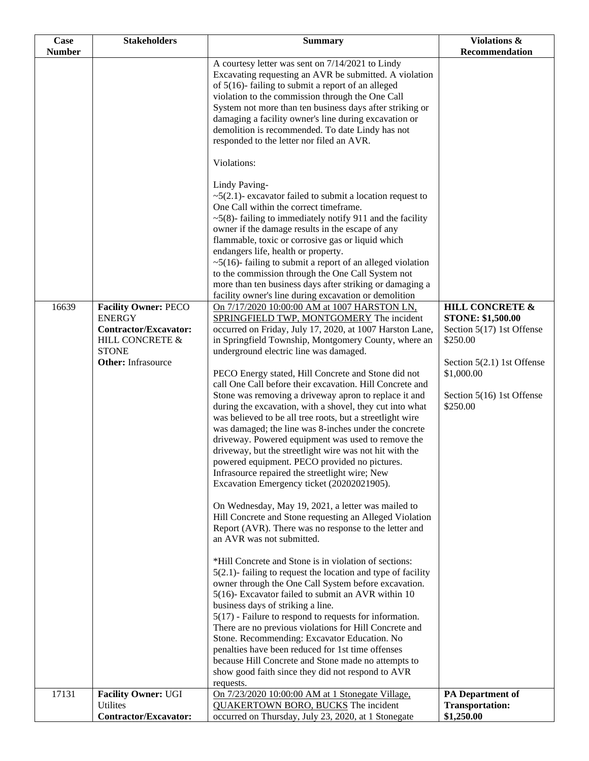| Case Number | Stakeholders | Summary | Violations & Recommendation |
|---|---|---|---|
| | | A courtesy letter was sent on 7/14/2021 to Lindy Excavating requesting an AVR be submitted. A violation of 5(16)- failing to submit a report of an alleged violation to the commission through the One Call System not more than ten business days after striking or damaging a facility owner's line during excavation or demolition is recommended. To date Lindy has not responded to the letter nor filed an AVR.<br><br>Violations:<br><br>Lindy Paving-<br>~5(2.1)- excavator failed to submit a location request to One Call within the correct timeframe.<br>~5(8)- failing to immediately notify 911 and the facility owner if the damage results in the escape of any flammable, toxic or corrosive gas or liquid which endangers life, health or property.<br>~5(16)- failing to submit a report of an alleged violation to the commission through the One Call System not more than ten business days after striking or damaging a facility owner's line during excavation or demolition | |
| 16639 | **Facility Owner:** PECO ENERGY<br>**Contractor/Excavator:** HILL CONCRETE & STONE<br>**Other:** Infrasource | On 7/17/2020 10:00:00 AM at 1007 HARSTON LN, SPRINGFIELD TWP, MONTGOMERY The incident occurred on Friday, July 17, 2020, at 1007 Harston Lane, in Springfield Township, Montgomery County, where an underground electric line was damaged.<br><br>PECO Energy stated, Hill Concrete and Stone did not call One Call before their excavation. Hill Concrete and Stone was removing a driveway apron to replace it and during the excavation, with a shovel, they cut into what was believed to be all tree roots, but a streetlight wire was damaged; the line was 8-inches under the concrete driveway. Powered equipment was used to remove the driveway, but the streetlight wire was not hit with the powered equipment. PECO provided no pictures. Infrasource repaired the streetlight wire; New Excavation Emergency ticket (20202021905).<br><br>On Wednesday, May 19, 2021, a letter was mailed to Hill Concrete and Stone requesting an Alleged Violation Report (AVR). There was no response to the letter and an AVR was not submitted.<br><br>*Hill Concrete and Stone is in violation of sections:<br>5(2.1)- failing to request the location and type of facility owner through the One Call System before excavation.<br>5(16)- Excavator failed to submit an AVR within 10 business days of striking a line.<br>5(17) - Failure to respond to requests for information.<br>There are no previous violations for Hill Concrete and Stone. Recommending: Excavator Education. No penalties have been reduced for 1st time offenses because Hill Concrete and Stone made no attempts to show good faith since they did not respond to AVR requests. | **HILL CONCRETE & STONE: $1,500.00**<br>Section 5(17) 1st Offense $250.00<br><br>Section 5(2.1) 1st Offense $1,000.00<br><br>Section 5(16) 1st Offense $250.00 |
| 17131 | **Facility Owner:** UGI Utilites<br>**Contractor/Excavator:** | On 7/23/2020 10:00:00 AM at 1 Stonegate Village, QUAKERTOWN BORO, BUCKS The incident occurred on Thursday, July 23, 2020, at 1 Stonegate | **PA Department of Transportation: $1,250.00** |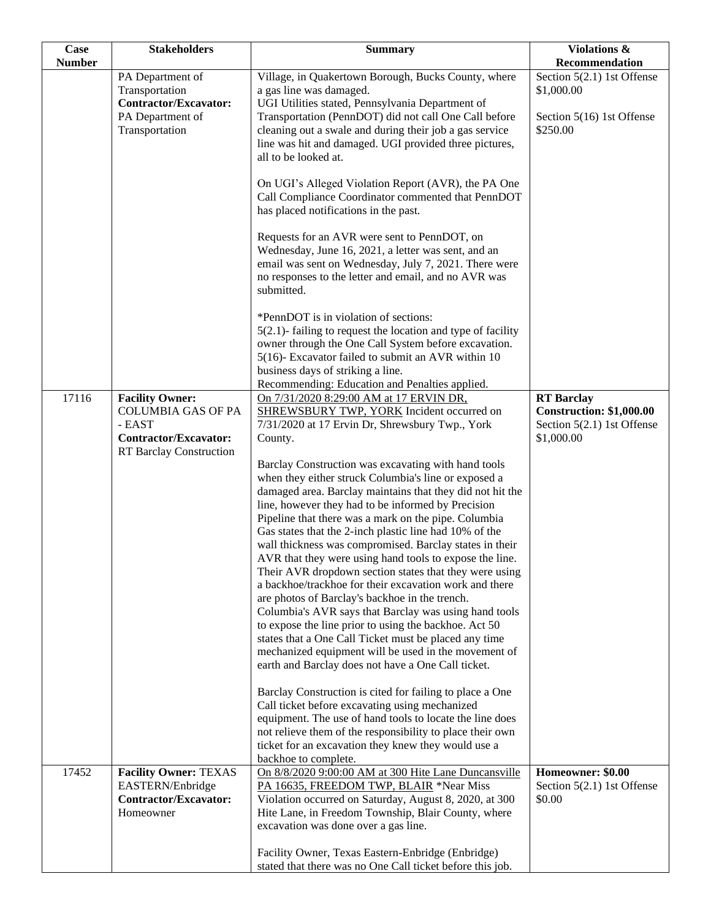| Case Number | Stakeholders | Summary | Violations & Recommendation |
|---|---|---|---|
| | PA Department of Transportation<br>**Contractor/Excavator:** PA Department of Transportation | Village, in Quakertown Borough, Bucks County, where a gas line was damaged.<br>UGI Utilities stated, Pennsylvania Department of Transportation (PennDOT) did not call One Call before cleaning out a swale and during their job a gas service line was hit and damaged. UGI provided three pictures, all to be looked at.<br><br>On UGI's Alleged Violation Report (AVR), the PA One Call Compliance Coordinator commented that PennDOT has placed notifications in the past.<br><br>Requests for an AVR were sent to PennDOT, on Wednesday, June 16, 2021, a letter was sent, and an email was sent on Wednesday, July 7, 2021. There were no responses to the letter and email, and no AVR was submitted.<br><br>*PennDOT is in violation of sections:<br>5(2.1)- failing to request the location and type of facility owner through the One Call System before excavation.<br>5(16)- Excavator failed to submit an AVR within 10 business days of striking a line.<br>Recommending: Education and Penalties applied. | Section 5(2.1) 1st Offense $1,000.00<br><br>Section 5(16) 1st Offense $250.00 |
| 17116 | **Facility Owner:** COLUMBIA GAS OF PA - EAST<br>**Contractor/Excavator:** RT Barclay Construction | On 7/31/2020 8:29:00 AM at 17 ERVIN DR, SHREWSBURY TWP, YORK Incident occurred on 7/31/2020 at 17 Ervin Dr, Shrewsbury Twp., York County.<br><br>Barclay Construction was excavating with hand tools when they either struck Columbia's line or exposed a damaged area. Barclay maintains that they did not hit the line, however they had to be informed by Precision Pipeline that there was a mark on the pipe. Columbia Gas states that the 2-inch plastic line had 10% of the wall thickness was compromised. Barclay states in their AVR that they were using hand tools to expose the line. Their AVR dropdown section states that they were using a backhoe/trackhoe for their excavation work and there are photos of Barclay's backhoe in the trench. Columbia's AVR says that Barclay was using hand tools to expose the line prior to using the backhoe. Act 50 states that a One Call Ticket must be placed any time mechanized equipment will be used in the movement of earth and Barclay does not have a One Call ticket.<br><br>Barclay Construction is cited for failing to place a One Call ticket before excavating using mechanized equipment. The use of hand tools to locate the line does not relieve them of the responsibility to place their own ticket for an excavation they knew they would use a backhoe to complete. | **RT Barclay Construction: $1,000.00**<br>Section 5(2.1) 1st Offense $1,000.00 |
| 17452 | **Facility Owner:** TEXAS EASTERN/Enbridge<br>**Contractor/Excavator:** Homeowner | On 8/8/2020 9:00:00 AM at 300 Hite Lane Duncansville PA 16635, FREEDOM TWP, BLAIR *Near Miss Violation occurred on Saturday, August 8, 2020, at 300 Hite Lane, in Freedom Township, Blair County, where excavation was done over a gas line.<br><br>Facility Owner, Texas Eastern-Enbridge (Enbridge) stated that there was no One Call ticket before this job. | **Homeowner: $0.00**<br>Section 5(2.1) 1st Offense $0.00 |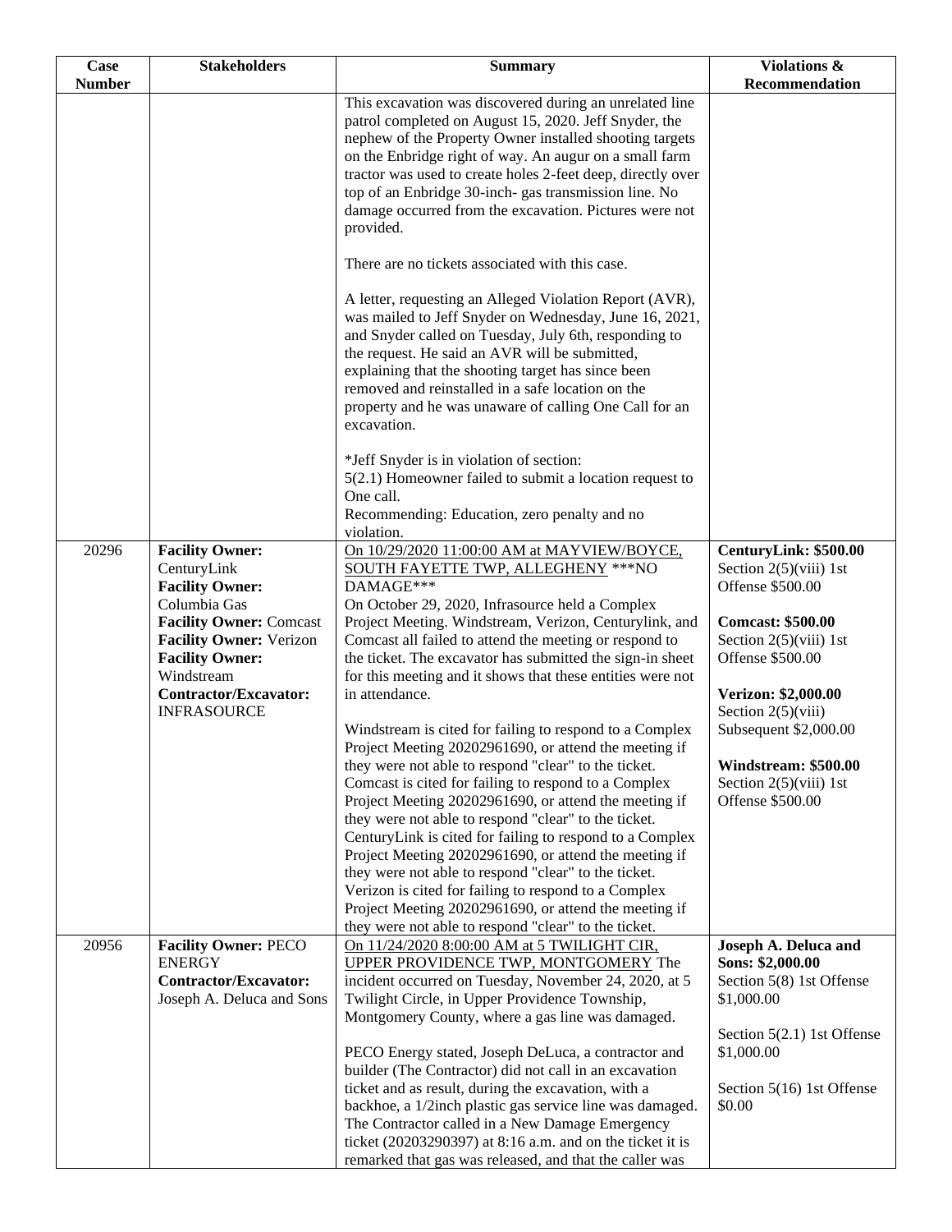| Case Number | Stakeholders | Summary | Violations & Recommendation |
|---|---|---|---|
| | | This excavation was discovered during an unrelated line patrol completed on August 15, 2020. Jeff Snyder, the nephew of the Property Owner installed shooting targets on the Enbridge right of way. An augur on a small farm tractor was used to create holes 2-feet deep, directly over top of an Enbridge 30-inch- gas transmission line. No damage occurred from the excavation. Pictures were not provided.<br><br>There are no tickets associated with this case.<br><br>A letter, requesting an Alleged Violation Report (AVR), was mailed to Jeff Snyder on Wednesday, June 16, 2021, and Snyder called on Tuesday, July 6th, responding to the request. He said an AVR will be submitted, explaining that the shooting target has since been removed and reinstalled in a safe location on the property and he was unaware of calling One Call for an excavation.<br><br>*Jeff Snyder is in violation of section:<br>5(2.1) Homeowner failed to submit a location request to One call.<br>Recommending: Education, zero penalty and no violation. | |
| 20296 | **Facility Owner:** CenturyLink<br>**Facility Owner:** Columbia Gas<br>**Facility Owner:** Comcast<br>**Facility Owner:** Verizon<br>**Facility Owner:** Windstream<br>**Contractor/Excavator:** INFRASOURCE | On 10/29/2020 11:00:00 AM at MAYVIEW/BOYCE, SOUTH FAYETTE TWP, ALLEGHENY ***NO DAMAGE***<br>On October 29, 2020, Infrasource held a Complex Project Meeting. Windstream, Verizon, Centurylink, and Comcast all failed to attend the meeting or respond to the ticket. The excavator has submitted the sign-in sheet for this meeting and it shows that these entities were not in attendance.<br><br>Windstream is cited for failing to respond to a Complex Project Meeting 20202961690, or attend the meeting if they were not able to respond "clear" to the ticket. Comcast is cited for failing to respond to a Complex Project Meeting 20202961690, or attend the meeting if they were not able to respond "clear" to the ticket. CenturyLink is cited for failing to respond to a Complex Project Meeting 20202961690, or attend the meeting if they were not able to respond "clear" to the ticket. Verizon is cited for failing to respond to a Complex Project Meeting 20202961690, or attend the meeting if they were not able to respond "clear" to the ticket. | **CenturyLink: $500.00**<br>Section 2(5)(viii) 1st Offense $500.00<br><br>**Comcast: $500.00**<br>Section 2(5)(viii) 1st Offense $500.00<br><br>**Verizon: $2,000.00**<br>Section 2(5)(viii) Subsequent $2,000.00<br><br>**Windstream: $500.00**<br>Section 2(5)(viii) 1st Offense $500.00 |
| 20956 | **Facility Owner:** PECO ENERGY<br>**Contractor/Excavator:** Joseph A. Deluca and Sons | On 11/24/2020 8:00:00 AM at 5 TWILIGHT CIR, UPPER PROVIDENCE TWP, MONTGOMERY The incident occurred on Tuesday, November 24, 2020, at 5 Twilight Circle, in Upper Providence Township, Montgomery County, where a gas line was damaged.<br><br>PECO Energy stated, Joseph DeLuca, a contractor and builder (The Contractor) did not call in an excavation ticket and as result, during the excavation, with a backhoe, a 1/2inch plastic gas service line was damaged. The Contractor called in a New Damage Emergency ticket (20203290397) at 8:16 a.m. and on the ticket it is remarked that gas was released, and that the caller was | **Joseph A. Deluca and Sons: $2,000.00**<br>Section 5(8) 1st Offense $1,000.00<br><br>Section 5(2.1) 1st Offense $1,000.00<br><br>Section 5(16) 1st Offense $0.00 |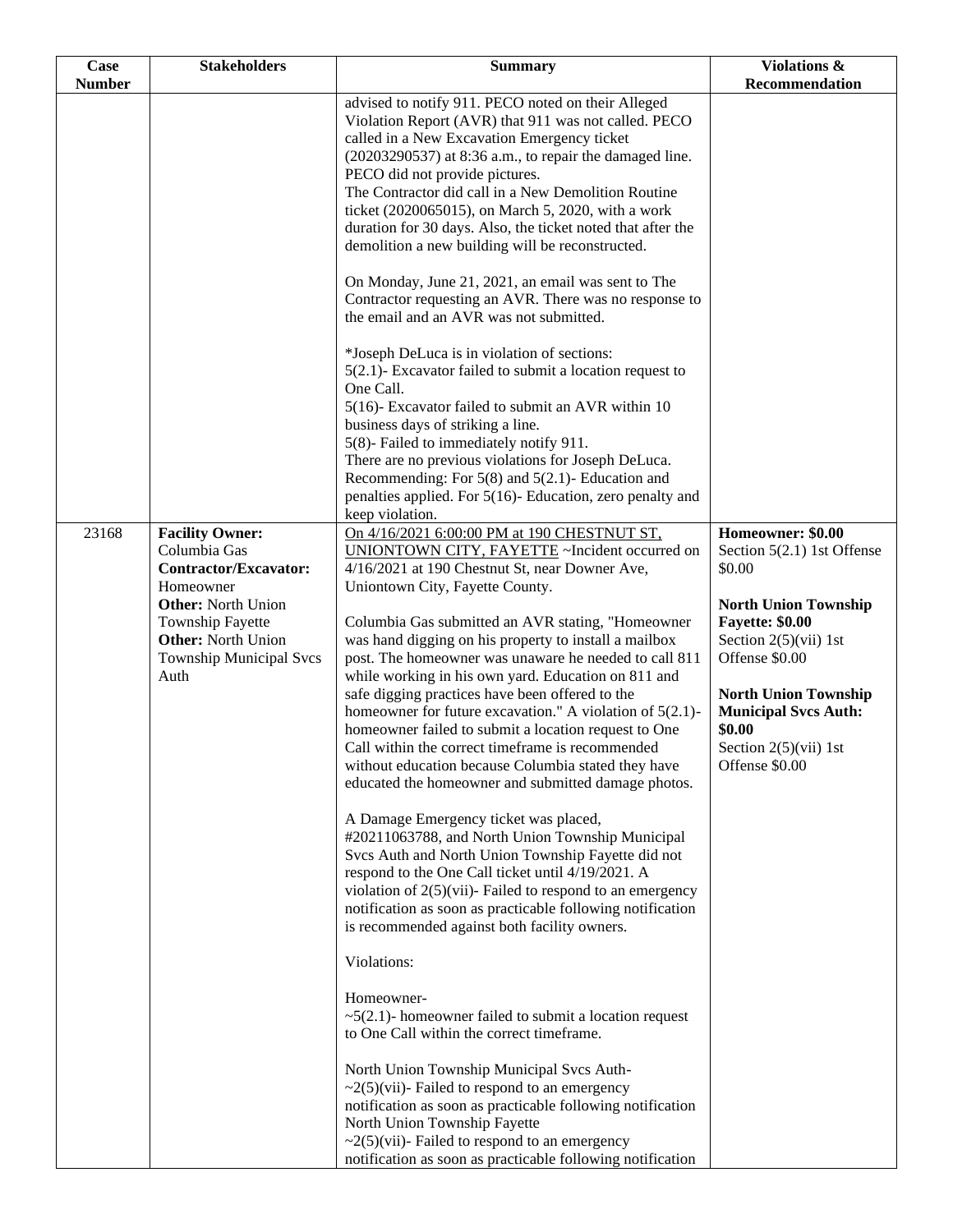| Case Number | Stakeholders | Summary | Violations & Recommendation |
|---|---|---|---|
| | | advised to notify 911. PECO noted on their Alleged Violation Report (AVR) that 911 was not called. PECO called in a New Excavation Emergency ticket (20203290537) at 8:36 a.m., to repair the damaged line. PECO did not provide pictures.<br>The Contractor did call in a New Demolition Routine ticket (2020065015), on March 5, 2020, with a work duration for 30 days. Also, the ticket noted that after the demolition a new building will be reconstructed.<br><br>On Monday, June 21, 2021, an email was sent to The Contractor requesting an AVR. There was no response to the email and an AVR was not submitted.<br><br>*Joseph DeLuca is in violation of sections:<br>5(2.1)- Excavator failed to submit a location request to One Call.<br>5(16)- Excavator failed to submit an AVR within 10 business days of striking a line.<br>5(8)- Failed to immediately notify 911.<br>There are no previous violations for Joseph DeLuca.<br>Recommending: For 5(8) and 5(2.1)- Education and penalties applied. For 5(16)- Education, zero penalty and keep violation. | |
| 23168 | **Facility Owner:** Columbia Gas<br>**Contractor/Excavator:** Homeowner<br>**Other:** North Union Township Fayette<br>**Other:** North Union Township Municipal Svcs Auth | On 4/16/2021 6:00:00 PM at 190 CHESTNUT ST, UNIONTOWN CITY, FAYETTE ~Incident occurred on 4/16/2021 at 190 Chestnut St, near Downer Ave, Uniontown City, Fayette County.<br><br>Columbia Gas submitted an AVR stating, "Homeowner was hand digging on his property to install a mailbox post. The homeowner was unaware he needed to call 811 while working in his own yard. Education on 811 and safe digging practices have been offered to the homeowner for future excavation." A violation of 5(2.1)- homeowner failed to submit a location request to One Call within the correct timeframe is recommended without education because Columbia stated they have educated the homeowner and submitted damage photos.<br><br>A Damage Emergency ticket was placed, #20211063788, and North Union Township Municipal Svcs Auth and North Union Township Fayette did not respond to the One Call ticket until 4/19/2021. A violation of 2(5)(vii)- Failed to respond to an emergency notification as soon as practicable following notification is recommended against both facility owners.<br><br>Violations:<br><br>Homeowner-<br>~5(2.1)- homeowner failed to submit a location request to One Call within the correct timeframe.<br><br>North Union Township Municipal Svcs Auth-<br>~2(5)(vii)- Failed to respond to an emergency notification as soon as practicable following notification<br>North Union Township Fayette<br>~2(5)(vii)- Failed to respond to an emergency notification as soon as practicable following notification | **Homeowner: $0.00**<br>Section 5(2.1) 1st Offense $0.00<br><br>**North Union Township Fayette: $0.00**<br>Section 2(5)(vii) 1st Offense $0.00<br><br>**North Union Township Municipal Svcs Auth: $0.00**<br>Section 2(5)(vii) 1st Offense $0.00 |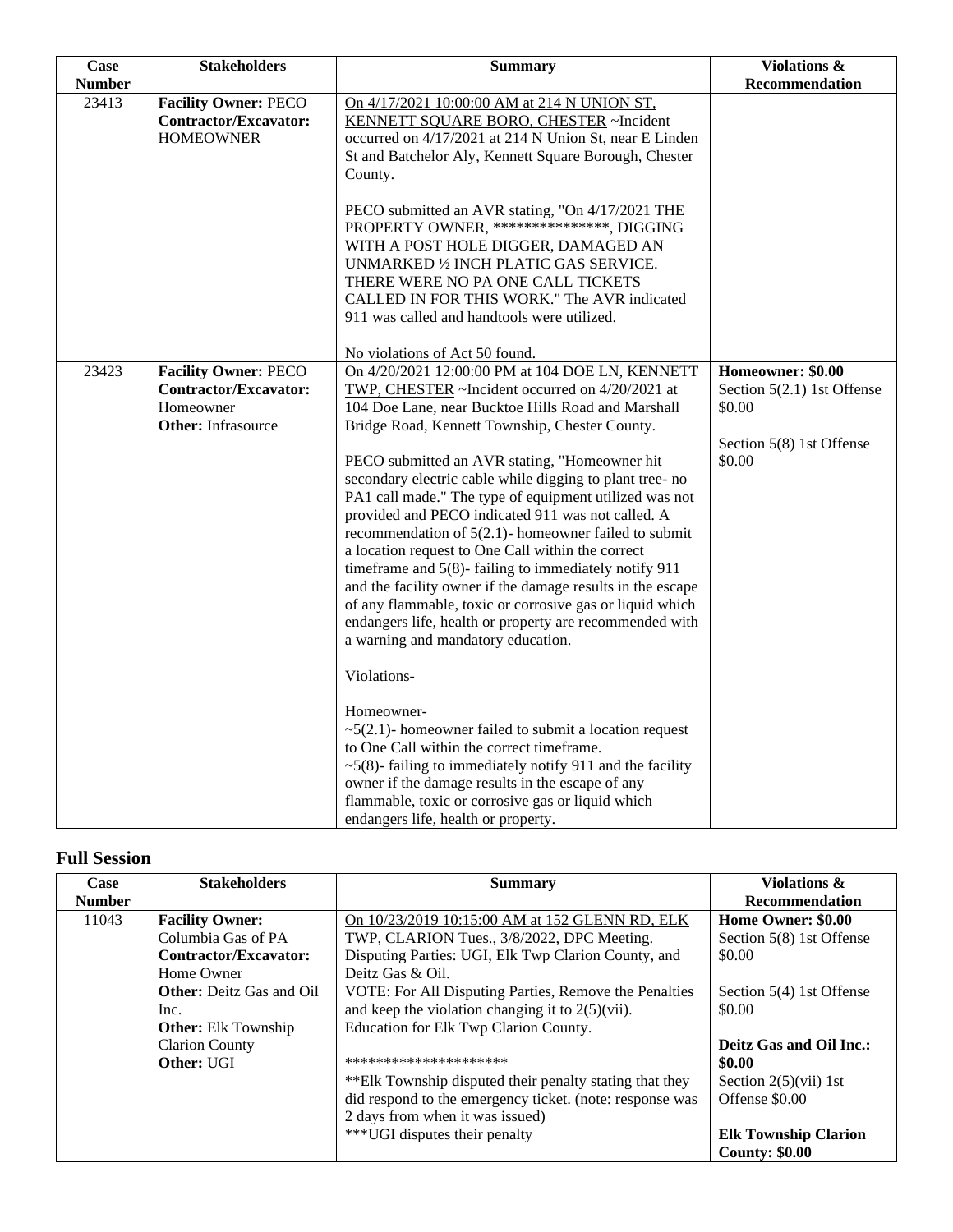| Case Number | Stakeholders | Summary | Violations & Recommendation |
|---|---|---|---|
| 23413 | **Facility Owner:** PECO<br>**Contractor/Excavator:** HOMEOWNER | On 4/17/2021 10:00:00 AM at 214 N UNION ST, KENNETT SQUARE BORO, CHESTER ~Incident occurred on 4/17/2021 at 214 N Union St, near E Linden St and Batchelor Aly, Kennett Square Borough, Chester County.<br><br>PECO submitted an AVR stating, "On 4/17/2021 THE PROPERTY OWNER, ***************, DIGGING WITH A POST HOLE DIGGER, DAMAGED AN UNMARKED ½ INCH PLATIC GAS SERVICE. THERE WERE NO PA ONE CALL TICKETS CALLED IN FOR THIS WORK." The AVR indicated 911 was called and handtools were utilized.<br><br>No violations of Act 50 found. | |
| 23423 | **Facility Owner:** PECO<br>**Contractor/Excavator:** Homeowner<br>**Other:** Infrasource | On 4/20/2021 12:00:00 PM at 104 DOE LN, KENNETT TWP, CHESTER ~Incident occurred on 4/20/2021 at 104 Doe Lane, near Bucktoe Hills Road and Marshall Bridge Road, Kennett Township, Chester County.<br><br>PECO submitted an AVR stating, "Homeowner hit secondary electric cable while digging to plant tree- no PA1 call made." The type of equipment utilized was not provided and PECO indicated 911 was not called. A recommendation of 5(2.1)- homeowner failed to submit a location request to One Call within the correct timeframe and 5(8)- failing to immediately notify 911 and the facility owner if the damage results in the escape of any flammable, toxic or corrosive gas or liquid which endangers life, health or property are recommended with a warning and mandatory education.<br><br>Violations-<br><br>Homeowner-<br>~5(2.1)- homeowner failed to submit a location request to One Call within the correct timeframe.<br>~5(8)- failing to immediately notify 911 and the facility owner if the damage results in the escape of any flammable, toxic or corrosive gas or liquid which endangers life, health or property. | **Homeowner: $0.00**<br>Section 5(2.1) 1st Offense $0.00<br><br>Section 5(8) 1st Offense $0.00 |

## Full Session

| Case Number | Stakeholders | Summary | Violations & Recommendation |
|---|---|---|---|
| 11043 | **Facility Owner:** Columbia Gas of PA<br>**Contractor/Excavator:** Home Owner<br>**Other:** Deitz Gas and Oil Inc.<br>**Other:** Elk Township Clarion County<br>**Other:** UGI | On 10/23/2019 10:15:00 AM at 152 GLENN RD, ELK TWP, CLARION Tues., 3/8/2022, DPC Meeting.<br>Disputing Parties: UGI, Elk Twp Clarion County, and Deitz Gas & Oil.<br>VOTE: For All Disputing Parties, Remove the Penalties and keep the violation changing it to 2(5)(vii).<br>Education for Elk Twp Clarion County.<br><br>*********************<br>**Elk Township disputed their penalty stating that they did respond to the emergency ticket. (note: response was 2 days from when it was issued)<br>***UGI disputes their penalty | **Home Owner: $0.00**<br>Section 5(8) 1st Offense $0.00<br><br>Section 5(4) 1st Offense $0.00<br><br>**Deitz Gas and Oil Inc.: $0.00**<br>Section 2(5)(vii) 1st Offense $0.00<br><br>**Elk Township Clarion County: $0.00** |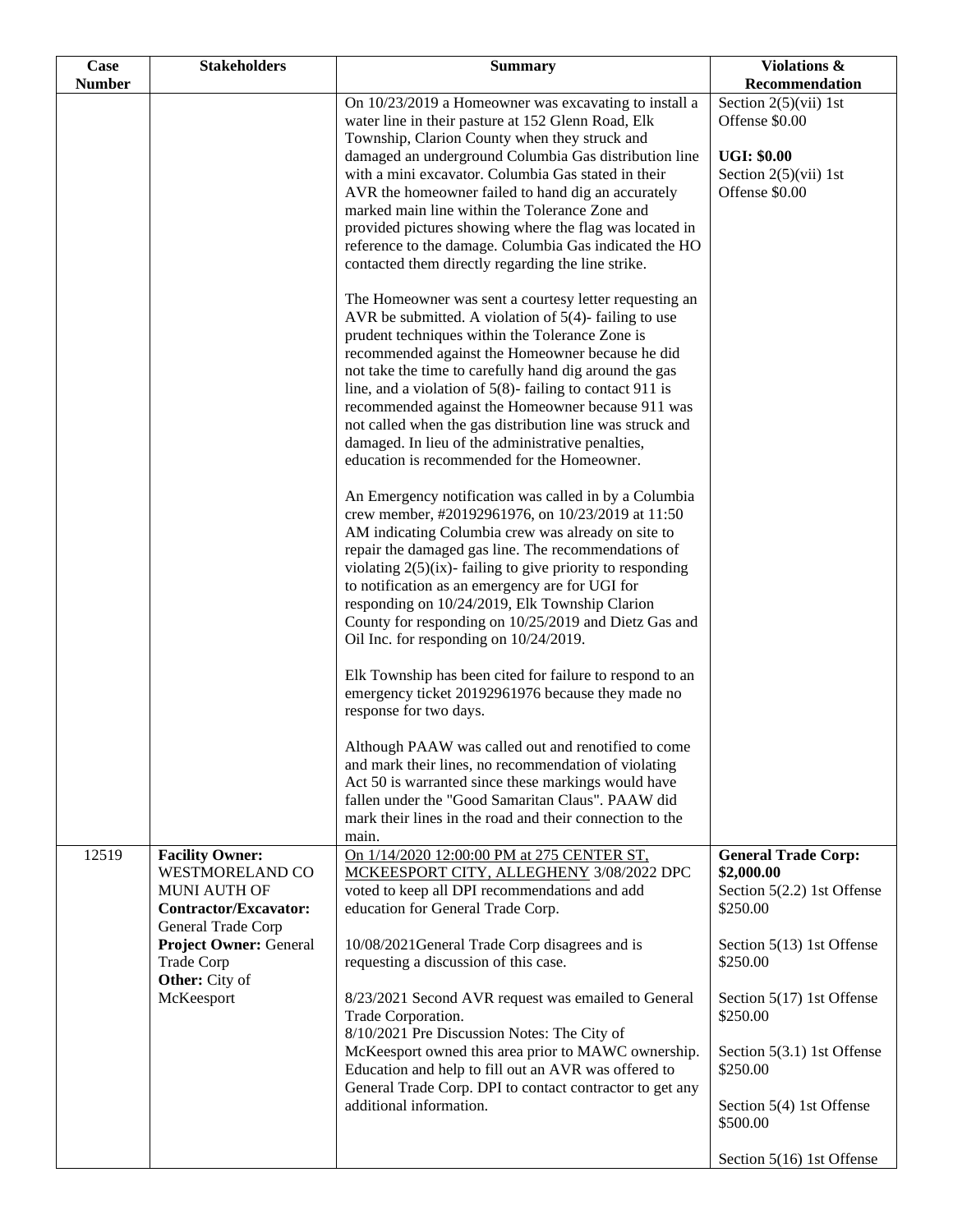| Case Number | Stakeholders | Summary | Violations & Recommendation |
|---|---|---|---|
| | | On 10/23/2019 a Homeowner was excavating to install a water line in their pasture at 152 Glenn Road, Elk Township, Clarion County when they struck and damaged an underground Columbia Gas distribution line with a mini excavator. Columbia Gas stated in their AVR the homeowner failed to hand dig an accurately marked main line within the Tolerance Zone and provided pictures showing where the flag was located in reference to the damage. Columbia Gas indicated the HO contacted them directly regarding the line strike.<br><br>The Homeowner was sent a courtesy letter requesting an AVR be submitted. A violation of 5(4)- failing to use prudent techniques within the Tolerance Zone is recommended against the Homeowner because he did not take the time to carefully hand dig around the gas line, and a violation of 5(8)- failing to contact 911 is recommended against the Homeowner because 911 was not called when the gas distribution line was struck and damaged. In lieu of the administrative penalties, education is recommended for the Homeowner.<br><br>An Emergency notification was called in by a Columbia crew member, #20192961976, on 10/23/2019 at 11:50 AM indicating Columbia crew was already on site to repair the damaged gas line. The recommendations of violating 2(5)(ix)- failing to give priority to responding to notification as an emergency are for UGI for responding on 10/24/2019, Elk Township Clarion County for responding on 10/25/2019 and Dietz Gas and Oil Inc. for responding on 10/24/2019.<br><br>Elk Township has been cited for failure to respond to an emergency ticket 20192961976 because they made no response for two days.<br><br>Although PAAW was called out and renotified to come and mark their lines, no recommendation of violating Act 50 is warranted since these markings would have fallen under the "Good Samaritan Claus". PAAW did mark their lines in the road and their connection to the main. | Section 2(5)(vii) 1st Offense $0.00<br><br>**UGI: $0.00**<br>Section 2(5)(vii) 1st Offense $0.00 |
| 12519 | **Facility Owner:** WESTMORELAND CO MUNI AUTH OF<br>**Contractor/Excavator:** General Trade Corp<br>**Project Owner:** General Trade Corp<br>**Other:** City of McKeesport | On 1/14/2020 12:00:00 PM at 275 CENTER ST, MCKEESPORT CITY, ALLEGHENY 3/08/2022 DPC voted to keep all DPI recommendations and add education for General Trade Corp.<br><br>10/08/2021General Trade Corp disagrees and is requesting a discussion of this case.<br><br>8/23/2021 Second AVR request was emailed to General Trade Corporation.<br>8/10/2021 Pre Discussion Notes: The City of McKeesport owned this area prior to MAWC ownership. Education and help to fill out an AVR was offered to General Trade Corp. DPI to contact contractor to get any additional information. | **General Trade Corp: $2,000.00**<br>Section 5(2.2) 1st Offense $250.00<br><br>Section 5(13) 1st Offense $250.00<br><br>Section 5(17) 1st Offense $250.00<br><br>Section 5(3.1) 1st Offense $250.00<br><br>Section 5(4) 1st Offense $500.00<br><br>Section 5(16) 1st Offense |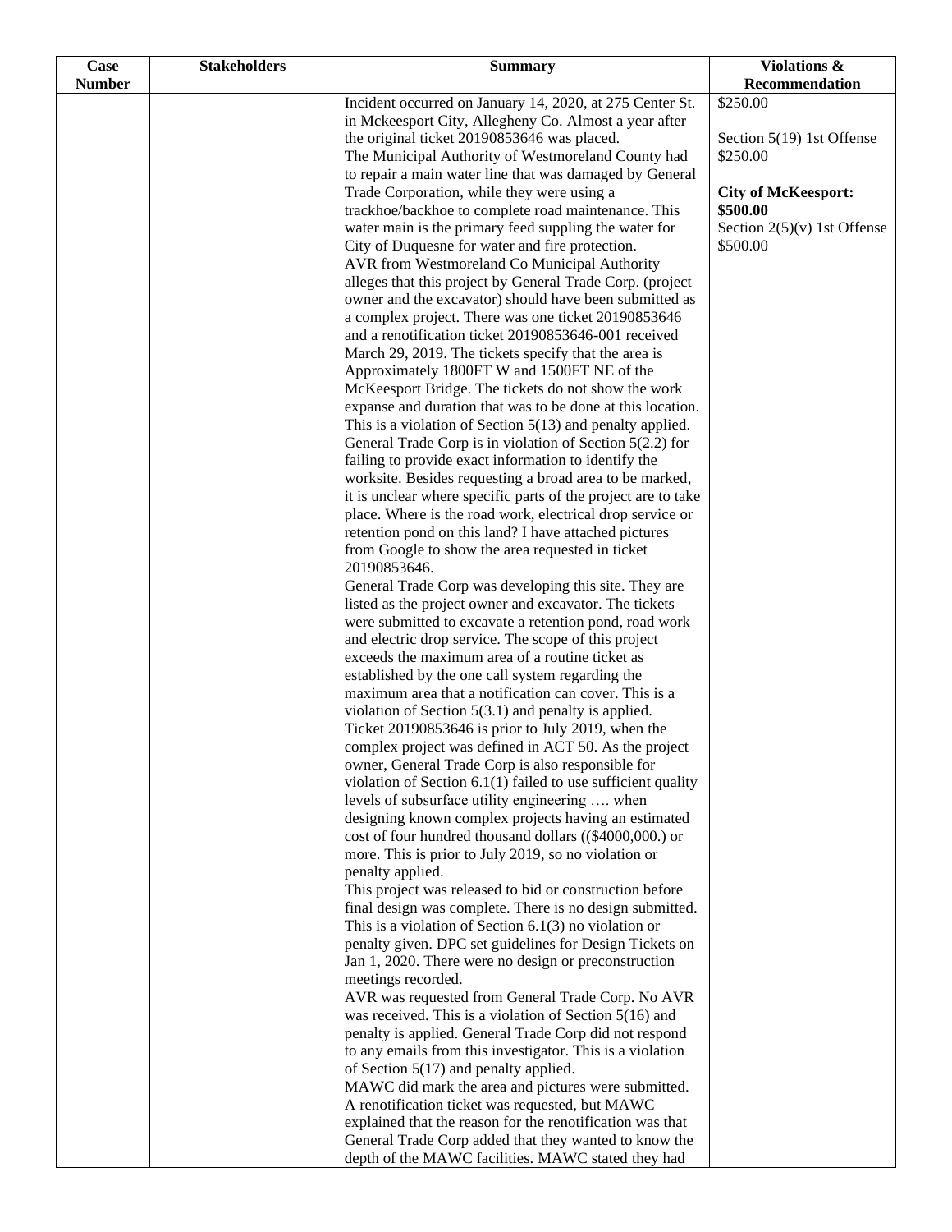| Case Number | Stakeholders | Summary | Violations & Recommendation |
|---|---|---|---|
| | | Incident occurred on January 14, 2020, at 275 Center St. in Mckeesport City, Allegheny Co. Almost a year after the original ticket 20190853646 was placed.<br>The Municipal Authority of Westmoreland County had to repair a main water line that was damaged by General Trade Corporation, while they were using a trackhoe/backhoe to complete road maintenance. This water main is the primary feed suppling the water for City of Duquesne for water and fire protection.<br>AVR from Westmoreland Co Municipal Authority alleges that this project by General Trade Corp. (project owner and the excavator) should have been submitted as a complex project. There was one ticket 20190853646 and a renotification ticket 20190853646-001 received March 29, 2019. The tickets specify that the area is Approximately 1800FT W and 1500FT NE of the McKeesport Bridge. The tickets do not show the work expanse and duration that was to be done at this location. This is a violation of Section 5(13) and penalty applied. General Trade Corp is in violation of Section 5(2.2) for failing to provide exact information to identify the worksite. Besides requesting a broad area to be marked, it is unclear where specific parts of the project are to take place. Where is the road work, electrical drop service or retention pond on this land? I have attached pictures from Google to show the area requested in ticket 20190853646.<br>General Trade Corp was developing this site. They are listed as the project owner and excavator. The tickets were submitted to excavate a retention pond, road work and electric drop service. The scope of this project exceeds the maximum area of a routine ticket as established by the one call system regarding the maximum area that a notification can cover. This is a violation of Section 5(3.1) and penalty is applied.<br>Ticket 20190853646 is prior to July 2019, when the complex project was defined in ACT 50. As the project owner, General Trade Corp is also responsible for violation of Section 6.1(1) failed to use sufficient quality levels of subsurface utility engineering …. when designing known complex projects having an estimated cost of four hundred thousand dollars (($4000,000.) or more. This is prior to July 2019, so no violation or penalty applied.<br>This project was released to bid or construction before final design was complete. There is no design submitted. This is a violation of Section 6.1(3) no violation or penalty given. DPC set guidelines for Design Tickets on Jan 1, 2020. There were no design or preconstruction meetings recorded.<br>AVR was requested from General Trade Corp. No AVR was received. This is a violation of Section 5(16) and penalty is applied. General Trade Corp did not respond to any emails from this investigator. This is a violation of Section 5(17) and penalty applied.<br>MAWC did mark the area and pictures were submitted. A renotification ticket was requested, but MAWC explained that the reason for the renotification was that General Trade Corp added that they wanted to know the depth of the MAWC facilities. MAWC stated they had | $250.00<br><br>Section 5(19) 1st Offense $250.00<br><br>**City of McKeesport: $500.00**<br>Section 2(5)(v) 1st Offense $500.00 |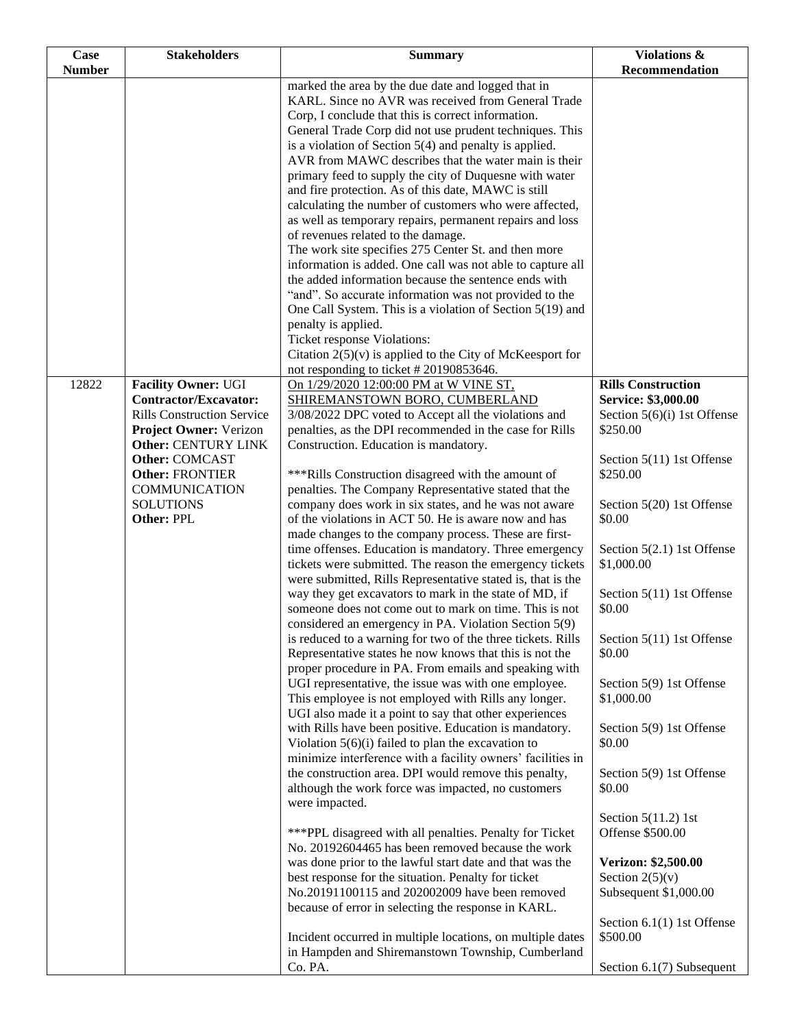| Case Number | Stakeholders | Summary | Violations & Recommendation |
|---|---|---|---|
| | | marked the area by the due date and logged that in KARL. Since no AVR was received from General Trade Corp, I conclude that this is correct information. General Trade Corp did not use prudent techniques. This is a violation of Section 5(4) and penalty is applied.<br>AVR from MAWC describes that the water main is their primary feed to supply the city of Duquesne with water and fire protection. As of this date, MAWC is still calculating the number of customers who were affected, as well as temporary repairs, permanent repairs and loss of revenues related to the damage.<br>The work site specifies 275 Center St. and then more information is added. One call was not able to capture all the added information because the sentence ends with "and". So accurate information was not provided to the One Call System. This is a violation of Section 5(19) and penalty is applied.<br>Ticket response Violations:<br>Citation 2(5)(v) is applied to the City of McKeesport for not responding to ticket # 20190853646. | |
| 12822 | **Facility Owner:** UGI<br>**Contractor/Excavator:** Rills Construction Service<br>**Project Owner:** Verizon<br>**Other:** CENTURY LINK<br>**Other:** COMCAST<br>**Other:** FRONTIER COMMUNICATION SOLUTIONS<br>**Other:** PPL | On 1/29/2020 12:00:00 PM at W VINE ST, SHIREMANSTOWN BORO, CUMBERLAND<br>3/08/2022 DPC voted to Accept all the violations and penalties, as the DPI recommended in the case for Rills Construction. Education is mandatory.<br><br>***Rills Construction disagreed with the amount of penalties. The Company Representative stated that the company does work in six states, and he was not aware of the violations in ACT 50. He is aware now and has made changes to the company process. These are first-time offenses. Education is mandatory. Three emergency tickets were submitted. The reason the emergency tickets were submitted, Rills Representative stated is, that is the way they get excavators to mark in the state of MD, if someone does not come out to mark on time. This is not considered an emergency in PA. Violation Section 5(9) is reduced to a warning for two of the three tickets. Rills Representative states he now knows that this is not the proper procedure in PA. From emails and speaking with UGI representative, the issue was with one employee. This employee is not employed with Rills any longer. UGI also made it a point to say that other experiences with Rills have been positive. Education is mandatory. Violation 5(6)(i) failed to plan the excavation to minimize interference with a facility owners' facilities in the construction area. DPI would remove this penalty, although the work force was impacted, no customers were impacted.<br><br>***PPL disagreed with all penalties. Penalty for Ticket No. 20192604465 has been removed because the work was done prior to the lawful start date and that was the best response for the situation. Penalty for ticket No.20191100115 and 202002009 have been removed because of error in selecting the response in KARL.<br><br>Incident occurred in multiple locations, on multiple dates in Hampden and Shiremanstown Township, Cumberland Co. PA. | **Rills Construction Service: $3,000.00**<br>Section 5(6)(i) 1st Offense $250.00<br><br>Section 5(11) 1st Offense $250.00<br><br>Section 5(20) 1st Offense $0.00<br><br>Section 5(2.1) 1st Offense $1,000.00<br><br>Section 5(11) 1st Offense $0.00<br><br>Section 5(11) 1st Offense $0.00<br><br>Section 5(9) 1st Offense $1,000.00<br><br>Section 5(9) 1st Offense $0.00<br><br>Section 5(9) 1st Offense $0.00<br><br>Section 5(11.2) 1st Offense $500.00<br><br>**Verizon: $2,500.00**<br>Section 2(5)(v) Subsequent $1,000.00<br><br>Section 6.1(1) 1st Offense $500.00<br><br>Section 6.1(7) Subsequent |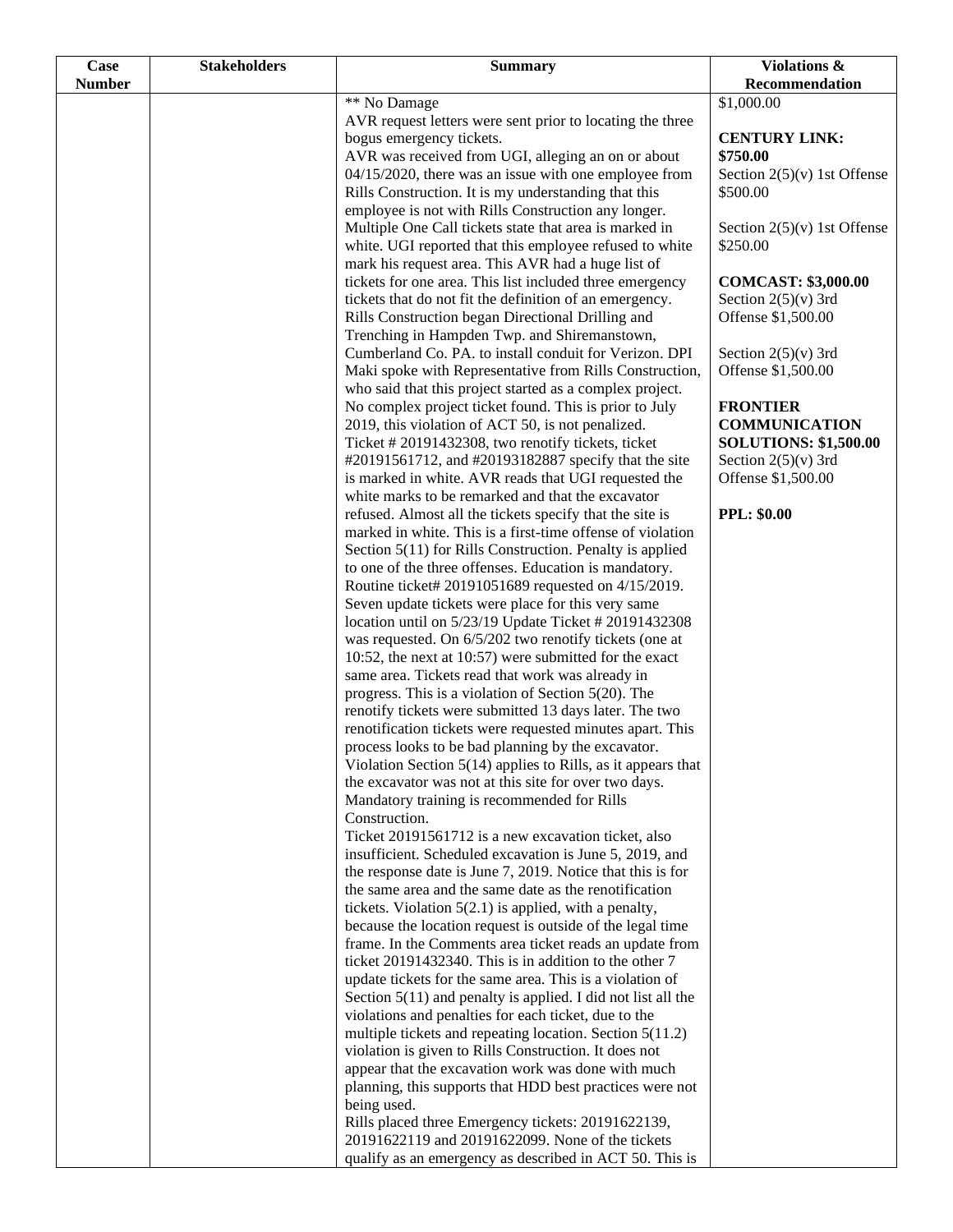| Case Number | Stakeholders | Summary | Violations & Recommendation |
|---|---|---|---|
| | | ** No Damage<br>AVR request letters were sent prior to locating the three bogus emergency tickets.<br>AVR was received from UGI, alleging an on or about 04/15/2020, there was an issue with one employee from Rills Construction. It is my understanding that this employee is not with Rills Construction any longer. Multiple One Call tickets state that area is marked in white. UGI reported that this employee refused to white mark his request area. This AVR had a huge list of tickets for one area. This list included three emergency tickets that do not fit the definition of an emergency. Rills Construction began Directional Drilling and Trenching in Hampden Twp. and Shiremanstown, Cumberland Co. PA. to install conduit for Verizon. DPI Maki spoke with Representative from Rills Construction, who said that this project started as a complex project. No complex project ticket found. This is prior to July 2019, this violation of ACT 50, is not penalized. Ticket # 20191432308, two renotify tickets, ticket #20191561712, and #20193182887 specify that the site is marked in white. AVR reads that UGI requested the white marks to be remarked and that the excavator refused. Almost all the tickets specify that the site is marked in white. This is a first-time offense of violation Section 5(11) for Rills Construction. Penalty is applied to one of the three offenses. Education is mandatory. Routine ticket# 20191051689 requested on 4/15/2019. Seven update tickets were place for this very same location until on 5/23/19 Update Ticket # 20191432308 was requested. On 6/5/202 two renotify tickets (one at 10:52, the next at 10:57) were submitted for the exact same area. Tickets read that work was already in progress. This is a violation of Section 5(20). The renotify tickets were submitted 13 days later. The two renotification tickets were requested minutes apart. This process looks to be bad planning by the excavator. Violation Section 5(14) applies to Rills, as it appears that the excavator was not at this site for over two days. Mandatory training is recommended for Rills Construction.<br>Ticket 20191561712 is a new excavation ticket, also insufficient. Scheduled excavation is June 5, 2019, and the response date is June 7, 2019. Notice that this is for the same area and the same date as the renotification tickets. Violation 5(2.1) is applied, with a penalty, because the location request is outside of the legal time frame. In the Comments area ticket reads an update from ticket 20191432340. This is in addition to the other 7 update tickets for the same area. This is a violation of Section 5(11) and penalty is applied. I did not list all the violations and penalties for each ticket, due to the multiple tickets and repeating location. Section 5(11.2) violation is given to Rills Construction. It does not appear that the excavation work was done with much planning, this supports that HDD best practices were not being used.<br>Rills placed three Emergency tickets: 20191622139, 20191622119 and 20191622099. None of the tickets qualify as an emergency as described in ACT 50. This is | $1,000.00<br><br>**CENTURY LINK: $750.00**<br>Section 2(5)(v) 1st Offense $500.00<br><br>Section 2(5)(v) 1st Offense $250.00<br><br>**COMCAST: $3,000.00**<br>Section 2(5)(v) 3rd Offense $1,500.00<br><br>Section 2(5)(v) 3rd Offense $1,500.00<br><br>**FRONTIER COMMUNICATION SOLUTIONS: $1,500.00**<br>Section 2(5)(v) 3rd Offense $1,500.00<br><br>**PPL: $0.00** |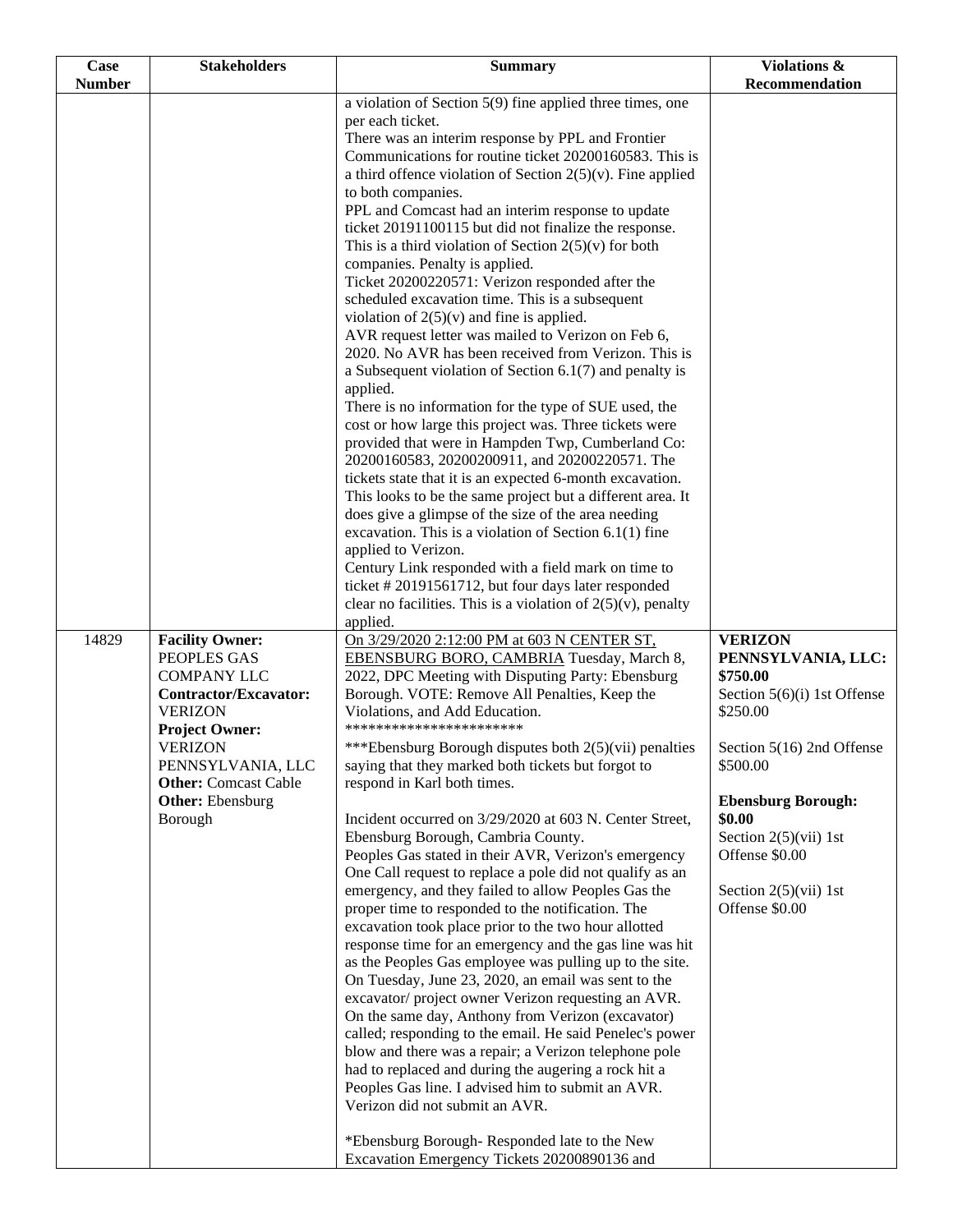| Case Number | Stakeholders | Summary | Violations & Recommendation |
|---|---|---|---|
| | | a violation of Section 5(9) fine applied three times, one per each ticket.<br>There was an interim response by PPL and Frontier Communications for routine ticket 20200160583. This is a third offence violation of Section 2(5)(v). Fine applied to both companies.<br>PPL and Comcast had an interim response to update ticket 20191100115 but did not finalize the response. This is a third violation of Section 2(5)(v) for both companies. Penalty is applied.<br>Ticket 20200220571: Verizon responded after the scheduled excavation time. This is a subsequent violation of 2(5)(v) and fine is applied.<br>AVR request letter was mailed to Verizon on Feb 6, 2020. No AVR has been received from Verizon. This is a Subsequent violation of Section 6.1(7) and penalty is applied.<br>There is no information for the type of SUE used, the cost or how large this project was. Three tickets were provided that were in Hampden Twp, Cumberland Co: 20200160583, 20200200911, and 20200220571. The tickets state that it is an expected 6-month excavation. This looks to be the same project but a different area. It does give a glimpse of the size of the area needing excavation. This is a violation of Section 6.1(1) fine applied to Verizon.<br>Century Link responded with a field mark on time to ticket # 20191561712, but four days later responded clear no facilities. This is a violation of 2(5)(v), penalty applied. | |
| 14829 | **Facility Owner:** PEOPLES GAS COMPANY LLC<br>**Contractor/Excavator:** VERIZON<br>**Project Owner:** VERIZON PENNSYLVANIA, LLC<br>**Other:** Comcast Cable<br>**Other:** Ebensburg Borough | On 3/29/2020 2:12:00 PM at 603 N CENTER ST, EBENSBURG BORO, CAMBRIA Tuesday, March 8, 2022, DPC Meeting with Disputing Party: Ebensburg Borough. VOTE: Remove All Penalties, Keep the Violations, and Add Education.<br>***********************<br>***Ebensburg Borough disputes both 2(5)(vii) penalties saying that they marked both tickets but forgot to respond in Karl both times.<br><br>Incident occurred on 3/29/2020 at 603 N. Center Street, Ebensburg Borough, Cambria County.<br>Peoples Gas stated in their AVR, Verizon's emergency One Call request to replace a pole did not qualify as an emergency, and they failed to allow Peoples Gas the proper time to responded to the notification. The excavation took place prior to the two hour allotted response time for an emergency and the gas line was hit as the Peoples Gas employee was pulling up to the site.<br>On Tuesday, June 23, 2020, an email was sent to the excavator/ project owner Verizon requesting an AVR. On the same day, Anthony from Verizon (excavator) called; responding to the email. He said Penelec's power blow and there was a repair; a Verizon telephone pole had to replaced and during the augering a rock hit a Peoples Gas line. I advised him to submit an AVR. Verizon did not submit an AVR.<br><br>*Ebensburg Borough- Responded late to the New Excavation Emergency Tickets 20200890136 and | **VERIZON PENNSYLVANIA, LLC: $750.00**<br>Section 5(6)(i) 1st Offense $250.00<br><br>Section 5(16) 2nd Offense $500.00<br><br>**Ebensburg Borough: $0.00**<br>Section 2(5)(vii) 1st Offense $0.00<br><br>Section 2(5)(vii) 1st Offense $0.00 |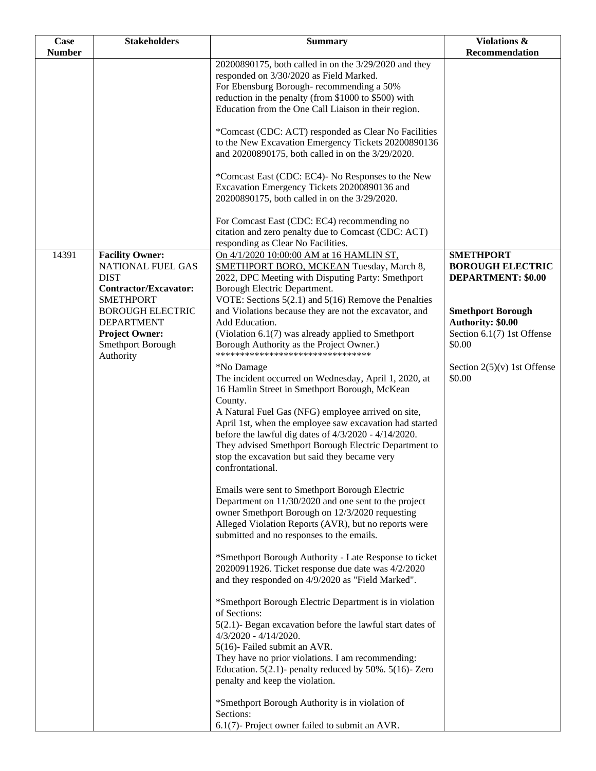| Case Number | Stakeholders | Summary | Violations & Recommendation |
|---|---|---|---|
| | | 20200890175, both called in on the 3/29/2020 and they responded on 3/30/2020 as Field Marked.<br>For Ebensburg Borough- recommending a 50% reduction in the penalty (from $1000 to $500) with Education from the One Call Liaison in their region.<br><br>*Comcast (CDC: ACT) responded as Clear No Facilities to the New Excavation Emergency Tickets 20200890136 and 20200890175, both called in on the 3/29/2020.<br><br>*Comcast East (CDC: EC4)- No Responses to the New Excavation Emergency Tickets 20200890136 and 20200890175, both called in on the 3/29/2020.<br><br>For Comcast East (CDC: EC4) recommending no citation and zero penalty due to Comcast (CDC: ACT) responding as Clear No Facilities. | |
| 14391 | **Facility Owner:** NATIONAL FUEL GAS DIST<br>**Contractor/Excavator:** SMETHPORT BOROUGH ELECTRIC DEPARTMENT<br>**Project Owner:** Smethport Borough Authority | On 4/1/2020 10:00:00 AM at 16 HAMLIN ST, SMETHPORT BORO, MCKEAN Tuesday, March 8, 2022, DPC Meeting with Disputing Party: Smethport Borough Electric Department.<br>VOTE: Sections 5(2.1) and 5(16) Remove the Penalties and Violations because they are not the excavator, and Add Education.<br>(Violation 6.1(7) was already applied to Smethport Borough Authority as the Project Owner.)<br>********************************<br>*No Damage<br>The incident occurred on Wednesday, April 1, 2020, at 16 Hamlin Street in Smethport Borough, McKean County.<br>A Natural Fuel Gas (NFG) employee arrived on site, April 1st, when the employee saw excavation had started before the lawful dig dates of 4/3/2020 - 4/14/2020. They advised Smethport Borough Electric Department to stop the excavation but said they became very confrontational.<br><br>Emails were sent to Smethport Borough Electric Department on 11/30/2020 and one sent to the project owner Smethport Borough on 12/3/2020 requesting Alleged Violation Reports (AVR), but no reports were submitted and no responses to the emails.<br><br>*Smethport Borough Authority - Late Response to ticket 20200911926. Ticket response due date was 4/2/2020 and they responded on 4/9/2020 as "Field Marked".<br><br>*Smethport Borough Electric Department is in violation of Sections:<br>5(2.1)- Began excavation before the lawful start dates of 4/3/2020 - 4/14/2020.<br>5(16)- Failed submit an AVR.<br>They have no prior violations. I am recommending: Education. 5(2.1)- penalty reduced by 50%. 5(16)- Zero penalty and keep the violation.<br><br>*Smethport Borough Authority is in violation of Sections:<br>6.1(7)- Project owner failed to submit an AVR. | **SMETHPORT BOROUGH ELECTRIC DEPARTMENT: $0.00**<br><br>**Smethport Borough Authority: $0.00**<br>Section 6.1(7) 1st Offense $0.00<br><br>Section 2(5)(v) 1st Offense $0.00 |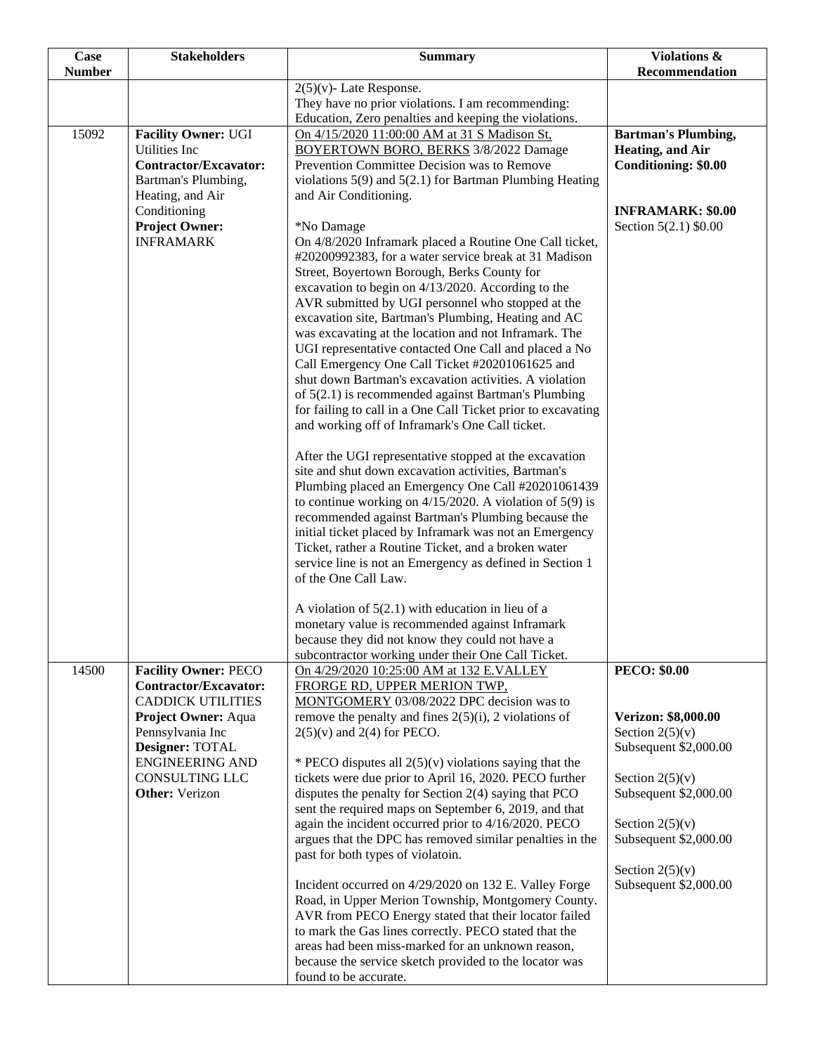| Case Number | Stakeholders | Summary | Violations & Recommendation |
|---|---|---|---|
| | | 2(5)(v)- Late Response.<br>They have no prior violations. I am recommending: Education, Zero penalties and keeping the violations. | |
| 15092 | **Facility Owner:** UGI Utilities Inc<br>**Contractor/Excavator:** Bartman's Plumbing, Heating, and Air Conditioning<br>**Project Owner:** INFRAMARK | On 4/15/2020 11:00:00 AM at 31 S Madison St, BOYERTOWN BORO, BERKS 3/8/2022 Damage Prevention Committee Decision was to Remove violations 5(9) and 5(2.1) for Bartman Plumbing Heating and Air Conditioning.<br><br>*No Damage<br>On 4/8/2020 Inframark placed a Routine One Call ticket, #20200992383, for a water service break at 31 Madison Street, Boyertown Borough, Berks County for excavation to begin on 4/13/2020. According to the AVR submitted by UGI personnel who stopped at the excavation site, Bartman's Plumbing, Heating and AC was excavating at the location and not Inframark. The UGI representative contacted One Call and placed a No Call Emergency One Call Ticket #20201061625 and shut down Bartman's excavation activities. A violation of 5(2.1) is recommended against Bartman's Plumbing for failing to call in a One Call Ticket prior to excavating and working off of Inframark's One Call ticket.<br><br>After the UGI representative stopped at the excavation site and shut down excavation activities, Bartman's Plumbing placed an Emergency One Call #20201061439 to continue working on 4/15/2020. A violation of 5(9) is recommended against Bartman's Plumbing because the initial ticket placed by Inframark was not an Emergency Ticket, rather a Routine Ticket, and a broken water service line is not an Emergency as defined in Section 1 of the One Call Law.<br><br>A violation of 5(2.1) with education in lieu of a monetary value is recommended against Inframark because they did not know they could not have a subcontractor working under their One Call Ticket. | **Bartman's Plumbing, Heating, and Air Conditioning: $0.00**<br><br>**INFRAMARK: $0.00**<br>Section 5(2.1) $0.00 |
| 14500 | **Facility Owner:** PECO<br>**Contractor/Excavator:** CADDICK UTILITIES<br>**Project Owner:** Aqua Pennsylvania Inc<br>**Designer:** TOTAL ENGINEERING AND CONSULTING LLC<br>**Other:** Verizon | On 4/29/2020 10:25:00 AM at 132 E.VALLEY FRORGE RD, UPPER MERION TWP, MONTGOMERY 03/08/2022 DPC decision was to remove the penalty and fines 2(5)(i), 2 violations of 2(5)(v) and 2(4) for PECO.<br><br>* PECO disputes all 2(5)(v) violations saying that the tickets were due prior to April 16, 2020. PECO further disputes the penalty for Section 2(4) saying that PCO sent the required maps on September 6, 2019, and that again the incident occurred prior to 4/16/2020. PECO argues that the DPC has removed similar penalties in the past for both types of violatoin.<br><br>Incident occurred on 4/29/2020 on 132 E. Valley Forge Road, in Upper Merion Township, Montgomery County. AVR from PECO Energy stated that their locator failed to mark the Gas lines correctly. PECO stated that the areas had been miss-marked for an unknown reason, because the service sketch provided to the locator was found to be accurate. | **PECO: $0.00**<br><br>**Verizon: $8,000.00**<br>Section 2(5)(v) Subsequent $2,000.00<br><br>Section 2(5)(v) Subsequent $2,000.00<br><br>Section 2(5)(v) Subsequent $2,000.00<br><br>Section 2(5)(v) Subsequent $2,000.00 |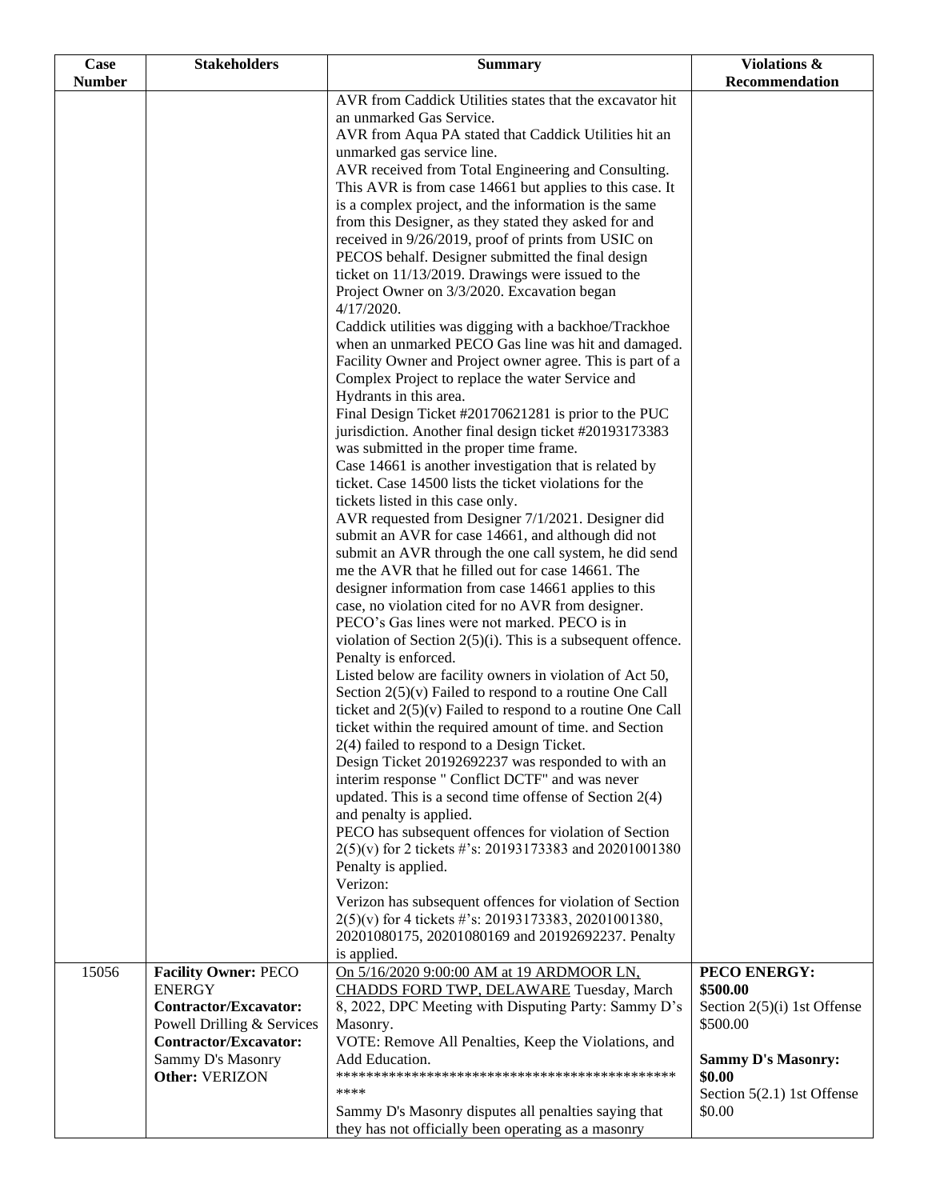| Case Number | Stakeholders | Summary | Violations & Recommendation |
|---|---|---|---|
| | | AVR from Caddick Utilities states that the excavator hit an unmarked Gas Service.<br>AVR from Aqua PA stated that Caddick Utilities hit an unmarked gas service line.<br>AVR received from Total Engineering and Consulting. This AVR is from case 14661 but applies to this case. It is a complex project, and the information is the same from this Designer, as they stated they asked for and received in 9/26/2019, proof of prints from USIC on PECOS behalf. Designer submitted the final design ticket on 11/13/2019. Drawings were issued to the Project Owner on 3/3/2020. Excavation began 4/17/2020.<br>Caddick utilities was digging with a backhoe/Trackhoe when an unmarked PECO Gas line was hit and damaged. Facility Owner and Project owner agree. This is part of a Complex Project to replace the water Service and Hydrants in this area.<br>Final Design Ticket #20170621281 is prior to the PUC jurisdiction. Another final design ticket #20193173383 was submitted in the proper time frame.<br>Case 14661 is another investigation that is related by ticket. Case 14500 lists the ticket violations for the tickets listed in this case only.<br>AVR requested from Designer 7/1/2021. Designer did submit an AVR for case 14661, and although did not submit an AVR through the one call system, he did send me the AVR that he filled out for case 14661. The designer information from case 14661 applies to this case, no violation cited for no AVR from designer.<br>PECO's Gas lines were not marked. PECO is in violation of Section 2(5)(i). This is a subsequent offence. Penalty is enforced.<br>Listed below are facility owners in violation of Act 50, Section 2(5)(v) Failed to respond to a routine One Call ticket and 2(5)(v) Failed to respond to a routine One Call ticket within the required amount of time. and Section 2(4) failed to respond to a Design Ticket.<br>Design Ticket 20192692237 was responded to with an interim response " Conflict DCTF" and was never updated. This is a second time offense of Section 2(4) and penalty is applied.<br>PECO has subsequent offences for violation of Section 2(5)(v) for 2 tickets #'s: 20193173383 and 20201001380 Penalty is applied.<br>Verizon:<br>Verizon has subsequent offences for violation of Section 2(5)(v) for 4 tickets #'s: 20193173383, 20201001380, 20201080175, 20201080169 and 20192692237. Penalty is applied. | |
| 15056 | **Facility Owner:** PECO ENERGY<br>**Contractor/Excavator:** Powell Drilling & Services<br>**Contractor/Excavator:** Sammy D's Masonry<br>**Other:** VERIZON | On 5/16/2020 9:00:00 AM at 19 ARDMOOR LN, CHADDS FORD TWP, DELAWARE Tuesday, March 8, 2022, DPC Meeting with Disputing Party: Sammy D's Masonry.<br>VOTE: Remove All Penalties, Keep the Violations, and Add Education.<br>*************************************************<br>Sammy D's Masonry disputes all penalties saying that they has not officially been operating as a masonry | **PECO ENERGY: $500.00**<br>Section 2(5)(i) 1st Offense $500.00<br><br>**Sammy D's Masonry: $0.00**<br>Section 5(2.1) 1st Offense $0.00 |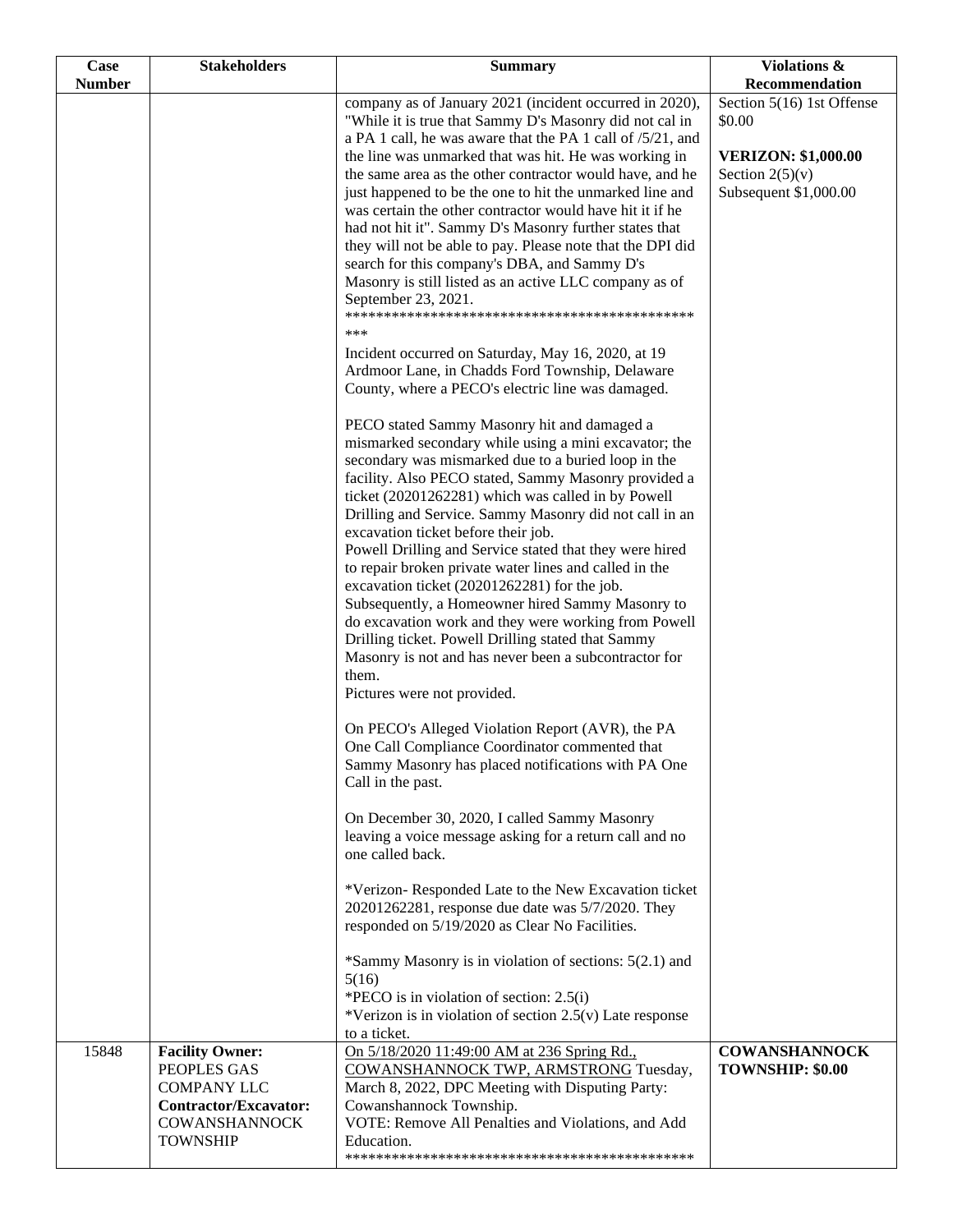| Case Number | Stakeholders | Summary | Violations & Recommendation |
|---|---|---|---|
| | | company as of January 2021 (incident occurred in 2020), "While it is true that Sammy D's Masonry did not cal in a PA 1 call, he was aware that the PA 1 call of /5/21, and the line was unmarked that was hit. He was working in the same area as the other contractor would have, and he just happened to be the one to hit the unmarked line and was certain the other contractor would have hit it if he had not hit it". Sammy D's Masonry further states that they will not be able to pay. Please note that the DPI did search for this company's DBA, and Sammy D's Masonry is still listed as an active LLC company as of September 23, 2021.<br>**********************************************<br>***<br>Incident occurred on Saturday, May 16, 2020, at 19 Ardmoor Lane, in Chadds Ford Township, Delaware County, where a PECO's electric line was damaged.<br><br>PECO stated Sammy Masonry hit and damaged a mismarked secondary while using a mini excavator; the secondary was mismarked due to a buried loop in the facility. Also PECO stated, Sammy Masonry provided a ticket (20201262281) which was called in by Powell Drilling and Service. Sammy Masonry did not call in an excavation ticket before their job.<br>Powell Drilling and Service stated that they were hired to repair broken private water lines and called in the excavation ticket (20201262281) for the job. Subsequently, a Homeowner hired Sammy Masonry to do excavation work and they were working from Powell Drilling ticket. Powell Drilling stated that Sammy Masonry is not and has never been a subcontractor for them.<br>Pictures were not provided.<br><br>On PECO's Alleged Violation Report (AVR), the PA One Call Compliance Coordinator commented that Sammy Masonry has placed notifications with PA One Call in the past.<br><br>On December 30, 2020, I called Sammy Masonry leaving a voice message asking for a return call and no one called back.<br><br>*Verizon- Responded Late to the New Excavation ticket 20201262281, response due date was 5/7/2020. They responded on 5/19/2020 as Clear No Facilities.<br><br>*Sammy Masonry is in violation of sections: 5(2.1) and 5(16)<br>*PECO is in violation of section: 2.5(i)<br>*Verizon is in violation of section 2.5(v) Late response to a ticket. | Section 5(16) 1st Offense $0.00<br><br>**VERIZON: $1,000.00**<br>Section 2(5)(v)<br>Subsequent $1,000.00 |
| 15848 | **Facility Owner:**<br>PEOPLES GAS COMPANY LLC<br>**Contractor/Excavator:**<br>COWANSHANNOCK TOWNSHIP | On 5/18/2020 11:49:00 AM at 236 Spring Rd., COWANSHANNOCK TWP, ARMSTRONG Tuesday, March 8, 2022, DPC Meeting with Disputing Party: Cowanshannock Township.<br>VOTE: Remove All Penalties and Violations, and Add Education.<br>********************************************** | **COWANSHANNOCK TOWNSHIP: $0.00** |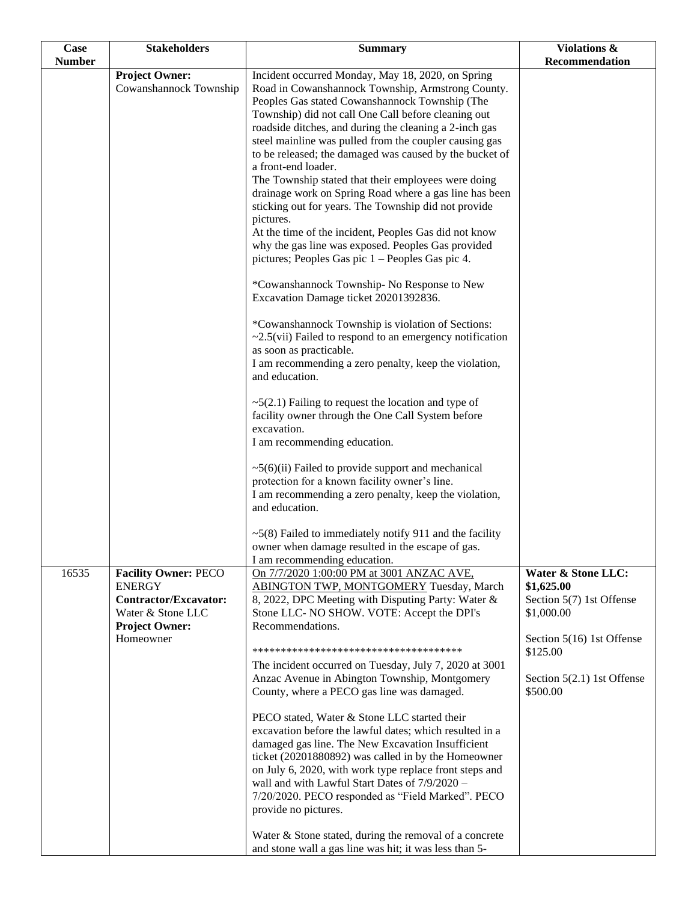| Case Number | Stakeholders | Summary | Violations & Recommendation |
|---|---|---|---|
| | **Project Owner:** Cowanshannock Township | Incident occurred Monday, May 18, 2020, on Spring Road in Cowanshannock Township, Armstrong County. Peoples Gas stated Cowanshannock Township (The Township) did not call One Call before cleaning out roadside ditches, and during the cleaning a 2-inch gas steel mainline was pulled from the coupler causing gas to be released; the damaged was caused by the bucket of a front-end loader.<br>The Township stated that their employees were doing drainage work on Spring Road where a gas line has been sticking out for years. The Township did not provide pictures.<br>At the time of the incident, Peoples Gas did not know why the gas line was exposed. Peoples Gas provided pictures; Peoples Gas pic 1 – Peoples Gas pic 4.<br><br>*Cowanshannock Township- No Response to New Excavation Damage ticket 20201392836.<br><br>*Cowanshannock Township is violation of Sections:<br>~2.5(vii) Failed to respond to an emergency notification as soon as practicable.<br>I am recommending a zero penalty, keep the violation, and education.<br><br>~5(2.1) Failing to request the location and type of facility owner through the One Call System before excavation.<br>I am recommending education.<br><br>~5(6)(ii) Failed to provide support and mechanical protection for a known facility owner's line.<br>I am recommending a zero penalty, keep the violation, and education.<br><br>~5(8) Failed to immediately notify 911 and the facility owner when damage resulted in the escape of gas.<br>I am recommending education. | |
| 16535 | **Facility Owner:** PECO ENERGY<br>**Contractor/Excavator:** Water & Stone LLC<br>**Project Owner:** Homeowner | On 7/7/2020 1:00:00 PM at 3001 ANZAC AVE, ABINGTON TWP, MONTGOMERY Tuesday, March 8, 2022, DPC Meeting with Disputing Party: Water & Stone LLC- NO SHOW. VOTE: Accept the DPI's Recommendations.<br><br>**************************************<br>The incident occurred on Tuesday, July 7, 2020 at 3001 Anzac Avenue in Abington Township, Montgomery County, where a PECO gas line was damaged.<br><br>PECO stated, Water & Stone LLC started their excavation before the lawful dates; which resulted in a damaged gas line. The New Excavation Insufficient ticket (20201880892) was called in by the Homeowner on July 6, 2020, with work type replace front steps and wall and with Lawful Start Dates of 7/9/2020 – 7/20/2020. PECO responded as "Field Marked". PECO provide no pictures.<br><br>Water & Stone stated, during the removal of a concrete and stone wall a gas line was hit; it was less than 5- | **Water & Stone LLC: $1,625.00**<br>Section 5(7) 1st Offense $1,000.00<br><br>Section 5(16) 1st Offense $125.00<br><br>Section 5(2.1) 1st Offense $500.00 |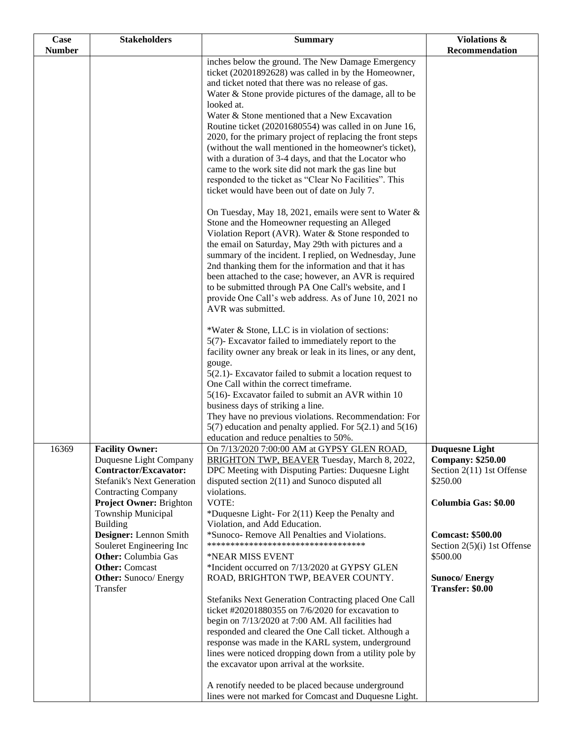| Case Number | Stakeholders | Summary | Violations & Recommendation |
|---|---|---|---|
| | | inches below the ground. The New Damage Emergency ticket (20201892628) was called in by the Homeowner, and ticket noted that there was no release of gas.<br>Water & Stone provide pictures of the damage, all to be looked at.<br>Water & Stone mentioned that a New Excavation Routine ticket (20201680554) was called in on June 16, 2020, for the primary project of replacing the front steps (without the wall mentioned in the homeowner's ticket), with a duration of 3-4 days, and that the Locator who came to the work site did not mark the gas line but responded to the ticket as "Clear No Facilities". This ticket would have been out of date on July 7.<br><br>On Tuesday, May 18, 2021, emails were sent to Water & Stone and the Homeowner requesting an Alleged Violation Report (AVR). Water & Stone responded to the email on Saturday, May 29th with pictures and a summary of the incident. I replied, on Wednesday, June 2nd thanking them for the information and that it has been attached to the case; however, an AVR is required to be submitted through PA One Call's website, and I provide One Call's web address. As of June 10, 2021 no AVR was submitted.<br><br>*Water & Stone, LLC is in violation of sections:<br>5(7)- Excavator failed to immediately report to the facility owner any break or leak in its lines, or any dent, gouge.<br>5(2.1)- Excavator failed to submit a location request to One Call within the correct timeframe.<br>5(16)- Excavator failed to submit an AVR within 10 business days of striking a line.<br>They have no previous violations. Recommendation: For 5(7) education and penalty applied. For 5(2.1) and 5(16) education and reduce penalties to 50%. | |
| 16369 | **Facility Owner:** Duquesne Light Company<br>**Contractor/Excavator:** Stefanik's Next Generation Contracting Company<br>**Project Owner:** Brighton Township Municipal Building<br>**Designer:** Lennon Smith Souleret Engineering Inc<br>**Other:** Columbia Gas<br>**Other:** Comcast<br>**Other:** Sunoco/ Energy Transfer | On 7/13/2020 7:00:00 AM at GYPSY GLEN ROAD, BRIGHTON TWP, BEAVER Tuesday, March 8, 2022, DPC Meeting with Disputing Parties: Duquesne Light disputed section 2(11) and Sunoco disputed all violations.<br>VOTE:<br>*Duquesne Light- For 2(11) Keep the Penalty and Violation, and Add Education.<br>*Sunoco- Remove All Penalties and Violations.<br>**********************************<br>*NEAR MISS EVENT<br>*Incident occurred on 7/13/2020 at GYPSY GLEN ROAD, BRIGHTON TWP, BEAVER COUNTY.<br><br>Stefaniks Next Generation Contracting placed One Call ticket #20201880355 on 7/6/2020 for excavation to begin on 7/13/2020 at 7:00 AM. All facilities had responded and cleared the One Call ticket. Although a response was made in the KARL system, underground lines were noticed dropping down from a utility pole by the excavator upon arrival at the worksite.<br><br>A renotify needed to be placed because underground lines were not marked for Comcast and Duquesne Light. | **Duquesne Light Company: $250.00**<br>Section 2(11) 1st Offense $250.00<br><br>**Columbia Gas: $0.00**<br><br>**Comcast: $500.00**<br>Section 2(5)(i) 1st Offense $500.00<br><br>**Sunoco/ Energy Transfer: $0.00** |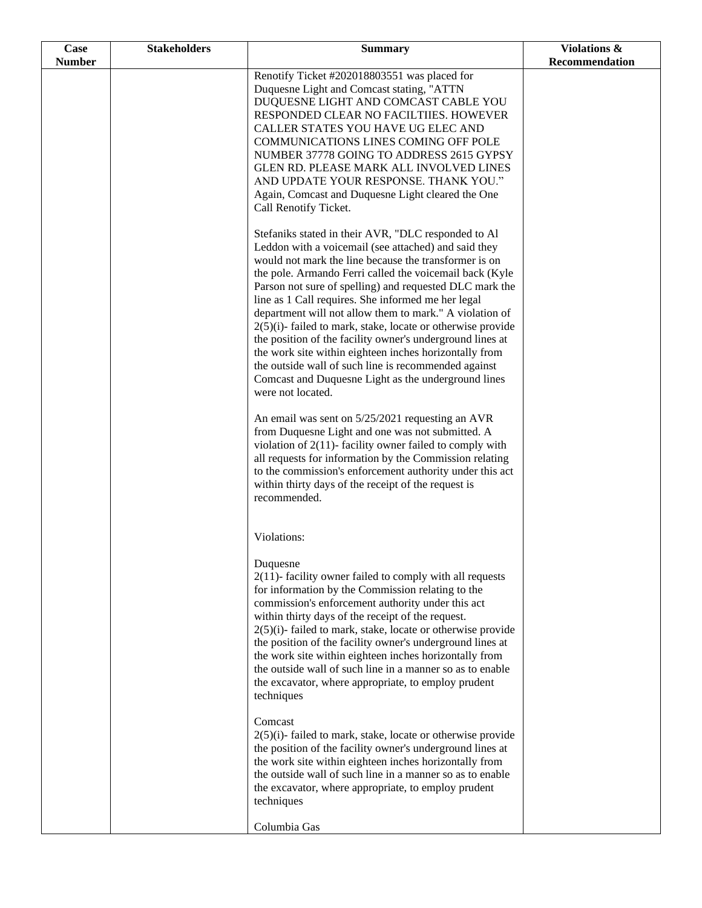| Case Number | Stakeholders | Summary | Violations & Recommendation |
|---|---|---|---|
| | | Renotify Ticket #202018803551 was placed for Duquesne Light and Comcast stating, "ATTN DUQUESNE LIGHT AND COMCAST CABLE YOU RESPONDED CLEAR NO FACILTIIES. HOWEVER CALLER STATES YOU HAVE UG ELEC AND COMMUNICATIONS LINES COMING OFF POLE NUMBER 37778 GOING TO ADDRESS 2615 GYPSY GLEN RD. PLEASE MARK ALL INVOLVED LINES AND UPDATE YOUR RESPONSE. THANK YOU." Again, Comcast and Duquesne Light cleared the One Call Renotify Ticket.<br><br>Stefaniks stated in their AVR, "DLC responded to Al Leddon with a voicemail (see attached) and said they would not mark the line because the transformer is on the pole. Armando Ferri called the voicemail back (Kyle Parson not sure of spelling) and requested DLC mark the line as 1 Call requires. She informed me her legal department will not allow them to mark." A violation of 2(5)(i)- failed to mark, stake, locate or otherwise provide the position of the facility owner's underground lines at the work site within eighteen inches horizontally from the outside wall of such line is recommended against Comcast and Duquesne Light as the underground lines were not located.<br><br>An email was sent on 5/25/2021 requesting an AVR from Duquesne Light and one was not submitted. A violation of 2(11)- facility owner failed to comply with all requests for information by the Commission relating to the commission's enforcement authority under this act within thirty days of the receipt of the request is recommended.<br><br>Violations:<br><br>Duquesne<br>2(11)- facility owner failed to comply with all requests for information by the Commission relating to the commission's enforcement authority under this act within thirty days of the receipt of the request.<br>2(5)(i)- failed to mark, stake, locate or otherwise provide the position of the facility owner's underground lines at the work site within eighteen inches horizontally from the outside wall of such line in a manner so as to enable the excavator, where appropriate, to employ prudent techniques<br><br>Comcast<br>2(5)(i)- failed to mark, stake, locate or otherwise provide the position of the facility owner's underground lines at the work site within eighteen inches horizontally from the outside wall of such line in a manner so as to enable the excavator, where appropriate, to employ prudent techniques<br><br>Columbia Gas | |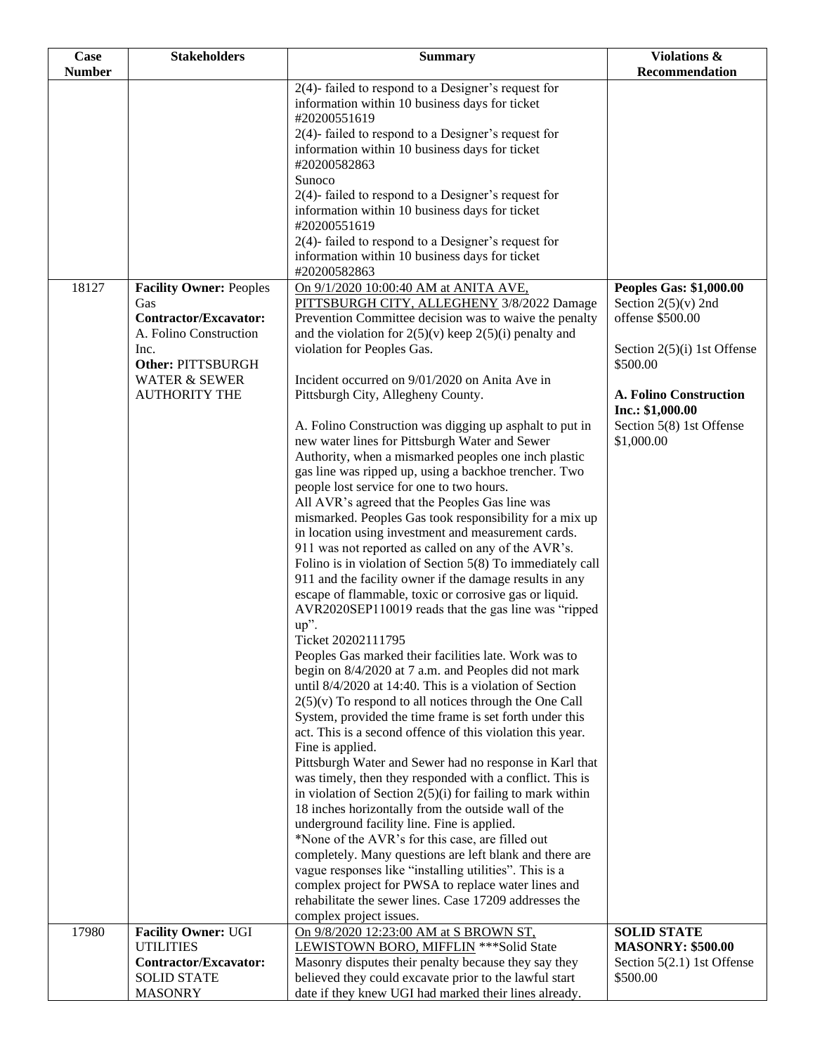| Case Number | Stakeholders | Summary | Violations & Recommendation |
|---|---|---|---|
| | | 2(4)- failed to respond to a Designer's request for information within 10 business days for ticket #20200551619<br>2(4)- failed to respond to a Designer's request for information within 10 business days for ticket #20200582863<br>Sunoco<br>2(4)- failed to respond to a Designer's request for information within 10 business days for ticket #20200551619<br>2(4)- failed to respond to a Designer's request for information within 10 business days for ticket #20200582863 | |
| 18127 | **Facility Owner:** Peoples Gas<br>**Contractor/Excavator:** A. Folino Construction Inc.<br>**Other:** PITTSBURGH WATER & SEWER AUTHORITY THE | On 9/1/2020 10:00:40 AM at ANITA AVE, PITTSBURGH CITY, ALLEGHENY 3/8/2022 Damage Prevention Committee decision was to waive the penalty and the violation for 2(5)(v) keep 2(5)(i) penalty and violation for Peoples Gas.<br><br>Incident occurred on 9/01/2020 on Anita Ave in Pittsburgh City, Allegheny County.<br><br>A. Folino Construction was digging up asphalt to put in new water lines for Pittsburgh Water and Sewer Authority, when a mismarked peoples one inch plastic gas line was ripped up, using a backhoe trencher. Two people lost service for one to two hours.<br>All AVR's agreed that the Peoples Gas line was mismarked. Peoples Gas took responsibility for a mix up in location using investment and measurement cards.<br>911 was not reported as called on any of the AVR's.<br>Folino is in violation of Section 5(8) To immediately call 911 and the facility owner if the damage results in any escape of flammable, toxic or corrosive gas or liquid.<br>AVR2020SEP110019 reads that the gas line was "ripped up".<br>Ticket 20202111795<br>Peoples Gas marked their facilities late. Work was to begin on 8/4/2020 at 7 a.m. and Peoples did not mark until 8/4/2020 at 14:40. This is a violation of Section 2(5)(v) To respond to all notices through the One Call System, provided the time frame is set forth under this act. This is a second offence of this violation this year. Fine is applied.<br>Pittsburgh Water and Sewer had no response in Karl that was timely, then they responded with a conflict. This is in violation of Section 2(5)(i) for failing to mark within 18 inches horizontally from the outside wall of the underground facility line. Fine is applied.<br>*None of the AVR's for this case, are filled out completely. Many questions are left blank and there are vague responses like "installing utilities". This is a complex project for PWSA to replace water lines and rehabilitate the sewer lines. Case 17209 addresses the complex project issues. | **Peoples Gas: $1,000.00**<br>Section 2(5)(v) 2nd offense $500.00<br><br>Section 2(5)(i) 1st Offense $500.00<br><br>**A. Folino Construction Inc.: $1,000.00**<br>Section 5(8) 1st Offense $1,000.00 |
| 17980 | **Facility Owner:** UGI UTILITIES<br>**Contractor/Excavator:** SOLID STATE MASONRY | On 9/8/2020 12:23:00 AM at S BROWN ST, LEWISTOWN BORO, MIFFLIN ***Solid State Masonry disputes their penalty because they say they believed they could excavate prior to the lawful start date if they knew UGI had marked their lines already. | **SOLID STATE MASONRY: $500.00**<br>Section 5(2.1) 1st Offense $500.00 |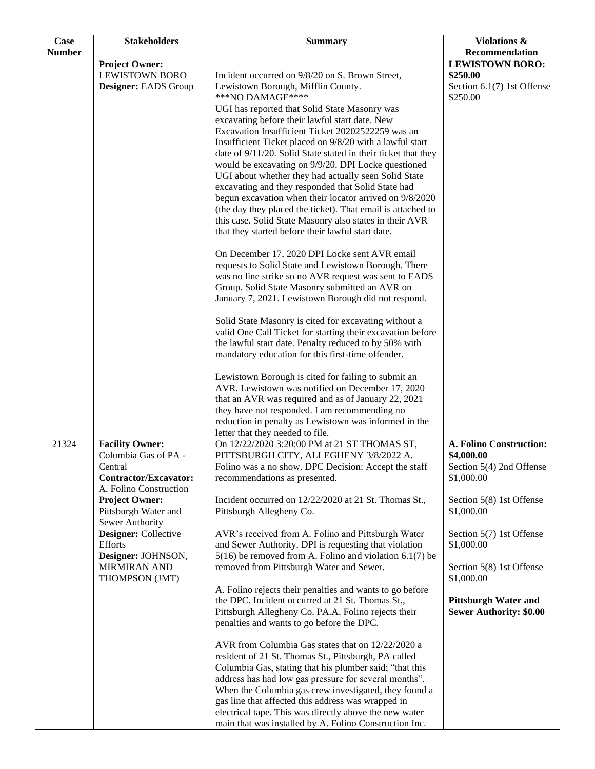| Case Number | Stakeholders | Summary | Violations & Recommendation |
|---|---|---|---|
| | **Project Owner:** LEWISTOWN BORO<br>**Designer:** EADS Group | Incident occurred on 9/8/20 on S. Brown Street, Lewistown Borough, Mifflin County.<br>***NO DAMAGE****<br>UGI has reported that Solid State Masonry was excavating before their lawful start date. New Excavation Insufficient Ticket 20202522259 was an Insufficient Ticket placed on 9/8/20 with a lawful start date of 9/11/20. Solid State stated in their ticket that they would be excavating on 9/9/20. DPI Locke questioned UGI about whether they had actually seen Solid State excavating and they responded that Solid State had begun excavation when their locator arrived on 9/8/2020 (the day they placed the ticket). That email is attached to this case. Solid State Masonry also states in their AVR that they started before their lawful start date.<br><br>On December 17, 2020 DPI Locke sent AVR email requests to Solid State and Lewistown Borough. There was no line strike so no AVR request was sent to EADS Group. Solid State Masonry submitted an AVR on January 7, 2021. Lewistown Borough did not respond.<br><br>Solid State Masonry is cited for excavating without a valid One Call Ticket for starting their excavation before the lawful start date. Penalty reduced to by 50% with mandatory education for this first-time offender.<br><br>Lewistown Borough is cited for failing to submit an AVR. Lewistown was notified on December 17, 2020 that an AVR was required and as of January 22, 2021 they have not responded. I am recommending no reduction in penalty as Lewistown was informed in the letter that they needed to file. | **LEWISTOWN BORO: $250.00**<br>Section 6.1(7) 1st Offense $250.00 |
| 21324 | **Facility Owner:** Columbia Gas of PA - Central<br>**Contractor/Excavator:** A. Folino Construction<br>**Project Owner:** Pittsburgh Water and Sewer Authority<br>**Designer:** Collective Efforts<br>**Designer:** JOHNSON, MIRMIRAN AND THOMPSON (JMT) | On 12/22/2020 3:20:00 PM at 21 ST THOMAS ST, PITTSBURGH CITY, ALLEGHENY 3/8/2022 A. Folino was a no show. DPC Decision: Accept the staff recommendations as presented.<br><br>Incident occurred on 12/22/2020 at 21 St. Thomas St., Pittsburgh Allegheny Co.<br><br>AVR's received from A. Folino and Pittsburgh Water and Sewer Authority. DPI is requesting that violation 5(16) be removed from A. Folino and violation 6.1(7) be removed from Pittsburgh Water and Sewer.<br><br>A. Folino rejects their penalties and wants to go before the DPC. Incident occurred at 21 St. Thomas St., Pittsburgh Allegheny Co. PA.A. Folino rejects their penalties and wants to go before the DPC.<br><br>AVR from Columbia Gas states that on 12/22/2020 a resident of 21 St. Thomas St., Pittsburgh, PA called Columbia Gas, stating that his plumber said; "that this address has had low gas pressure for several months". When the Columbia gas crew investigated, they found a gas line that affected this address was wrapped in electrical tape. This was directly above the new water main that was installed by A. Folino Construction Inc. | **A. Folino Construction: $4,000.00**<br>Section 5(4) 2nd Offense $1,000.00<br><br>Section 5(8) 1st Offense $1,000.00<br><br>Section 5(7) 1st Offense $1,000.00<br><br>Section 5(8) 1st Offense $1,000.00<br><br>**Pittsburgh Water and Sewer Authority: $0.00** |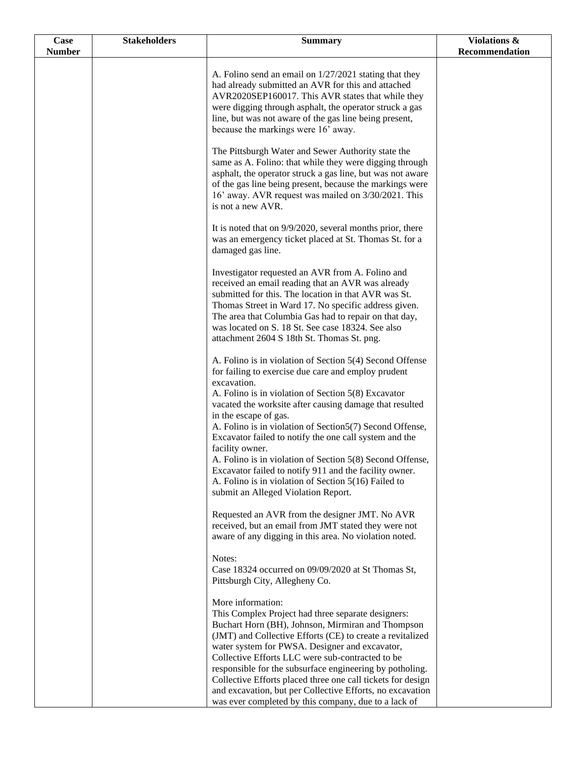| Case Number | Stakeholders | Summary | Violations & Recommendation |
|---|---|---|---|
| | | A. Folino send an email on 1/27/2021 stating that they had already submitted an AVR for this and attached AVR2020SEP160017. This AVR states that while they were digging through asphalt, the operator struck a gas line, but was not aware of the gas line being present, because the markings were 16' away.<br><br>The Pittsburgh Water and Sewer Authority state the same as A. Folino: that while they were digging through asphalt, the operator struck a gas line, but was not aware of the gas line being present, because the markings were 16' away. AVR request was mailed on 3/30/2021. This is not a new AVR.<br><br>It is noted that on 9/9/2020, several months prior, there was an emergency ticket placed at St. Thomas St. for a damaged gas line.<br><br>Investigator requested an AVR from A. Folino and received an email reading that an AVR was already submitted for this. The location in that AVR was St. Thomas Street in Ward 17. No specific address given. The area that Columbia Gas had to repair on that day, was located on S. 18 St. See case 18324. See also attachment 2604 S 18th St. Thomas St. png.<br><br>A. Folino is in violation of Section 5(4) Second Offense for failing to exercise due care and employ prudent excavation.<br>A. Folino is in violation of Section 5(8) Excavator vacated the worksite after causing damage that resulted in the escape of gas.<br>A. Folino is in violation of Section5(7) Second Offense, Excavator failed to notify the one call system and the facility owner.<br>A. Folino is in violation of Section 5(8) Second Offense, Excavator failed to notify 911 and the facility owner.<br>A. Folino is in violation of Section 5(16) Failed to submit an Alleged Violation Report.<br><br>Requested an AVR from the designer JMT. No AVR received, but an email from JMT stated they were not aware of any digging in this area. No violation noted.<br><br>Notes:<br>Case 18324 occurred on 09/09/2020 at St Thomas St, Pittsburgh City, Allegheny Co.<br><br>More information:<br>This Complex Project had three separate designers: Buchart Horn (BH), Johnson, Mirmiran and Thompson (JMT) and Collective Efforts (CE) to create a revitalized water system for PWSA. Designer and excavator, Collective Efforts LLC were sub-contracted to be responsible for the subsurface engineering by potholing. Collective Efforts placed three one call tickets for design and excavation, but per Collective Efforts, no excavation was ever completed by this company, due to a lack of | |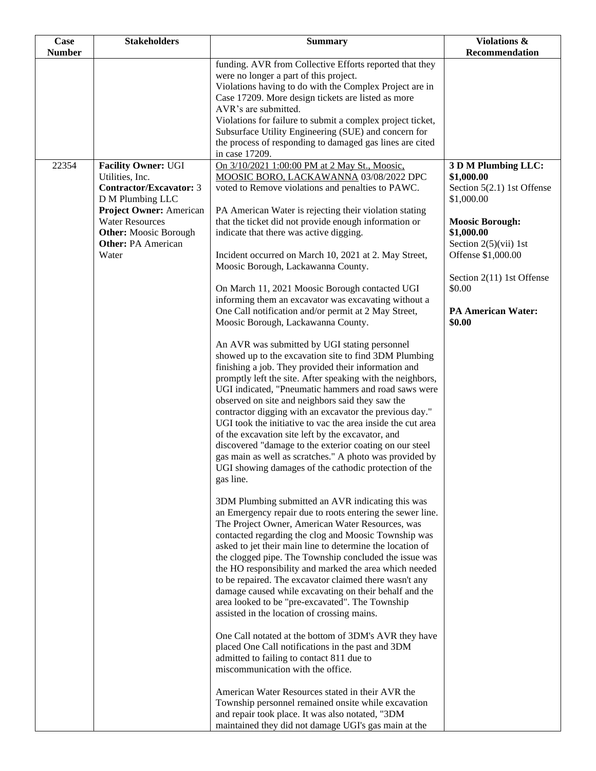| Case Number | Stakeholders | Summary | Violations & Recommendation |
|---|---|---|---|
| | | funding. AVR from Collective Efforts reported that they were no longer a part of this project.<br>Violations having to do with the Complex Project are in Case 17209. More design tickets are listed as more AVR's are submitted.<br>Violations for failure to submit a complex project ticket, Subsurface Utility Engineering (SUE) and concern for the process of responding to damaged gas lines are cited in case 17209. | |
| 22354 | **Facility Owner:** UGI Utilities, Inc.<br>**Contractor/Excavator:** 3 D M Plumbing LLC<br>**Project Owner:** American Water Resources<br>**Other:** Moosic Borough<br>**Other:** PA American Water | On 3/10/2021 1:00:00 PM at 2 May St., Moosic, MOOSIC BORO, LACKAWANNA 03/08/2022 DPC voted to Remove violations and penalties to PAWC.<br><br>PA American Water is rejecting their violation stating that the ticket did not provide enough information or indicate that there was active digging.<br><br>Incident occurred on March 10, 2021 at 2. May Street, Moosic Borough, Lackawanna County.<br><br>On March 11, 2021 Moosic Borough contacted UGI informing them an excavator was excavating without a One Call notification and/or permit at 2 May Street, Moosic Borough, Lackawanna County.<br><br>An AVR was submitted by UGI stating personnel showed up to the excavation site to find 3DM Plumbing finishing a job. They provided their information and promptly left the site. After speaking with the neighbors, UGI indicated, "Pneumatic hammers and road saws were observed on site and neighbors said they saw the contractor digging with an excavator the previous day." UGI took the initiative to vac the area inside the cut area of the excavation site left by the excavator, and discovered "damage to the exterior coating on our steel gas main as well as scratches." A photo was provided by UGI showing damages of the cathodic protection of the gas line.<br><br>3DM Plumbing submitted an AVR indicating this was an Emergency repair due to roots entering the sewer line. The Project Owner, American Water Resources, was contacted regarding the clog and Moosic Township was asked to jet their main line to determine the location of the clogged pipe. The Township concluded the issue was the HO responsibility and marked the area which needed to be repaired. The excavator claimed there wasn't any damage caused while excavating on their behalf and the area looked to be "pre-excavated". The Township assisted in the location of crossing mains.<br><br>One Call notated at the bottom of 3DM's AVR they have placed One Call notifications in the past and 3DM admitted to failing to contact 811 due to miscommunication with the office.<br><br>American Water Resources stated in their AVR the Township personnel remained onsite while excavation and repair took place. It was also notated, "3DM maintained they did not damage UGI's gas main at the | **3 D M Plumbing LLC: $1,000.00**<br>Section 5(2.1) 1st Offense $1,000.00<br><br>**Moosic Borough: $1,000.00**<br>Section 2(5)(vii) 1st Offense $1,000.00<br><br>Section 2(11) 1st Offense $0.00<br><br>**PA American Water: $0.00** |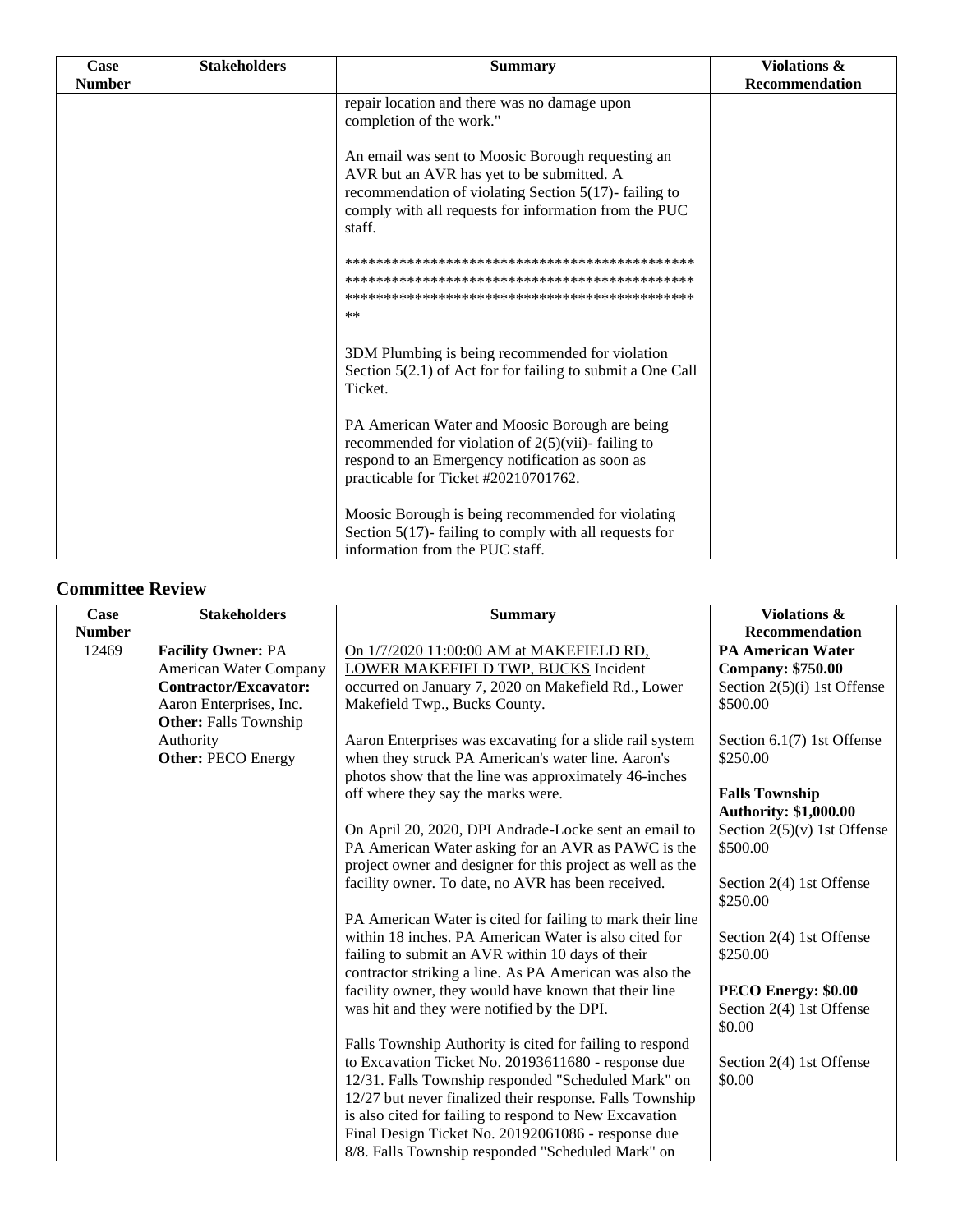| Case Number | Stakeholders | Summary | Violations & Recommendation |
|---|---|---|---|
| | | repair location and there was no damage upon completion of the work."<br><br>An email was sent to Moosic Borough requesting an AVR but an AVR has yet to be submitted. A recommendation of violating Section 5(17)- failing to comply with all requests for information from the PUC staff.<br><br>**********************************************************************************************************************************************<br><br>3DM Plumbing is being recommended for violation Section 5(2.1) of Act for for failing to submit a One Call Ticket.<br><br>PA American Water and Moosic Borough are being recommended for violation of 2(5)(vii)- failing to respond to an Emergency notification as soon as practicable for Ticket #20210701762.<br><br>Moosic Borough is being recommended for violating Section 5(17)- failing to comply with all requests for information from the PUC staff. | |

## Committee Review

| Case Number | Stakeholders | Summary | Violations & Recommendation |
|---|---|---|---|
| 12469 | **Facility Owner:** PA American Water Company<br>**Contractor/Excavator:** Aaron Enterprises, Inc.<br>**Other:** Falls Township Authority<br>**Other:** PECO Energy | On 1/7/2020 11:00:00 AM at MAKEFIELD RD, LOWER MAKEFIELD TWP, BUCKS Incident occurred on January 7, 2020 on Makefield Rd., Lower Makefield Twp., Bucks County.<br><br>Aaron Enterprises was excavating for a slide rail system when they struck PA American's water line. Aaron's photos show that the line was approximately 46-inches off where they say the marks were.<br><br>On April 20, 2020, DPI Andrade-Locke sent an email to PA American Water asking for an AVR as PAWC is the project owner and designer for this project as well as the facility owner. To date, no AVR has been received.<br><br>PA American Water is cited for failing to mark their line within 18 inches. PA American Water is also cited for failing to submit an AVR within 10 days of their contractor striking a line. As PA American was also the facility owner, they would have known that their line was hit and they were notified by the DPI.<br><br>Falls Township Authority is cited for failing to respond to Excavation Ticket No. 20193611680 - response due 12/31. Falls Township responded "Scheduled Mark" on 12/27 but never finalized their response. Falls Township is also cited for failing to respond to New Excavation Final Design Ticket No. 20192061086 - response due 8/8. Falls Township responded "Scheduled Mark" on | **PA American Water Company: $750.00**<br>Section 2(5)(i) 1st Offense $500.00<br><br>Section 6.1(7) 1st Offense $250.00<br><br>**Falls Township Authority: $1,000.00**<br>Section 2(5)(v) 1st Offense $500.00<br><br>Section 2(4) 1st Offense $250.00<br><br>Section 2(4) 1st Offense $250.00<br><br>**PECO Energy: $0.00**<br>Section 2(4) 1st Offense $0.00<br><br>Section 2(4) 1st Offense $0.00 |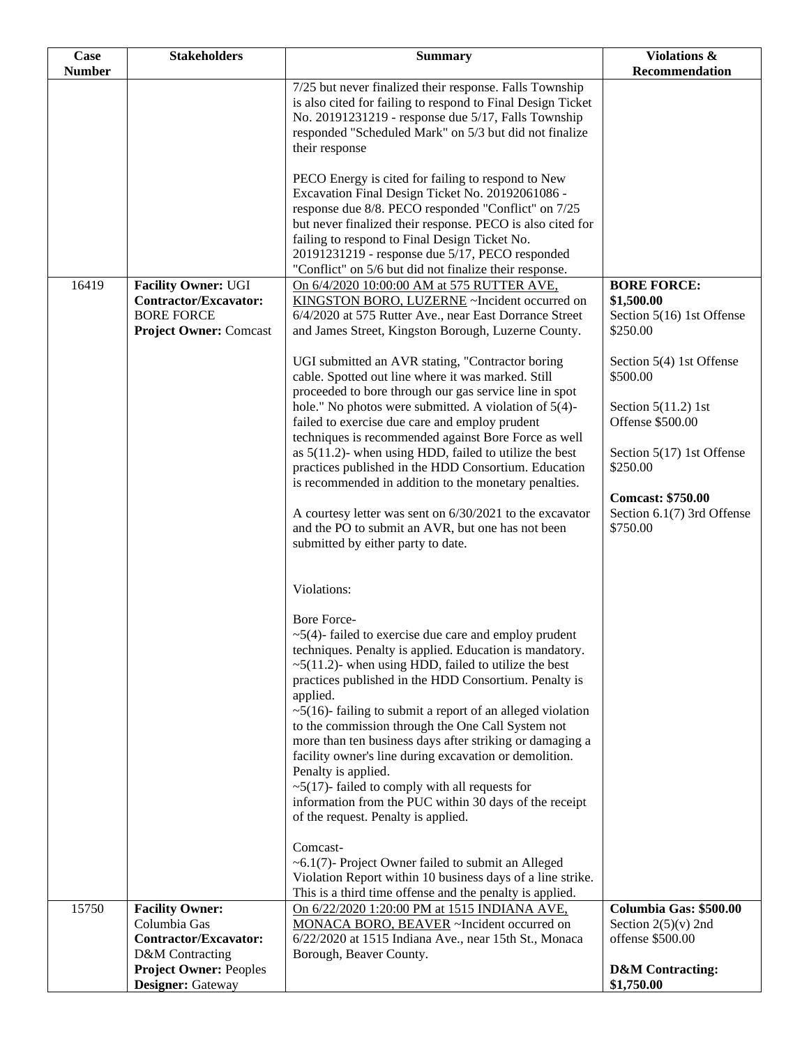| Case Number | Stakeholders | Summary | Violations & Recommendation |
|---|---|---|---|
| | | 7/25 but never finalized their response. Falls Township is also cited for failing to respond to Final Design Ticket No. 20191231219 - response due 5/17, Falls Township responded "Scheduled Mark" on 5/3 but did not finalize their response<br><br>PECO Energy is cited for failing to respond to New Excavation Final Design Ticket No. 20192061086 - response due 8/8. PECO responded "Conflict" on 7/25 but never finalized their response. PECO is also cited for failing to respond to Final Design Ticket No. 20191231219 - response due 5/17, PECO responded "Conflict" on 5/6 but did not finalize their response. | |
| 16419 | **Facility Owner:** UGI<br>**Contractor/Excavator:** BORE FORCE<br>**Project Owner:** Comcast | On 6/4/2020 10:00:00 AM at 575 RUTTER AVE, KINGSTON BORO, LUZERNE ~Incident occurred on 6/4/2020 at 575 Rutter Ave., near East Dorrance Street and James Street, Kingston Borough, Luzerne County.<br><br>UGI submitted an AVR stating, "Contractor boring cable. Spotted out line where it was marked. Still proceeded to bore through our gas service line in spot hole." No photos were submitted. A violation of 5(4)- failed to exercise due care and employ prudent techniques is recommended against Bore Force as well as 5(11.2)- when using HDD, failed to utilize the best practices published in the HDD Consortium. Education is recommended in addition to the monetary penalties.<br><br>A courtesy letter was sent on 6/30/2021 to the excavator and the PO to submit an AVR, but one has not been submitted by either party to date.<br><br>Violations:<br><br>Bore Force-<br>~5(4)- failed to exercise due care and employ prudent techniques. Penalty is applied. Education is mandatory.<br>~5(11.2)- when using HDD, failed to utilize the best practices published in the HDD Consortium. Penalty is applied.<br>~5(16)- failing to submit a report of an alleged violation to the commission through the One Call System not more than ten business days after striking or damaging a facility owner's line during excavation or demolition. Penalty is applied.<br>~5(17)- failed to comply with all requests for information from the PUC within 30 days of the receipt of the request. Penalty is applied.<br><br>Comcast-<br>~6.1(7)- Project Owner failed to submit an Alleged Violation Report within 10 business days of a line strike. This is a third time offense and the penalty is applied. | **BORE FORCE: $1,500.00**<br>Section 5(16) 1st Offense $250.00<br><br>Section 5(4) 1st Offense $500.00<br><br>Section 5(11.2) 1st Offense $500.00<br><br>Section 5(17) 1st Offense $250.00<br><br>**Comcast: $750.00**<br>Section 6.1(7) 3rd Offense $750.00 |
| 15750 | **Facility Owner:** Columbia Gas<br>**Contractor/Excavator:** D&M Contracting<br>**Project Owner:** Peoples<br>**Designer:** Gateway | On 6/22/2020 1:20:00 PM at 1515 INDIANA AVE, MONACA BORO, BEAVER ~Incident occurred on 6/22/2020 at 1515 Indiana Ave., near 15th St., Monaca Borough, Beaver County. | **Columbia Gas: $500.00**<br>Section 2(5)(v) 2nd offense $500.00<br><br>**D&M Contracting: $1,750.00** |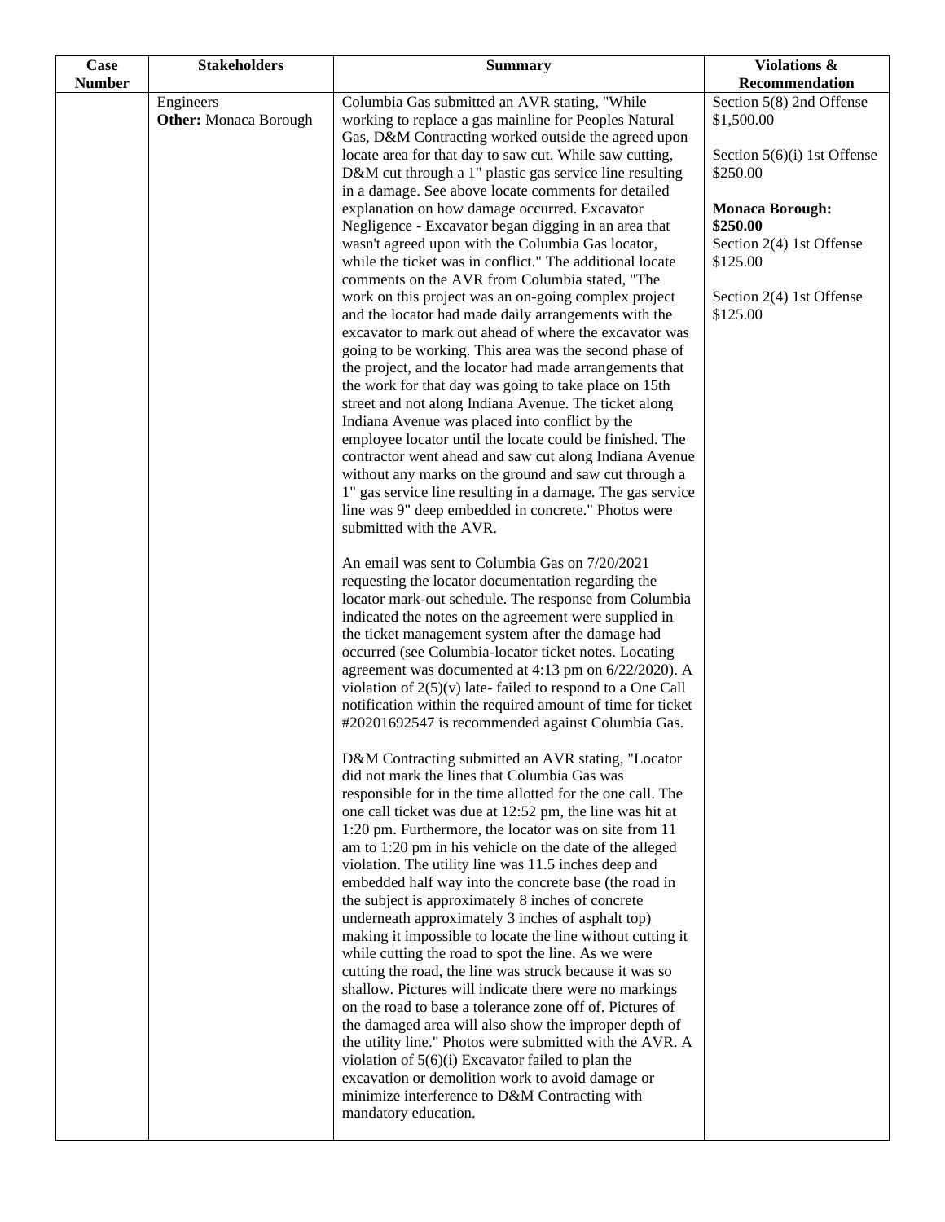| Case Number | Stakeholders | Summary | Violations & Recommendation |
|---|---|---|---|
| | Engineers<br>**Other:** Monaca Borough | Columbia Gas submitted an AVR stating, "While working to replace a gas mainline for Peoples Natural Gas, D&M Contracting worked outside the agreed upon locate area for that day to saw cut. While saw cutting, D&M cut through a 1" plastic gas service line resulting in a damage. See above locate comments for detailed explanation on how damage occurred. Excavator Negligence - Excavator began digging in an area that wasn't agreed upon with the Columbia Gas locator, while the ticket was in conflict." The additional locate comments on the AVR from Columbia stated, "The work on this project was an on-going complex project and the locator had made daily arrangements with the excavator to mark out ahead of where the excavator was going to be working. This area was the second phase of the project, and the locator had made arrangements that the work for that day was going to take place on 15th street and not along Indiana Avenue. The ticket along Indiana Avenue was placed into conflict by the employee locator until the locate could be finished. The contractor went ahead and saw cut along Indiana Avenue without any marks on the ground and saw cut through a 1" gas service line resulting in a damage. The gas service line was 9" deep embedded in concrete." Photos were submitted with the AVR.<br><br>An email was sent to Columbia Gas on 7/20/2021 requesting the locator documentation regarding the locator mark-out schedule. The response from Columbia indicated the notes on the agreement were supplied in the ticket management system after the damage had occurred (see Columbia-locator ticket notes. Locating agreement was documented at 4:13 pm on 6/22/2020). A violation of 2(5)(v) late- failed to respond to a One Call notification within the required amount of time for ticket #20201692547 is recommended against Columbia Gas.<br><br>D&M Contracting submitted an AVR stating, "Locator did not mark the lines that Columbia Gas was responsible for in the time allotted for the one call. The one call ticket was due at 12:52 pm, the line was hit at 1:20 pm. Furthermore, the locator was on site from 11 am to 1:20 pm in his vehicle on the date of the alleged violation. The utility line was 11.5 inches deep and embedded half way into the concrete base (the road in the subject is approximately 8 inches of concrete underneath approximately 3 inches of asphalt top) making it impossible to locate the line without cutting it while cutting the road to spot the line. As we were cutting the road, the line was struck because it was so shallow. Pictures will indicate there were no markings on the road to base a tolerance zone off of. Pictures of the damaged area will also show the improper depth of the utility line." Photos were submitted with the AVR. A violation of 5(6)(i) Excavator failed to plan the excavation or demolition work to avoid damage or minimize interference to D&M Contracting with mandatory education. | Section 5(8) 2nd Offense<br>$1,500.00<br><br>Section 5(6)(i) 1st Offense<br>$250.00<br><br>**Monaca Borough: $250.00**<br>Section 2(4) 1st Offense<br>$125.00<br><br>Section 2(4) 1st Offense<br>$125.00 |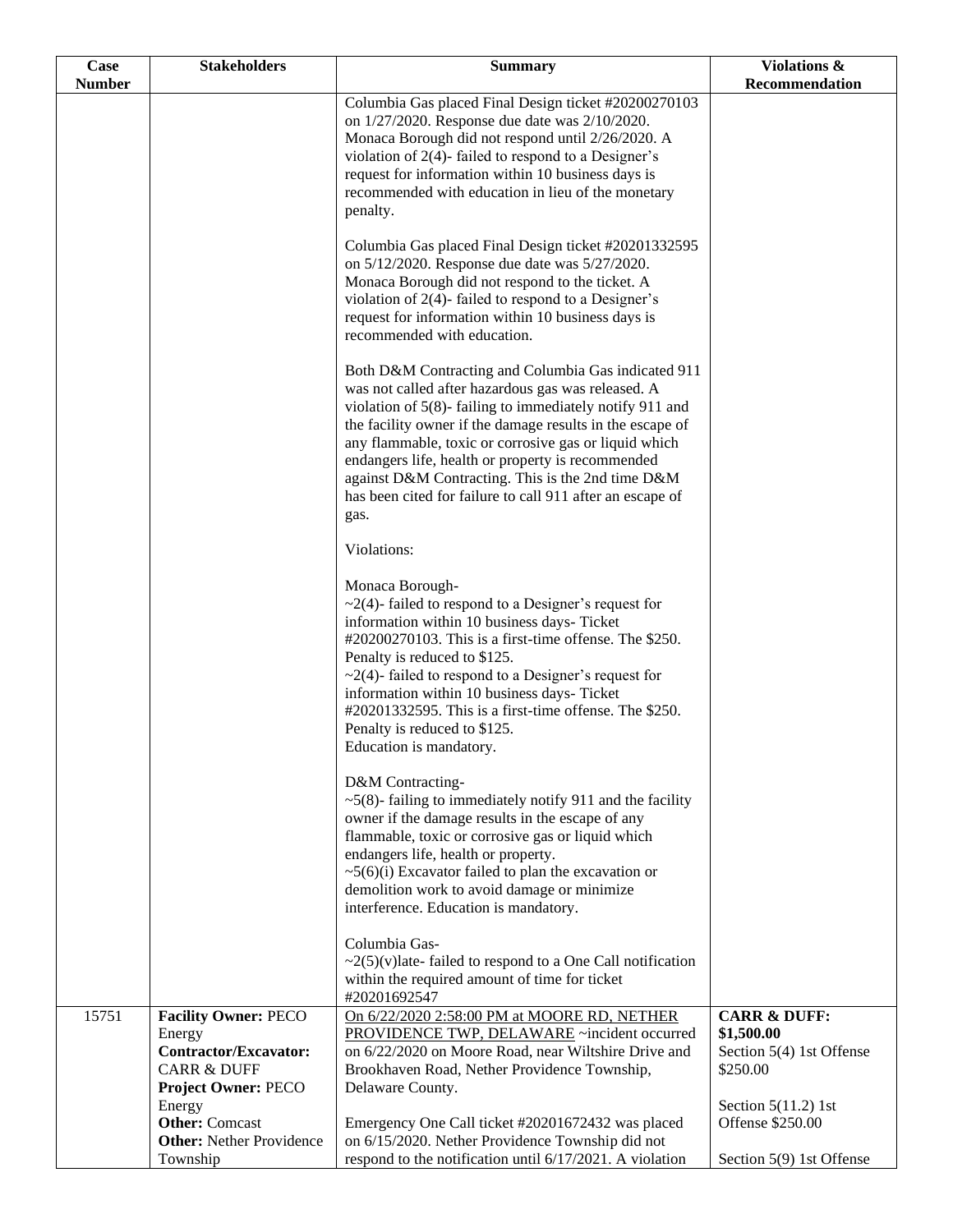| Case Number | Stakeholders | Summary | Violations & Recommendation |
|---|---|---|---|
| | | Columbia Gas placed Final Design ticket #20200270103 on 1/27/2020. Response due date was 2/10/2020. Monaca Borough did not respond until 2/26/2020. A violation of 2(4)- failed to respond to a Designer's request for information within 10 business days is recommended with education in lieu of the monetary penalty.<br><br>Columbia Gas placed Final Design ticket #20201332595 on 5/12/2020. Response due date was 5/27/2020. Monaca Borough did not respond to the ticket. A violation of 2(4)- failed to respond to a Designer's request for information within 10 business days is recommended with education.<br><br>Both D&M Contracting and Columbia Gas indicated 911 was not called after hazardous gas was released. A violation of 5(8)- failing to immediately notify 911 and the facility owner if the damage results in the escape of any flammable, toxic or corrosive gas or liquid which endangers life, health or property is recommended against D&M Contracting. This is the 2nd time D&M has been cited for failure to call 911 after an escape of gas.<br><br>Violations:<br><br>Monaca Borough-<br>~2(4)- failed to respond to a Designer's request for information within 10 business days- Ticket #20200270103. This is a first-time offense. The $250. Penalty is reduced to $125.<br>~2(4)- failed to respond to a Designer's request for information within 10 business days- Ticket #20201332595. This is a first-time offense. The $250. Penalty is reduced to $125.<br>Education is mandatory.<br><br>D&M Contracting-<br>~5(8)- failing to immediately notify 911 and the facility owner if the damage results in the escape of any flammable, toxic or corrosive gas or liquid which endangers life, health or property.<br>~5(6)(i) Excavator failed to plan the excavation or demolition work to avoid damage or minimize interference. Education is mandatory.<br><br>Columbia Gas-<br>~2(5)(v)late- failed to respond to a One Call notification within the required amount of time for ticket #20201692547 | |
| 15751 | **Facility Owner:** PECO Energy<br>**Contractor/Excavator:** CARR & DUFF<br>**Project Owner:** PECO Energy<br>**Other:** Comcast<br>**Other:** Nether Providence Township | On 6/22/2020 2:58:00 PM at MOORE RD, NETHER PROVIDENCE TWP, DELAWARE ~incident occurred on 6/22/2020 on Moore Road, near Wiltshire Drive and Brookhaven Road, Nether Providence Township, Delaware County.<br><br>Emergency One Call ticket #20201672432 was placed on 6/15/2020. Nether Providence Township did not respond to the notification until 6/17/2021. A violation | **CARR & DUFF: $1,500.00**<br>Section 5(4) 1st Offense $250.00<br><br>Section 5(11.2) 1st Offense $250.00<br><br>Section 5(9) 1st Offense |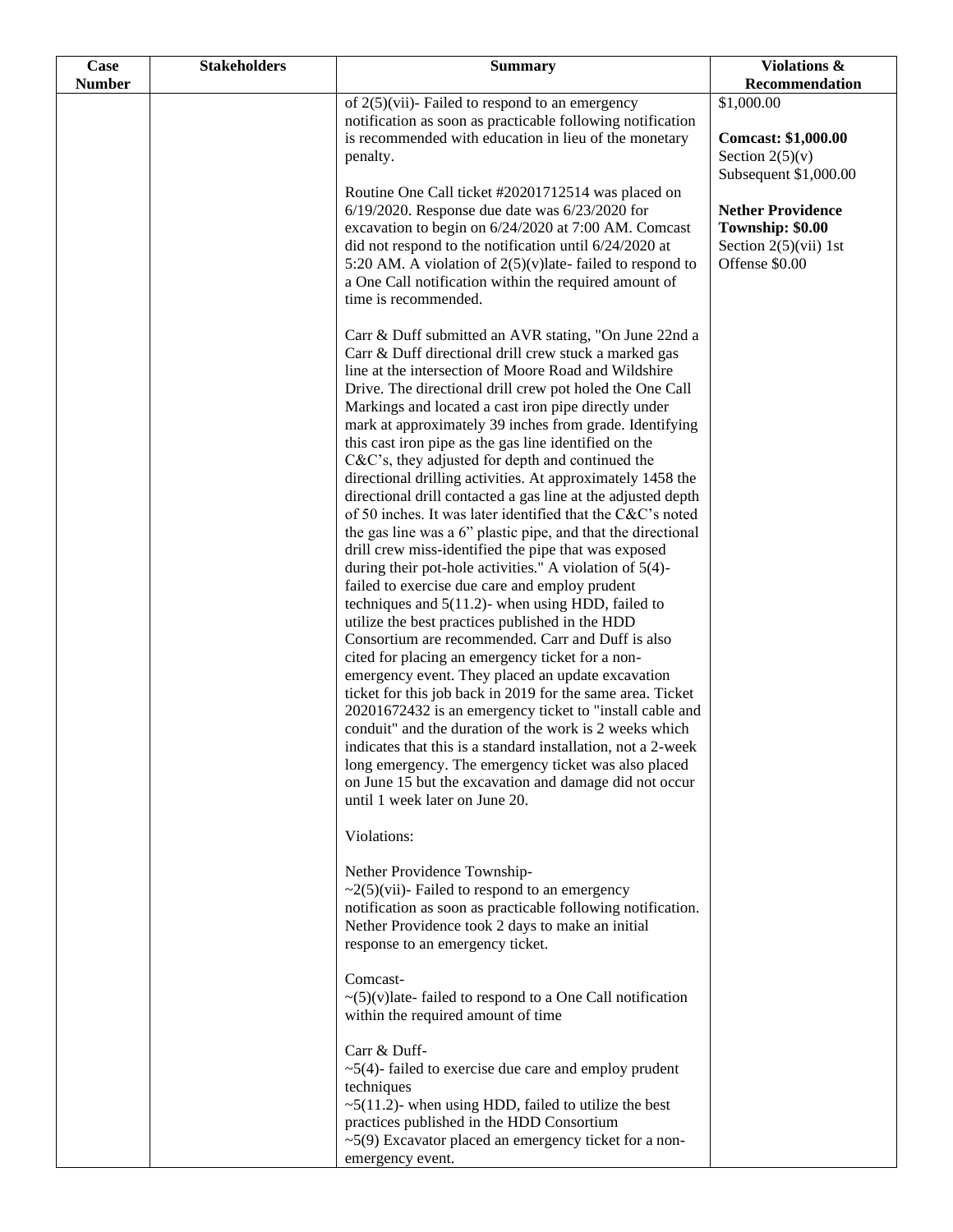| Case Number | Stakeholders | Summary | Violations & Recommendation |
|---|---|---|---|
| | | of 2(5)(vii)- Failed to respond to an emergency notification as soon as practicable following notification is recommended with education in lieu of the monetary penalty.<br><br>Routine One Call ticket #20201712514 was placed on 6/19/2020. Response due date was 6/23/2020 for excavation to begin on 6/24/2020 at 7:00 AM. Comcast did not respond to the notification until 6/24/2020 at 5:20 AM. A violation of 2(5)(v)late- failed to respond to a One Call notification within the required amount of time is recommended.<br><br>Carr & Duff submitted an AVR stating, "On June 22nd a Carr & Duff directional drill crew stuck a marked gas line at the intersection of Moore Road and Wildshire Drive. The directional drill crew pot holed the One Call Markings and located a cast iron pipe directly under mark at approximately 39 inches from grade. Identifying this cast iron pipe as the gas line identified on the C&C's, they adjusted for depth and continued the directional drilling activities. At approximately 1458 the directional drill contacted a gas line at the adjusted depth of 50 inches. It was later identified that the C&C's noted the gas line was a 6" plastic pipe, and that the directional drill crew miss-identified the pipe that was exposed during their pot-hole activities." A violation of 5(4)- failed to exercise due care and employ prudent techniques and 5(11.2)- when using HDD, failed to utilize the best practices published in the HDD Consortium are recommended. Carr and Duff is also cited for placing an emergency ticket for a non-emergency event. They placed an update excavation ticket for this job back in 2019 for the same area. Ticket 20201672432 is an emergency ticket to "install cable and conduit" and the duration of the work is 2 weeks which indicates that this is a standard installation, not a 2-week long emergency. The emergency ticket was also placed on June 15 but the excavation and damage did not occur until 1 week later on June 20.<br><br>Violations:<br><br>Nether Providence Township-<br>~2(5)(vii)- Failed to respond to an emergency notification as soon as practicable following notification. Nether Providence took 2 days to make an initial response to an emergency ticket.<br><br>Comcast-<br>~(5)(v)late- failed to respond to a One Call notification within the required amount of time<br><br>Carr & Duff-<br>~5(4)- failed to exercise due care and employ prudent techniques<br>~5(11.2)- when using HDD, failed to utilize the best practices published in the HDD Consortium<br>~5(9) Excavator placed an emergency ticket for a non-emergency event. | $1,000.00<br><br>**Comcast: $1,000.00**<br>Section 2(5)(v)<br>Subsequent $1,000.00<br><br>**Nether Providence Township: $0.00**<br>Section 2(5)(vii) 1st Offense $0.00 |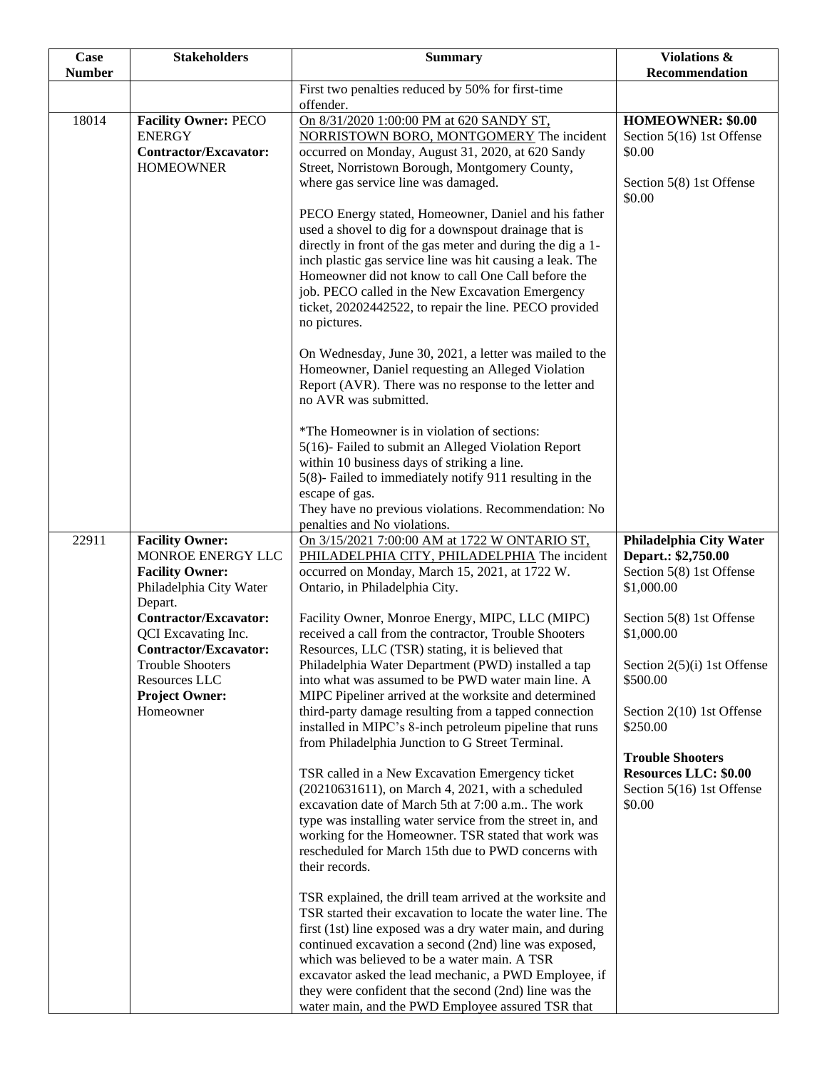| Case Number | Stakeholders | Summary | Violations & Recommendation |
|---|---|---|---|
| | | First two penalties reduced by 50% for first-time offender. | |
| 18014 | **Facility Owner:** PECO ENERGY<br>**Contractor/Excavator:** HOMEOWNER | On 8/31/2020 1:00:00 PM at 620 SANDY ST, NORRISTOWN BORO, MONTGOMERY The incident occurred on Monday, August 31, 2020, at 620 Sandy Street, Norristown Borough, Montgomery County, where gas service line was damaged.<br><br>PECO Energy stated, Homeowner, Daniel and his father used a shovel to dig for a downspout drainage that is directly in front of the gas meter and during the dig a 1-inch plastic gas service line was hit causing a leak. The Homeowner did not know to call One Call before the job. PECO called in the New Excavation Emergency ticket, 20202442522, to repair the line. PECO provided no pictures.<br><br>On Wednesday, June 30, 2021, a letter was mailed to the Homeowner, Daniel requesting an Alleged Violation Report (AVR). There was no response to the letter and no AVR was submitted.<br><br>*The Homeowner is in violation of sections:<br>5(16)- Failed to submit an Alleged Violation Report within 10 business days of striking a line.<br>5(8)- Failed to immediately notify 911 resulting in the escape of gas.<br>They have no previous violations. Recommendation: No penalties and No violations. | **HOMEOWNER: $0.00**<br>Section 5(16) 1st Offense $0.00<br><br>Section 5(8) 1st Offense $0.00 |
| 22911 | **Facility Owner:** MONROE ENERGY LLC<br>**Facility Owner:** Philadelphia City Water Depart.<br>**Contractor/Excavator:** QCI Excavating Inc.<br>**Contractor/Excavator:** Trouble Shooters Resources LLC<br>**Project Owner:** Homeowner | On 3/15/2021 7:00:00 AM at 1722 W ONTARIO ST, PHILADELPHIA CITY, PHILADELPHIA The incident occurred on Monday, March 15, 2021, at 1722 W. Ontario, in Philadelphia City.<br><br>Facility Owner, Monroe Energy, MIPC, LLC (MIPC) received a call from the contractor, Trouble Shooters Resources, LLC (TSR) stating, it is believed that Philadelphia Water Department (PWD) installed a tap into what was assumed to be PWD water main line. A MIPC Pipeliner arrived at the worksite and determined third-party damage resulting from a tapped connection installed in MIPC's 8-inch petroleum pipeline that runs from Philadelphia Junction to G Street Terminal.<br><br>TSR called in a New Excavation Emergency ticket (20210631611), on March 4, 2021, with a scheduled excavation date of March 5th at 7:00 a.m.. The work type was installing water service from the street in, and working for the Homeowner. TSR stated that work was rescheduled for March 15th due to PWD concerns with their records.<br><br>TSR explained, the drill team arrived at the worksite and TSR started their excavation to locate the water line. The first (1st) line exposed was a dry water main, and during continued excavation a second (2nd) line was exposed, which was believed to be a water main. A TSR excavator asked the lead mechanic, a PWD Employee, if they were confident that the second (2nd) line was the water main, and the PWD Employee assured TSR that | **Philadelphia City Water Depart.: $2,750.00**<br>Section 5(8) 1st Offense $1,000.00<br><br>Section 5(8) 1st Offense $1,000.00<br><br>Section 2(5)(i) 1st Offense $500.00<br><br>Section 2(10) 1st Offense $250.00<br><br>**Trouble Shooters Resources LLC: $0.00**<br>Section 5(16) 1st Offense $0.00 |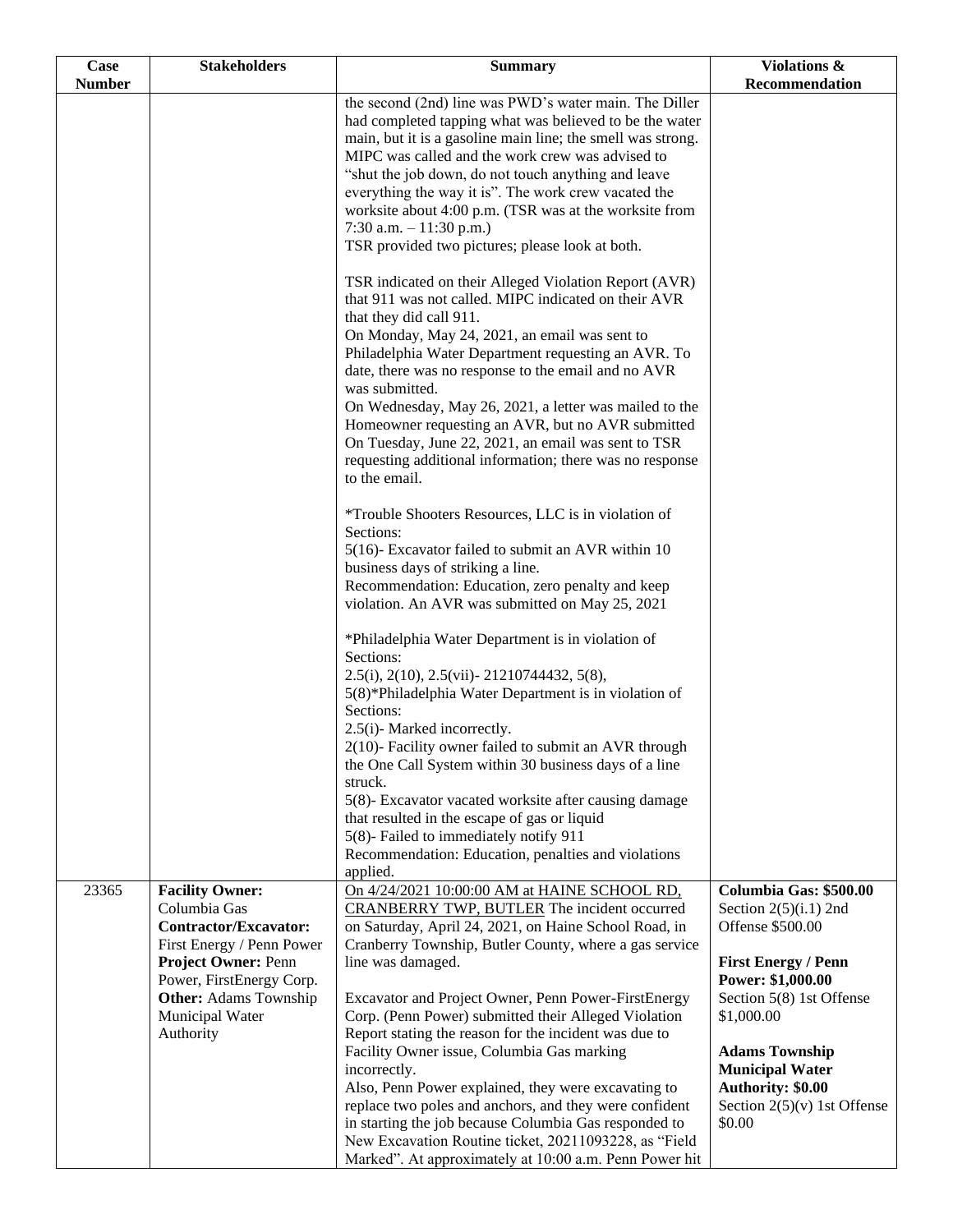| Case Number | Stakeholders | Summary | Violations & Recommendation |
|---|---|---|---|
| | | the second (2nd) line was PWD's water main. The Diller had completed tapping what was believed to be the water main, but it is a gasoline main line; the smell was strong. MIPC was called and the work crew was advised to "shut the job down, do not touch anything and leave everything the way it is". The work crew vacated the worksite about 4:00 p.m. (TSR was at the worksite from 7:30 a.m. – 11:30 p.m.)<br>TSR provided two pictures; please look at both.<br><br>TSR indicated on their Alleged Violation Report (AVR) that 911 was not called. MIPC indicated on their AVR that they did call 911.<br>On Monday, May 24, 2021, an email was sent to Philadelphia Water Department requesting an AVR. To date, there was no response to the email and no AVR was submitted.<br>On Wednesday, May 26, 2021, a letter was mailed to the Homeowner requesting an AVR, but no AVR submitted<br>On Tuesday, June 22, 2021, an email was sent to TSR requesting additional information; there was no response to the email.<br><br>*Trouble Shooters Resources, LLC is in violation of Sections:<br>5(16)- Excavator failed to submit an AVR within 10 business days of striking a line.<br>Recommendation: Education, zero penalty and keep violation. An AVR was submitted on May 25, 2021<br><br>*Philadelphia Water Department is in violation of Sections:<br>2.5(i), 2(10), 2.5(vii)- 21210744432, 5(8), 5(8)*Philadelphia Water Department is in violation of Sections:<br>2.5(i)- Marked incorrectly.<br>2(10)- Facility owner failed to submit an AVR through the One Call System within 30 business days of a line struck.<br>5(8)- Excavator vacated worksite after causing damage that resulted in the escape of gas or liquid<br>5(8)- Failed to immediately notify 911<br>Recommendation: Education, penalties and violations applied. | |
| 23365 | **Facility Owner:** Columbia Gas<br>**Contractor/Excavator:** First Energy / Penn Power<br>**Project Owner:** Penn Power, FirstEnergy Corp.<br>**Other:** Adams Township Municipal Water Authority | On 4/24/2021 10:00:00 AM at HAINE SCHOOL RD, CRANBERRY TWP, BUTLER The incident occurred on Saturday, April 24, 2021, on Haine School Road, in Cranberry Township, Butler County, where a gas service line was damaged.<br><br>Excavator and Project Owner, Penn Power-FirstEnergy Corp. (Penn Power) submitted their Alleged Violation Report stating the reason for the incident was due to Facility Owner issue, Columbia Gas marking incorrectly.<br>Also, Penn Power explained, they were excavating to replace two poles and anchors, and they were confident in starting the job because Columbia Gas responded to New Excavation Routine ticket, 20211093228, as "Field Marked". At approximately at 10:00 a.m. Penn Power hit | **Columbia Gas: $500.00**<br>Section 2(5)(i.1) 2nd Offense $500.00<br><br>**First Energy / Penn Power: $1,000.00**<br>Section 5(8) 1st Offense $1,000.00<br><br>**Adams Township Municipal Water Authority: $0.00**<br>Section 2(5)(v) 1st Offense $0.00 |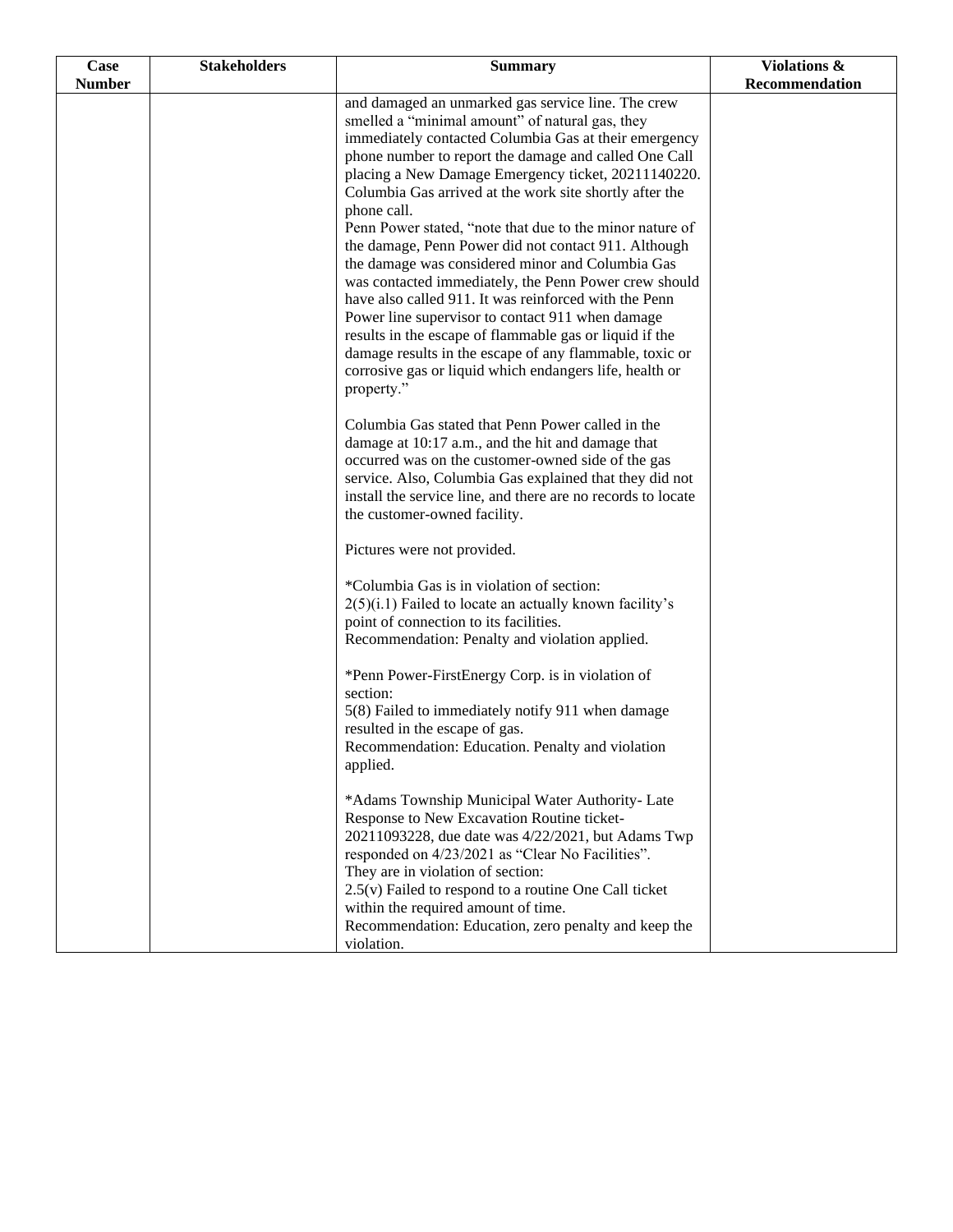| Case Number | Stakeholders | Summary | Violations & Recommendation |
|---|---|---|---|
| | | and damaged an unmarked gas service line. The crew smelled a "minimal amount" of natural gas, they immediately contacted Columbia Gas at their emergency phone number to report the damage and called One Call placing a New Damage Emergency ticket, 20211140220. Columbia Gas arrived at the work site shortly after the phone call.<br>Penn Power stated, "note that due to the minor nature of the damage, Penn Power did not contact 911. Although the damage was considered minor and Columbia Gas was contacted immediately, the Penn Power crew should have also called 911. It was reinforced with the Penn Power line supervisor to contact 911 when damage results in the escape of flammable gas or liquid if the damage results in the escape of any flammable, toxic or corrosive gas or liquid which endangers life, health or property."<br><br>Columbia Gas stated that Penn Power called in the damage at 10:17 a.m., and the hit and damage that occurred was on the customer-owned side of the gas service. Also, Columbia Gas explained that they did not install the service line, and there are no records to locate the customer-owned facility.<br><br>Pictures were not provided.<br><br>*Columbia Gas is in violation of section:<br>2(5)(i.1) Failed to locate an actually known facility's point of connection to its facilities.<br>Recommendation: Penalty and violation applied.<br><br>*Penn Power-FirstEnergy Corp. is in violation of section:<br>5(8) Failed to immediately notify 911 when damage resulted in the escape of gas.<br>Recommendation: Education. Penalty and violation applied.<br><br>*Adams Township Municipal Water Authority- Late Response to New Excavation Routine ticket-20211093228, due date was 4/22/2021, but Adams Twp responded on 4/23/2021 as "Clear No Facilities".<br>They are in violation of section:<br>2.5(v) Failed to respond to a routine One Call ticket within the required amount of time.<br>Recommendation: Education, zero penalty and keep the violation. | |